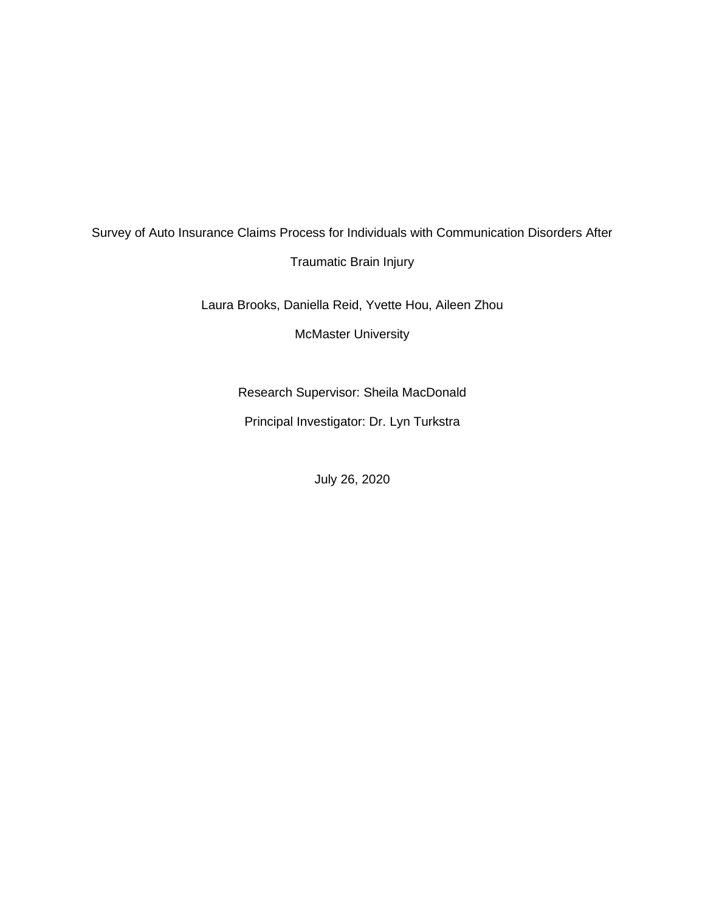# Survey of Auto Insurance Claims Process for Individuals with Communication Disorders After Traumatic Brain Injury

Laura Brooks, Daniella Reid, Yvette Hou, Aileen Zhou

McMaster University

Research Supervisor: Sheila MacDonald

Principal Investigator: Dr. Lyn Turkstra

July 26, 2020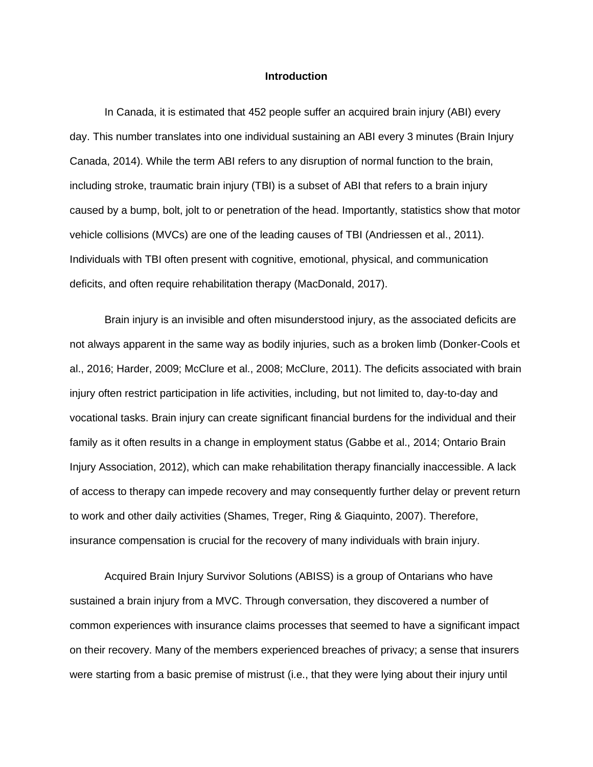# Introduction

In Canada, it is estimated that 452 people suffer an acquired brain injury (ABI) every day. This number translates into one individual sustaining an ABI every 3 minutes (Brain Injury Canada, 2014). While the term ABI refers to any disruption of normal function to the brain, including stroke, traumatic brain injury (TBI) is a subset of ABI that refers to a brain injury caused by a bump, bolt, jolt to or penetration of the head. Importantly, statistics show that motor vehicle collisions (MVCs) are one of the leading causes of TBI (Andriessen et al., 2011). Individuals with TBI often present with cognitive, emotional, physical, and communication deficits, and often require rehabilitation therapy (MacDonald, 2017).

Brain injury is an invisible and often misunderstood injury, as the associated deficits are not always apparent in the same way as bodily injuries, such as a broken limb (Donker-Cools et al., 2016; Harder, 2009; McClure et al., 2008; McClure, 2011). The deficits associated with brain injury often restrict participation in life activities, including, but not limited to, day-to-day and vocational tasks. Brain injury can create significant financial burdens for the individual and their family as it often results in a change in employment status (Gabbe et al., 2014; Ontario Brain Injury Association, 2012), which can make rehabilitation therapy financially inaccessible. A lack of access to therapy can impede recovery and may consequently further delay or prevent return to work and other daily activities (Shames, Treger, Ring & Giaquinto, 2007). Therefore, insurance compensation is crucial for the recovery of many individuals with brain injury.

Acquired Brain Injury Survivor Solutions (ABISS) is a group of Ontarians who have sustained a brain injury from a MVC. Through conversation, they discovered a number of common experiences with insurance claims processes that seemed to have a significant impact on their recovery. Many of the members experienced breaches of privacy; a sense that insurers were starting from a basic premise of mistrust (i.e., that they were lying about their injury until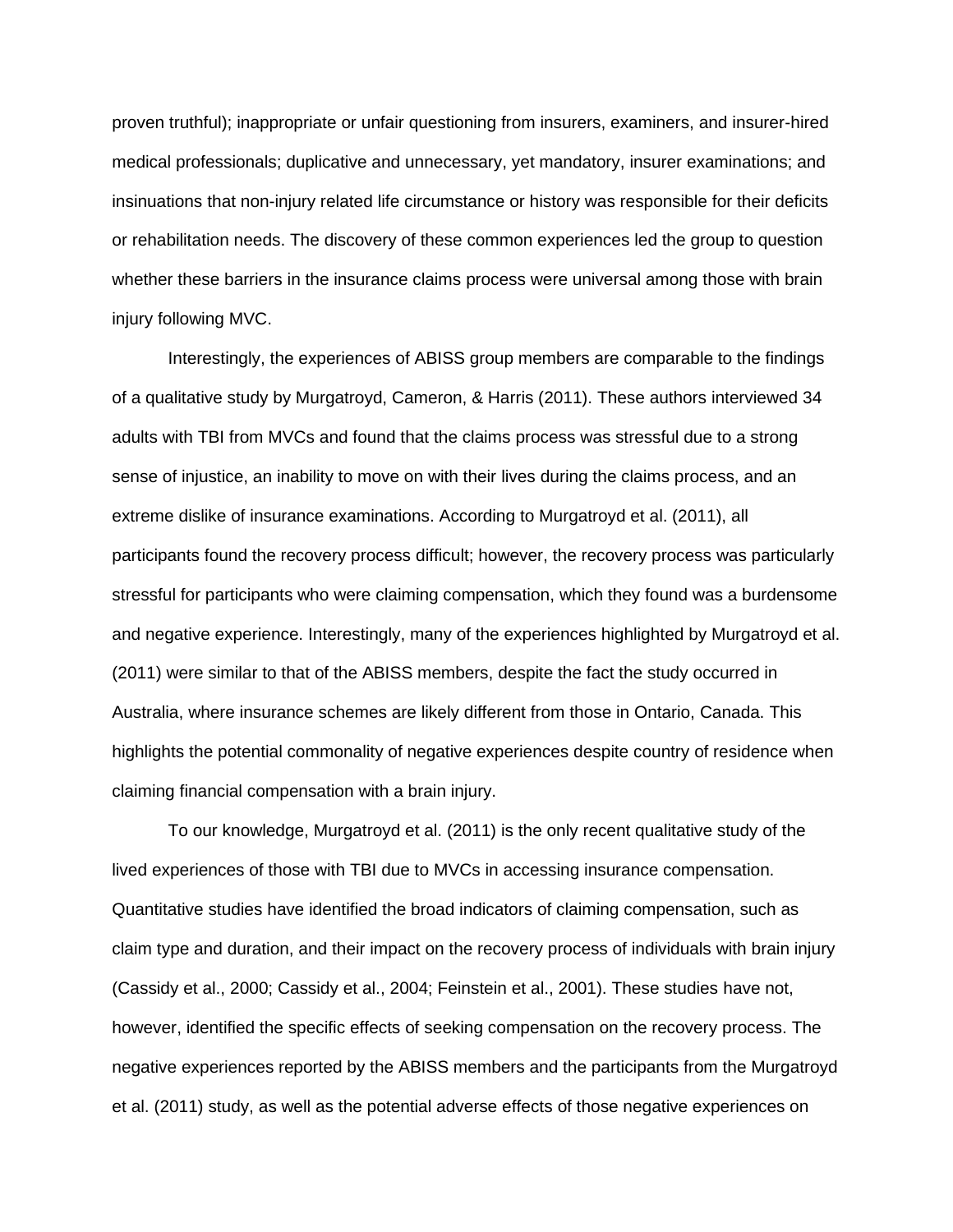proven truthful); inappropriate or unfair questioning from insurers, examiners, and insurer-hired medical professionals; duplicative and unnecessary, yet mandatory, insurer examinations; and insinuations that non-injury related life circumstance or history was responsible for their deficits or rehabilitation needs. The discovery of these common experiences led the group to question whether these barriers in the insurance claims process were universal among those with brain injury following MVC.

Interestingly, the experiences of ABISS group members are comparable to the findings of a qualitative study by Murgatroyd, Cameron, & Harris (2011). These authors interviewed 34 adults with TBI from MVCs and found that the claims process was stressful due to a strong sense of injustice, an inability to move on with their lives during the claims process, and an extreme dislike of insurance examinations. According to Murgatroyd et al. (2011), all participants found the recovery process difficult; however, the recovery process was particularly stressful for participants who were claiming compensation, which they found was a burdensome and negative experience. Interestingly, many of the experiences highlighted by Murgatroyd et al. (2011) were similar to that of the ABISS members, despite the fact the study occurred in Australia, where insurance schemes are likely different from those in Ontario, Canada. This highlights the potential commonality of negative experiences despite country of residence when claiming financial compensation with a brain injury.

To our knowledge, Murgatroyd et al. (2011) is the only recent qualitative study of the lived experiences of those with TBI due to MVCs in accessing insurance compensation. Quantitative studies have identified the broad indicators of claiming compensation, such as claim type and duration, and their impact on the recovery process of individuals with brain injury (Cassidy et al., 2000; Cassidy et al., 2004; Feinstein et al., 2001). These studies have not, however, identified the specific effects of seeking compensation on the recovery process. The negative experiences reported by the ABISS members and the participants from the Murgatroyd et al. (2011) study, as well as the potential adverse effects of those negative experiences on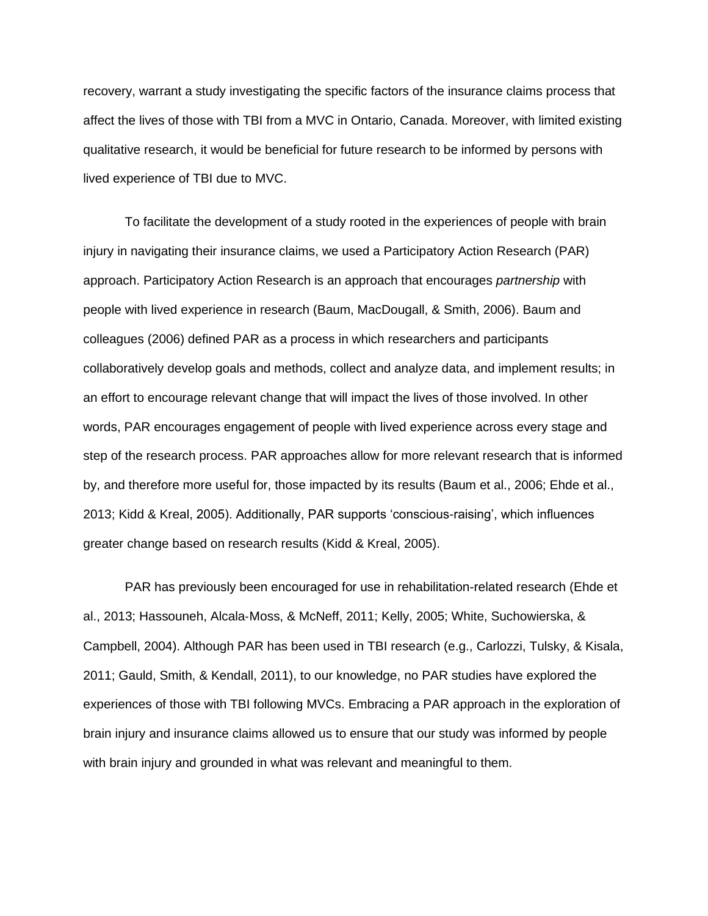recovery, warrant a study investigating the specific factors of the insurance claims process that affect the lives of those with TBI from a MVC in Ontario, Canada. Moreover, with limited existing qualitative research, it would be beneficial for future research to be informed by persons with lived experience of TBI due to MVC.

To facilitate the development of a study rooted in the experiences of people with brain injury in navigating their insurance claims, we used a Participatory Action Research (PAR) approach. Participatory Action Research is an approach that encourages *partnership* with people with lived experience in research (Baum, MacDougall, & Smith, 2006). Baum and colleagues (2006) defined PAR as a process in which researchers and participants collaboratively develop goals and methods, collect and analyze data, and implement results; in an effort to encourage relevant change that will impact the lives of those involved. In other words, PAR encourages engagement of people with lived experience across every stage and step of the research process. PAR approaches allow for more relevant research that is informed by, and therefore more useful for, those impacted by its results (Baum et al., 2006; Ehde et al., 2013; Kidd & Kreal, 2005). Additionally, PAR supports 'conscious-raising', which influences greater change based on research results (Kidd & Kreal, 2005).

PAR has previously been encouraged for use in rehabilitation-related research (Ehde et al., 2013; Hassouneh, Alcala-Moss, & McNeff, 2011; Kelly, 2005; White, Suchowierska, & Campbell, 2004). Although PAR has been used in TBI research (e.g., Carlozzi, Tulsky, & Kisala, 2011; Gauld, Smith, & Kendall, 2011), to our knowledge, no PAR studies have explored the experiences of those with TBI following MVCs. Embracing a PAR approach in the exploration of brain injury and insurance claims allowed us to ensure that our study was informed by people with brain injury and grounded in what was relevant and meaningful to them.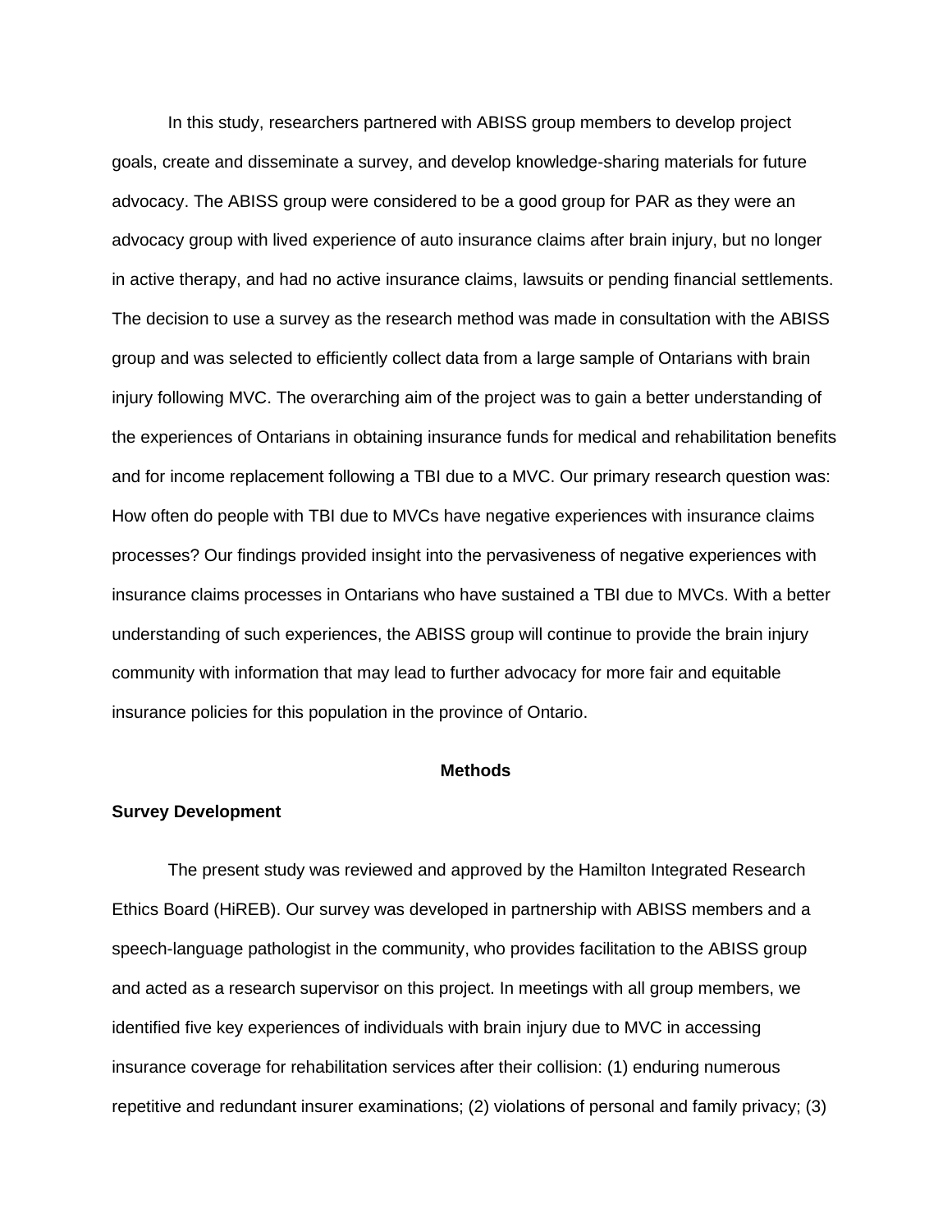In this study, researchers partnered with ABISS group members to develop project goals, create and disseminate a survey, and develop knowledge-sharing materials for future advocacy. The ABISS group were considered to be a good group for PAR as they were an advocacy group with lived experience of auto insurance claims after brain injury, but no longer in active therapy, and had no active insurance claims, lawsuits or pending financial settlements. The decision to use a survey as the research method was made in consultation with the ABISS group and was selected to efficiently collect data from a large sample of Ontarians with brain injury following MVC. The overarching aim of the project was to gain a better understanding of the experiences of Ontarians in obtaining insurance funds for medical and rehabilitation benefits and for income replacement following a TBI due to a MVC. Our primary research question was: How often do people with TBI due to MVCs have negative experiences with insurance claims processes? Our findings provided insight into the pervasiveness of negative experiences with insurance claims processes in Ontarians who have sustained a TBI due to MVCs. With a better understanding of such experiences, the ABISS group will continue to provide the brain injury community with information that may lead to further advocacy for more fair and equitable insurance policies for this population in the province of Ontario.

## Methods

### Survey Development

The present study was reviewed and approved by the Hamilton Integrated Research Ethics Board (HiREB). Our survey was developed in partnership with ABISS members and a speech-language pathologist in the community, who provides facilitation to the ABISS group and acted as a research supervisor on this project. In meetings with all group members, we identified five key experiences of individuals with brain injury due to MVC in accessing insurance coverage for rehabilitation services after their collision: (1) enduring numerous repetitive and redundant insurer examinations; (2) violations of personal and family privacy; (3)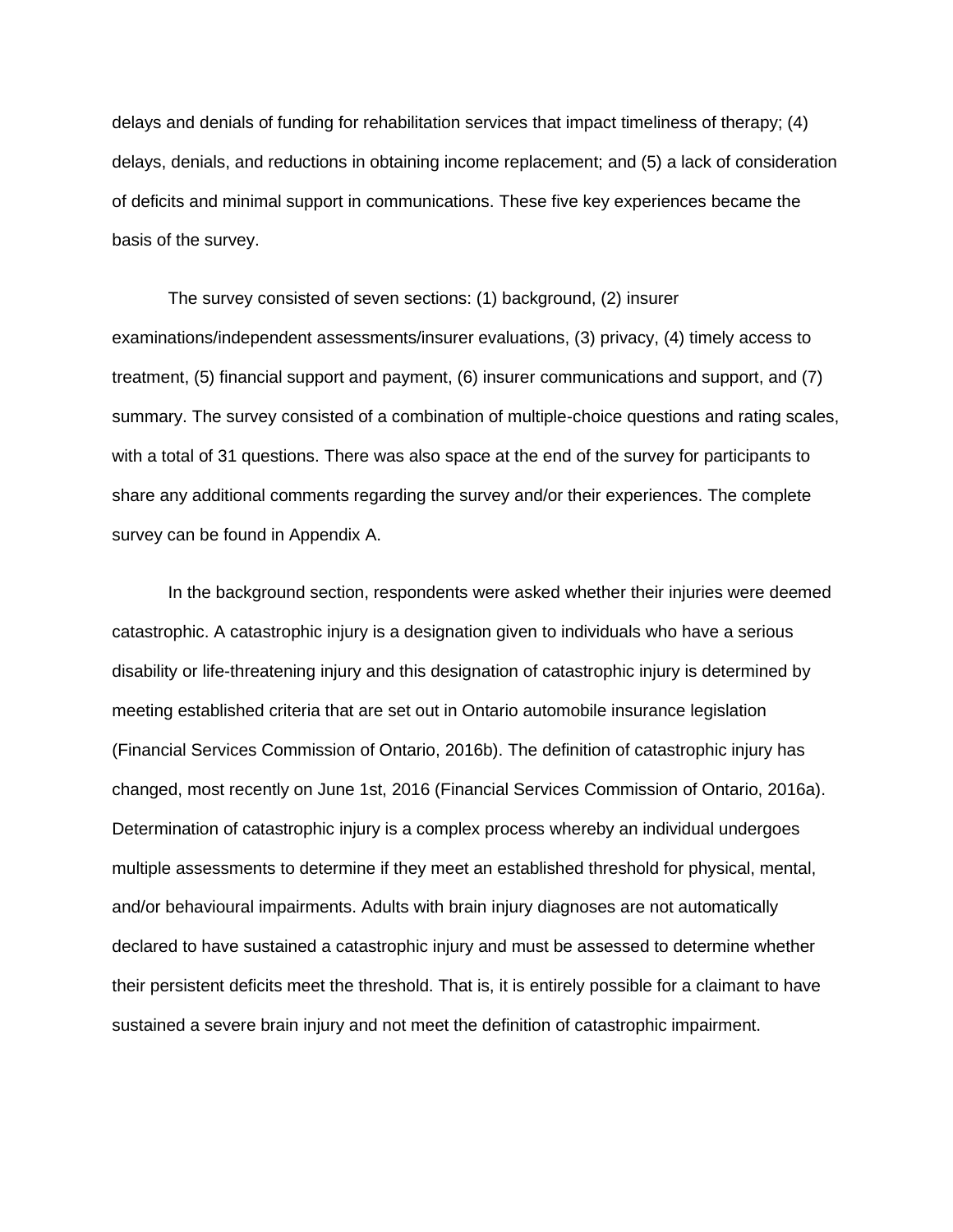delays and denials of funding for rehabilitation services that impact timeliness of therapy; (4) delays, denials, and reductions in obtaining income replacement; and (5) a lack of consideration of deficits and minimal support in communications. These five key experiences became the basis of the survey.

The survey consisted of seven sections: (1) background, (2) insurer examinations/independent assessments/insurer evaluations, (3) privacy, (4) timely access to treatment, (5) financial support and payment, (6) insurer communications and support, and (7) summary. The survey consisted of a combination of multiple-choice questions and rating scales, with a total of 31 questions. There was also space at the end of the survey for participants to share any additional comments regarding the survey and/or their experiences. The complete survey can be found in Appendix A.

In the background section, respondents were asked whether their injuries were deemed catastrophic. A catastrophic injury is a designation given to individuals who have a serious disability or life-threatening injury and this designation of catastrophic injury is determined by meeting established criteria that are set out in Ontario automobile insurance legislation (Financial Services Commission of Ontario, 2016b). The definition of catastrophic injury has changed, most recently on June 1st, 2016 (Financial Services Commission of Ontario, 2016a). Determination of catastrophic injury is a complex process whereby an individual undergoes multiple assessments to determine if they meet an established threshold for physical, mental, and/or behavioural impairments. Adults with brain injury diagnoses are not automatically declared to have sustained a catastrophic injury and must be assessed to determine whether their persistent deficits meet the threshold. That is, it is entirely possible for a claimant to have sustained a severe brain injury and not meet the definition of catastrophic impairment.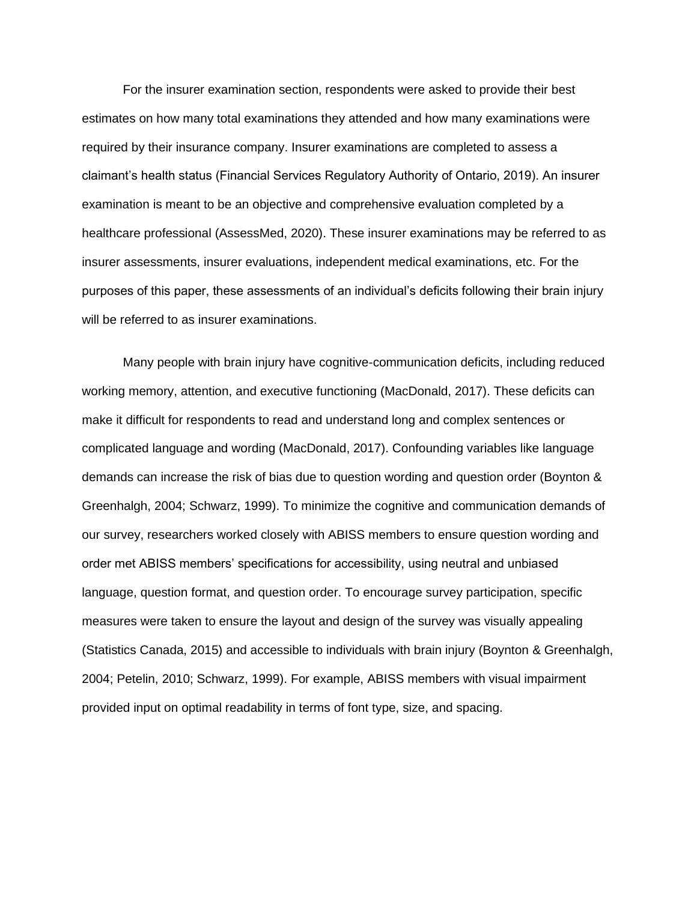For the insurer examination section, respondents were asked to provide their best estimates on how many total examinations they attended and how many examinations were required by their insurance company. Insurer examinations are completed to assess a claimant's health status (Financial Services Regulatory Authority of Ontario, 2019). An insurer examination is meant to be an objective and comprehensive evaluation completed by a healthcare professional (AssessMed, 2020). These insurer examinations may be referred to as insurer assessments, insurer evaluations, independent medical examinations, etc. For the purposes of this paper, these assessments of an individual's deficits following their brain injury will be referred to as insurer examinations.

Many people with brain injury have cognitive-communication deficits, including reduced working memory, attention, and executive functioning (MacDonald, 2017). These deficits can make it difficult for respondents to read and understand long and complex sentences or complicated language and wording (MacDonald, 2017). Confounding variables like language demands can increase the risk of bias due to question wording and question order (Boynton & Greenhalgh, 2004; Schwarz, 1999). To minimize the cognitive and communication demands of our survey, researchers worked closely with ABISS members to ensure question wording and order met ABISS members' specifications for accessibility, using neutral and unbiased language, question format, and question order. To encourage survey participation, specific measures were taken to ensure the layout and design of the survey was visually appealing (Statistics Canada, 2015) and accessible to individuals with brain injury (Boynton & Greenhalgh, 2004; Petelin, 2010; Schwarz, 1999). For example, ABISS members with visual impairment provided input on optimal readability in terms of font type, size, and spacing.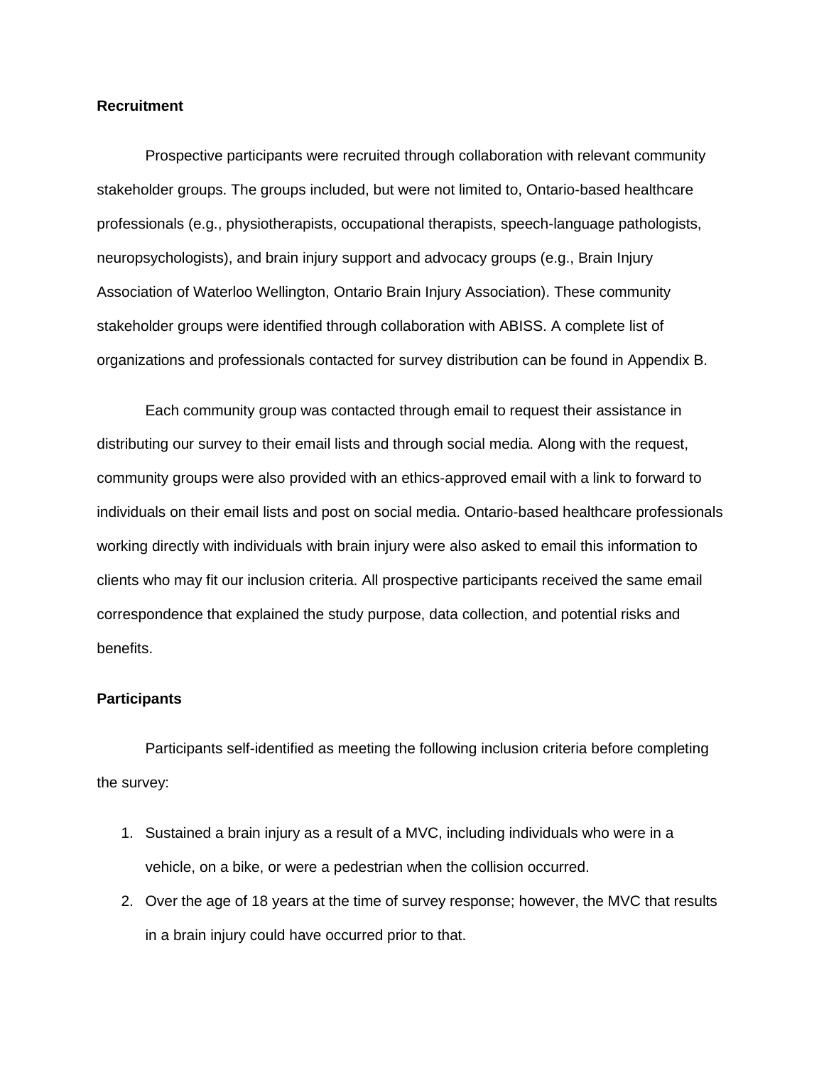**Recruitment**

Prospective participants were recruited through collaboration with relevant community stakeholder groups. The groups included, but were not limited to, Ontario-based healthcare professionals (e.g., physiotherapists, occupational therapists, speech-language pathologists, neuropsychologists), and brain injury support and advocacy groups (e.g., Brain Injury Association of Waterloo Wellington, Ontario Brain Injury Association). These community stakeholder groups were identified through collaboration with ABISS. A complete list of organizations and professionals contacted for survey distribution can be found in Appendix B.

Each community group was contacted through email to request their assistance in distributing our survey to their email lists and through social media. Along with the request, community groups were also provided with an ethics-approved email with a link to forward to individuals on their email lists and post on social media. Ontario-based healthcare professionals working directly with individuals with brain injury were also asked to email this information to clients who may fit our inclusion criteria. All prospective participants received the same email correspondence that explained the study purpose, data collection, and potential risks and benefits.

**Participants**

Participants self-identified as meeting the following inclusion criteria before completing the survey:

1. Sustained a brain injury as a result of a MVC, including individuals who were in a vehicle, on a bike, or were a pedestrian when the collision occurred.
2. Over the age of 18 years at the time of survey response; however, the MVC that results in a brain injury could have occurred prior to that.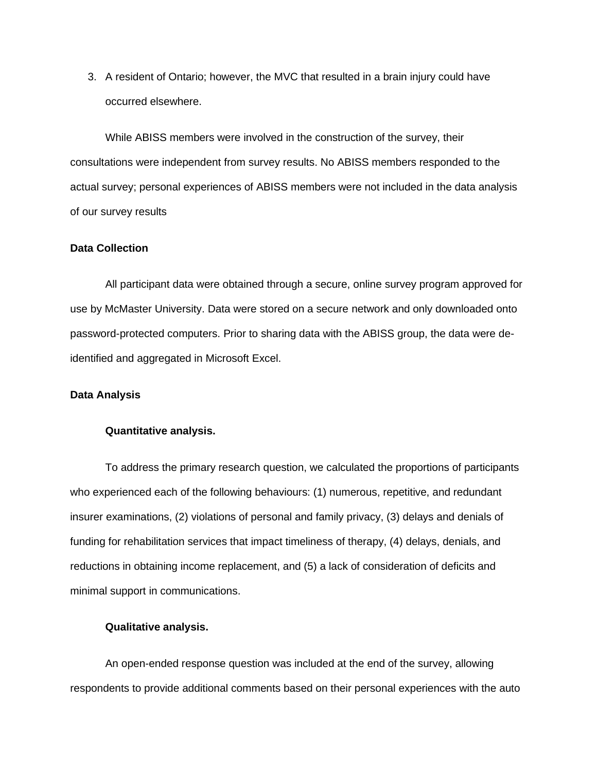3. A resident of Ontario; however, the MVC that resulted in a brain injury could have occurred elsewhere.

While ABISS members were involved in the construction of the survey, their consultations were independent from survey results. No ABISS members responded to the actual survey; personal experiences of ABISS members were not included in the data analysis of our survey results

**Data Collection**

All participant data were obtained through a secure, online survey program approved for use by McMaster University. Data were stored on a secure network and only downloaded onto password-protected computers. Prior to sharing data with the ABISS group, the data were de-identified and aggregated in Microsoft Excel.

**Data Analysis**

**Quantitative analysis.**

To address the primary research question, we calculated the proportions of participants who experienced each of the following behaviours: (1) numerous, repetitive, and redundant insurer examinations, (2) violations of personal and family privacy, (3) delays and denials of funding for rehabilitation services that impact timeliness of therapy, (4) delays, denials, and reductions in obtaining income replacement, and (5) a lack of consideration of deficits and minimal support in communications.

**Qualitative analysis.**

An open-ended response question was included at the end of the survey, allowing respondents to provide additional comments based on their personal experiences with the auto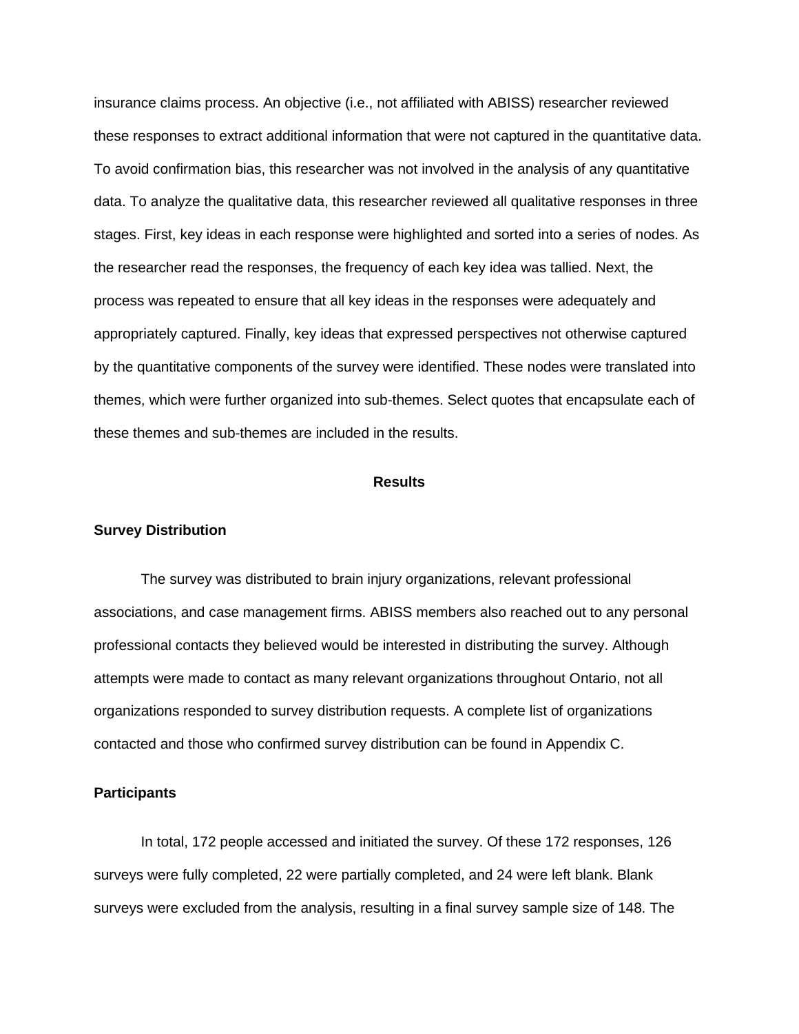insurance claims process. An objective (i.e., not affiliated with ABISS) researcher reviewed these responses to extract additional information that were not captured in the quantitative data. To avoid confirmation bias, this researcher was not involved in the analysis of any quantitative data. To analyze the qualitative data, this researcher reviewed all qualitative responses in three stages. First, key ideas in each response were highlighted and sorted into a series of nodes. As the researcher read the responses, the frequency of each key idea was tallied. Next, the process was repeated to ensure that all key ideas in the responses were adequately and appropriately captured. Finally, key ideas that expressed perspectives not otherwise captured by the quantitative components of the survey were identified. These nodes were translated into themes, which were further organized into sub-themes. Select quotes that encapsulate each of these themes and sub-themes are included in the results.

## Results

### Survey Distribution

The survey was distributed to brain injury organizations, relevant professional associations, and case management firms. ABISS members also reached out to any personal professional contacts they believed would be interested in distributing the survey. Although attempts were made to contact as many relevant organizations throughout Ontario, not all organizations responded to survey distribution requests. A complete list of organizations contacted and those who confirmed survey distribution can be found in Appendix C.

### Participants

In total, 172 people accessed and initiated the survey. Of these 172 responses, 126 surveys were fully completed, 22 were partially completed, and 24 were left blank. Blank surveys were excluded from the analysis, resulting in a final survey sample size of 148. The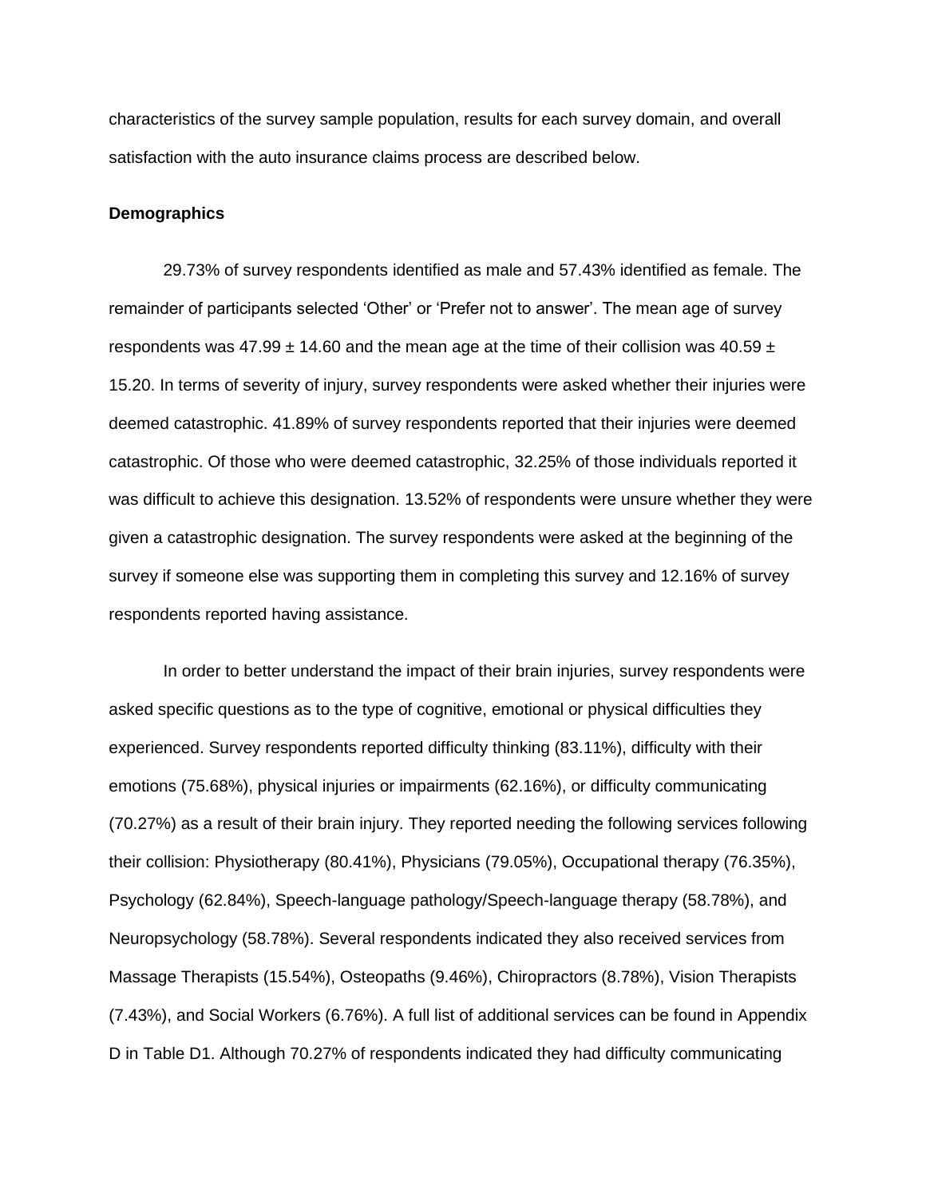characteristics of the survey sample population, results for each survey domain, and overall satisfaction with the auto insurance claims process are described below.

**Demographics**

29.73% of survey respondents identified as male and 57.43% identified as female. The remainder of participants selected ‘Other’ or ‘Prefer not to answer’. The mean age of survey respondents was $47.99 \pm 14.60$ and the mean age at the time of their collision was $40.59 \pm 15.20$. In terms of severity of injury, survey respondents were asked whether their injuries were deemed catastrophic. 41.89% of survey respondents reported that their injuries were deemed catastrophic. Of those who were deemed catastrophic, 32.25% of those individuals reported it was difficult to achieve this designation. 13.52% of respondents were unsure whether they were given a catastrophic designation. The survey respondents were asked at the beginning of the survey if someone else was supporting them in completing this survey and 12.16% of survey respondents reported having assistance.

In order to better understand the impact of their brain injuries, survey respondents were asked specific questions as to the type of cognitive, emotional or physical difficulties they experienced. Survey respondents reported difficulty thinking (83.11%), difficulty with their emotions (75.68%), physical injuries or impairments (62.16%), or difficulty communicating (70.27%) as a result of their brain injury. They reported needing the following services following their collision: Physiotherapy (80.41%), Physicians (79.05%), Occupational therapy (76.35%), Psychology (62.84%), Speech-language pathology/Speech-language therapy (58.78%), and Neuropsychology (58.78%). Several respondents indicated they also received services from Massage Therapists (15.54%), Osteopaths (9.46%), Chiropractors (8.78%), Vision Therapists (7.43%), and Social Workers (6.76%). A full list of additional services can be found in Appendix D in Table D1. Although 70.27% of respondents indicated they had difficulty communicating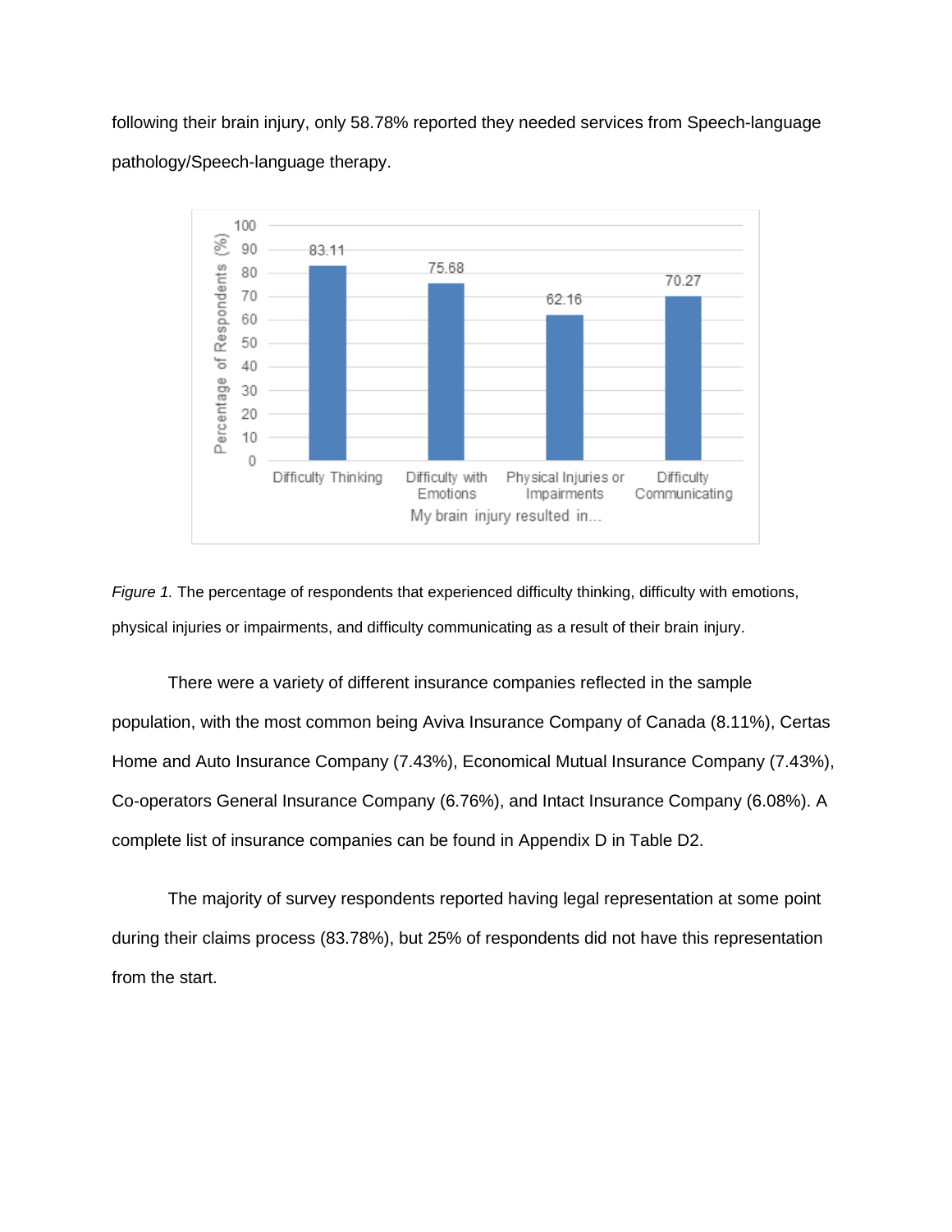following their brain injury, only 58.78% reported they needed services from Speech-language pathology/Speech-language therapy.

*Figure 1.* The percentage of respondents that experienced difficulty thinking, difficulty with emotions, physical injuries or impairments, and difficulty communicating as a result of their brain injury.

There were a variety of different insurance companies reflected in the sample population, with the most common being Aviva Insurance Company of Canada (8.11%), Certas Home and Auto Insurance Company (7.43%), Economical Mutual Insurance Company (7.43%), Co-operators General Insurance Company (6.76%), and Intact Insurance Company (6.08%). A complete list of insurance companies can be found in Appendix D in Table D2.

The majority of survey respondents reported having legal representation at some point during their claims process (83.78%), but 25% of respondents did not have this representation from the start.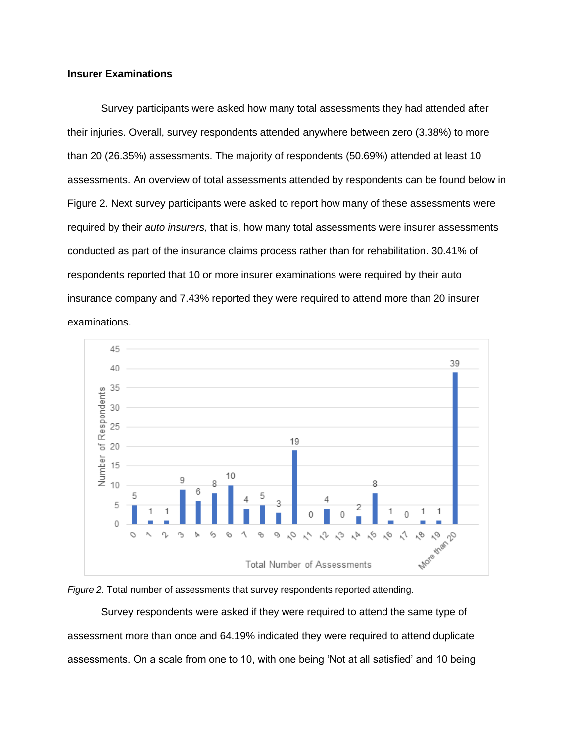### Insurer Examinations

Survey participants were asked how many total assessments they had attended after their injuries. Overall, survey respondents attended anywhere between zero (3.38%) to more than 20 (26.35%) assessments. The majority of respondents (50.69%) attended at least 10 assessments. An overview of total assessments attended by respondents can be found below in Figure 2. Next survey participants were asked to report how many of these assessments were required by their *auto insurers,* that is, how many total assessments were insurer assessments conducted as part of the insurance claims process rather than for rehabilitation. 30.41% of respondents reported that 10 or more insurer examinations were required by their auto insurance company and 7.43% reported they were required to attend more than 20 insurer examinations.

*Figure 2.* Total number of assessments that survey respondents reported attending.

Survey respondents were asked if they were required to attend the same type of assessment more than once and 64.19% indicated they were required to attend duplicate assessments. On a scale from one to 10, with one being 'Not at all satisfied' and 10 being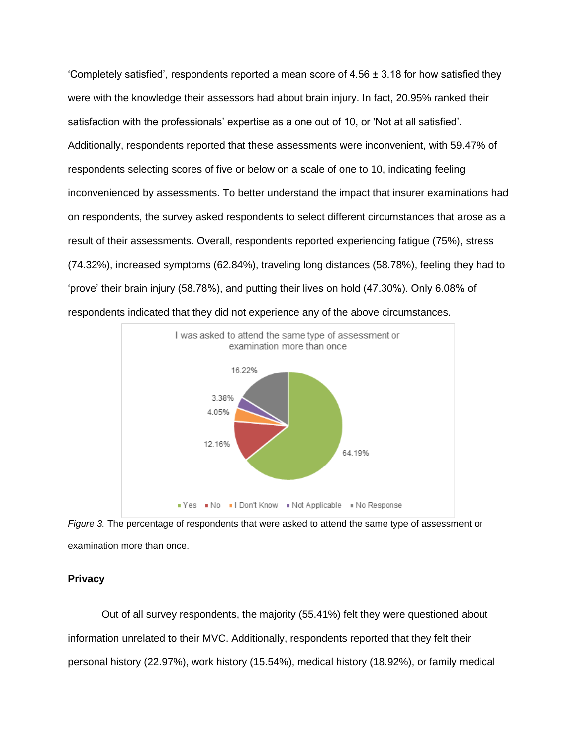'Completely satisfied', respondents reported a mean score of 4.56 ± 3.18 for how satisfied they were with the knowledge their assessors had about brain injury. In fact, 20.95% ranked their satisfaction with the professionals' expertise as a one out of 10, or 'Not at all satisfied'. Additionally, respondents reported that these assessments were inconvenient, with 59.47% of respondents selecting scores of five or below on a scale of one to 10, indicating feeling inconvenienced by assessments. To better understand the impact that insurer examinations had on respondents, the survey asked respondents to select different circumstances that arose as a result of their assessments. Overall, respondents reported experiencing fatigue (75%), stress (74.32%), increased symptoms (62.84%), traveling long distances (58.78%), feeling they had to 'prove' their brain injury (58.78%), and putting their lives on hold (47.30%). Only 6.08% of respondents indicated that they did not experience any of the above circumstances.

*Figure 3.* The percentage of respondents that were asked to attend the same type of assessment or examination more than once.

**Privacy**

Out of all survey respondents, the majority (55.41%) felt they were questioned about information unrelated to their MVC. Additionally, respondents reported that they felt their personal history (22.97%), work history (15.54%), medical history (18.92%), or family medical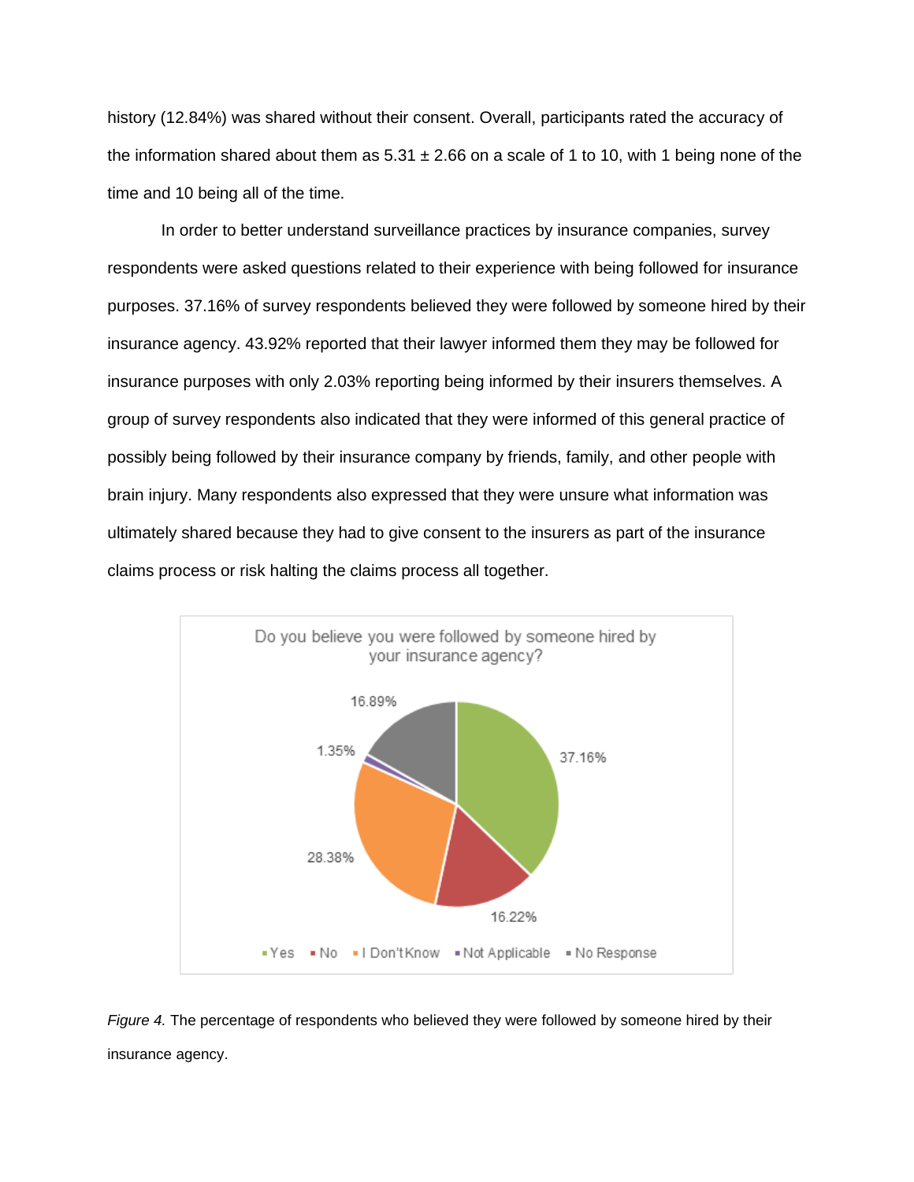history (12.84%) was shared without their consent. Overall, participants rated the accuracy of the information shared about them as 5.31 ± 2.66 on a scale of 1 to 10, with 1 being none of the time and 10 being all of the time.

In order to better understand surveillance practices by insurance companies, survey respondents were asked questions related to their experience with being followed for insurance purposes. 37.16% of survey respondents believed they were followed by someone hired by their insurance agency. 43.92% reported that their lawyer informed them they may be followed for insurance purposes with only 2.03% reporting being informed by their insurers themselves. A group of survey respondents also indicated that they were informed of this general practice of possibly being followed by their insurance company by friends, family, and other people with brain injury. Many respondents also expressed that they were unsure what information was ultimately shared because they had to give consent to the insurers as part of the insurance claims process or risk halting the claims process all together.

*Figure 4.* The percentage of respondents who believed they were followed by someone hired by their insurance agency.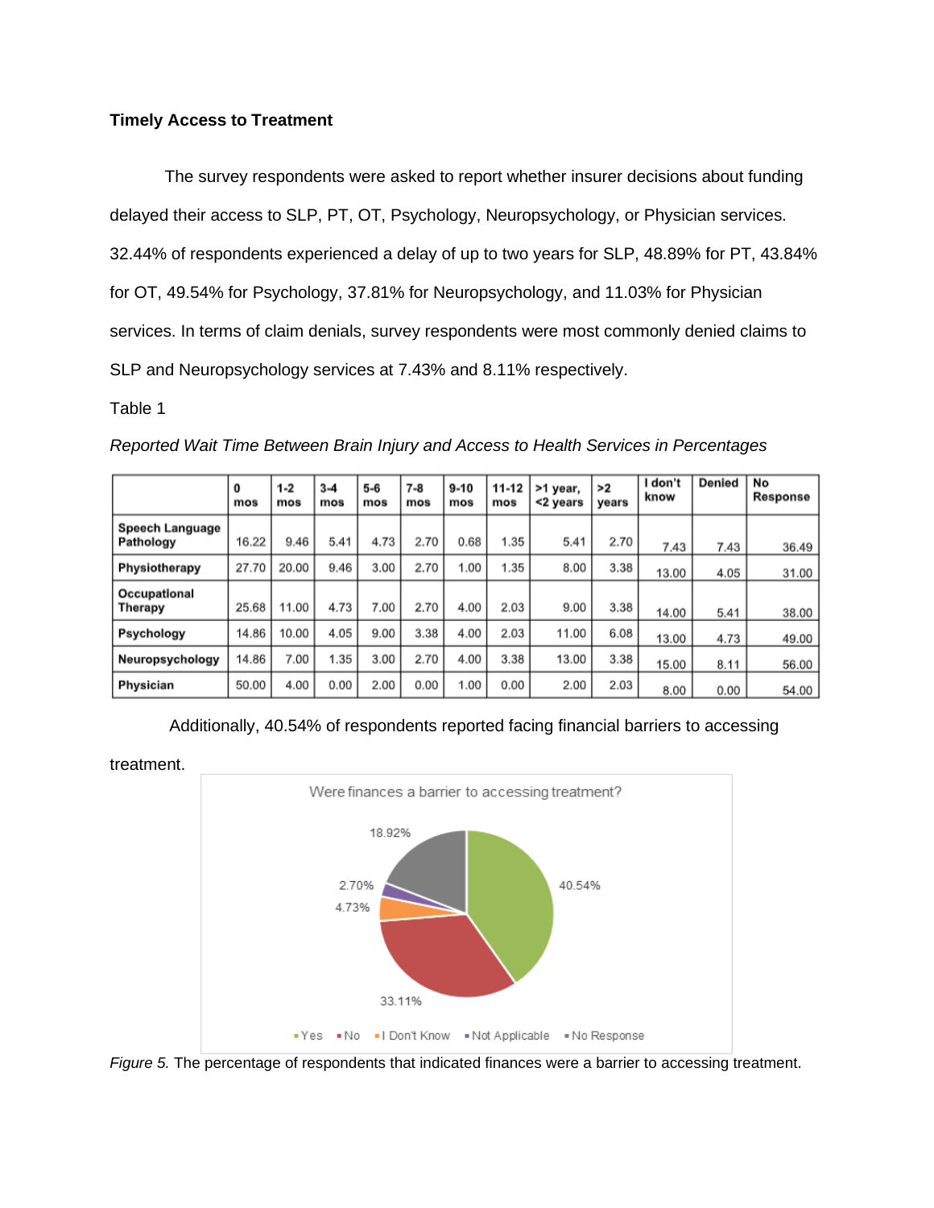**Timely Access to Treatment**

The survey respondents were asked to report whether insurer decisions about funding delayed their access to SLP, PT, OT, Psychology, Neuropsychology, or Physician services. 32.44% of respondents experienced a delay of up to two years for SLP, 48.89% for PT, 43.84% for OT, 49.54% for Psychology, 37.81% for Neuropsychology, and 11.03% for Physician services. In terms of claim denials, survey respondents were most commonly denied claims to SLP and Neuropsychology services at 7.43% and 8.11% respectively.

Table 1

*Reported Wait Time Between Brain Injury and Access to Health Services in Percentages*

| | 0 mos | 1-2 mos | 3-4 mos | 5-6 mos | 7-8 mos | 9-10 mos | 11-12 mos | >1 year, <2 years | >2 years | I don't know | Denied | No Response |
|---|---|---|---|---|---|---|---|---|---|---|---|---|
| Speech Language Pathology | 16.22 | 9.46 | 5.41 | 4.73 | 2.70 | 0.68 | 1.35 | 5.41 | 2.70 | 7.43 | 7.43 | 36.49 |
| Physiotherapy | 27.70 | 20.00 | 9.46 | 3.00 | 2.70 | 1.00 | 1.35 | 8.00 | 3.38 | 13.00 | 4.05 | 31.00 |
| Occupational Therapy | 25.68 | 11.00 | 4.73 | 7.00 | 2.70 | 4.00 | 2.03 | 9.00 | 3.38 | 14.00 | 5.41 | 38.00 |
| Psychology | 14.86 | 10.00 | 4.05 | 9.00 | 3.38 | 4.00 | 2.03 | 11.00 | 6.08 | 13.00 | 4.73 | 49.00 |
| Neuropsychology | 14.86 | 7.00 | 1.35 | 3.00 | 2.70 | 4.00 | 3.38 | 13.00 | 3.38 | 15.00 | 8.11 | 56.00 |
| Physician | 50.00 | 4.00 | 0.00 | 2.00 | 0.00 | 1.00 | 0.00 | 2.00 | 2.03 | 8.00 | 0.00 | 54.00 |

Additionally, 40.54% of respondents reported facing financial barriers to accessing treatment.

Were finances a barrier to accessing treatment?

Yes: 40.54%; No: 33.11%; I Don't Know: 4.73%; Not Applicable: 2.70%; No Response: 18.92%

*Figure 5.* The percentage of respondents that indicated finances were a barrier to accessing treatment.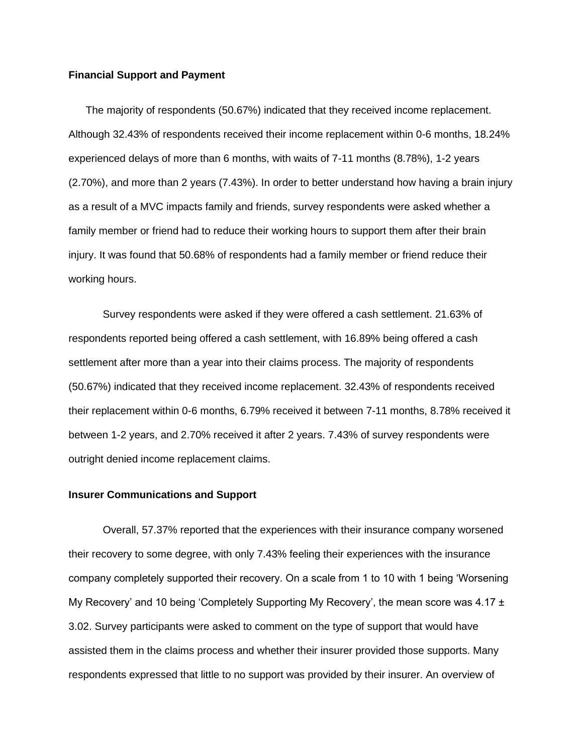**Financial Support and Payment**

The majority of respondents (50.67%) indicated that they received income replacement. Although 32.43% of respondents received their income replacement within 0-6 months, 18.24% experienced delays of more than 6 months, with waits of 7-11 months (8.78%), 1-2 years (2.70%), and more than 2 years (7.43%). In order to better understand how having a brain injury as a result of a MVC impacts family and friends, survey respondents were asked whether a family member or friend had to reduce their working hours to support them after their brain injury. It was found that 50.68% of respondents had a family member or friend reduce their working hours.

Survey respondents were asked if they were offered a cash settlement. 21.63% of respondents reported being offered a cash settlement, with 16.89% being offered a cash settlement after more than a year into their claims process. The majority of respondents (50.67%) indicated that they received income replacement. 32.43% of respondents received their replacement within 0-6 months, 6.79% received it between 7-11 months, 8.78% received it between 1-2 years, and 2.70% received it after 2 years. 7.43% of survey respondents were outright denied income replacement claims.

**Insurer Communications and Support**

Overall, 57.37% reported that the experiences with their insurance company worsened their recovery to some degree, with only 7.43% feeling their experiences with the insurance company completely supported their recovery. On a scale from 1 to 10 with 1 being 'Worsening My Recovery' and 10 being 'Completely Supporting My Recovery', the mean score was 4.17 ± 3.02. Survey participants were asked to comment on the type of support that would have assisted them in the claims process and whether their insurer provided those supports. Many respondents expressed that little to no support was provided by their insurer. An overview of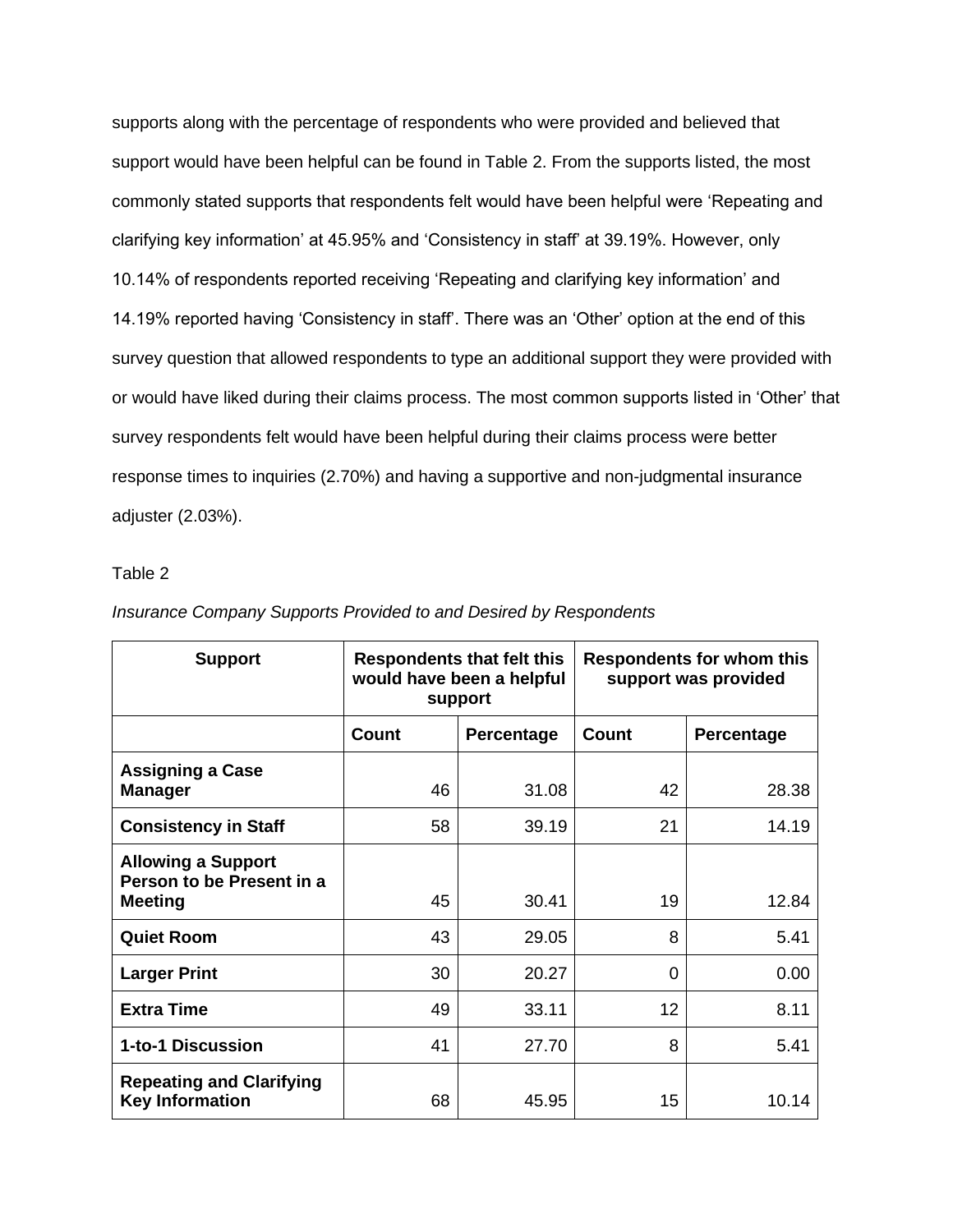supports along with the percentage of respondents who were provided and believed that support would have been helpful can be found in Table 2. From the supports listed, the most commonly stated supports that respondents felt would have been helpful were 'Repeating and clarifying key information' at 45.95% and 'Consistency in staff' at 39.19%. However, only 10.14% of respondents reported receiving 'Repeating and clarifying key information' and 14.19% reported having 'Consistency in staff'. There was an 'Other' option at the end of this survey question that allowed respondents to type an additional support they were provided with or would have liked during their claims process. The most common supports listed in 'Other' that survey respondents felt would have been helpful during their claims process were better response times to inquiries (2.70%) and having a supportive and non-judgmental insurance adjuster (2.03%).

Table 2

*Insurance Company Supports Provided to and Desired by Respondents*

| Support | Respondents that felt this would have been a helpful support | | Respondents for whom this support was provided | |
|---|---|---|---|---|
| | **Count** | **Percentage** | **Count** | **Percentage** |
| **Assigning a Case Manager** | 46 | 31.08 | 42 | 28.38 |
| **Consistency in Staff** | 58 | 39.19 | 21 | 14.19 |
| **Allowing a Support Person to be Present in a Meeting** | 45 | 30.41 | 19 | 12.84 |
| **Quiet Room** | 43 | 29.05 | 8 | 5.41 |
| **Larger Print** | 30 | 20.27 | 0 | 0.00 |
| **Extra Time** | 49 | 33.11 | 12 | 8.11 |
| **1-to-1 Discussion** | 41 | 27.70 | 8 | 5.41 |
| **Repeating and Clarifying Key Information** | 68 | 45.95 | 15 | 10.14 |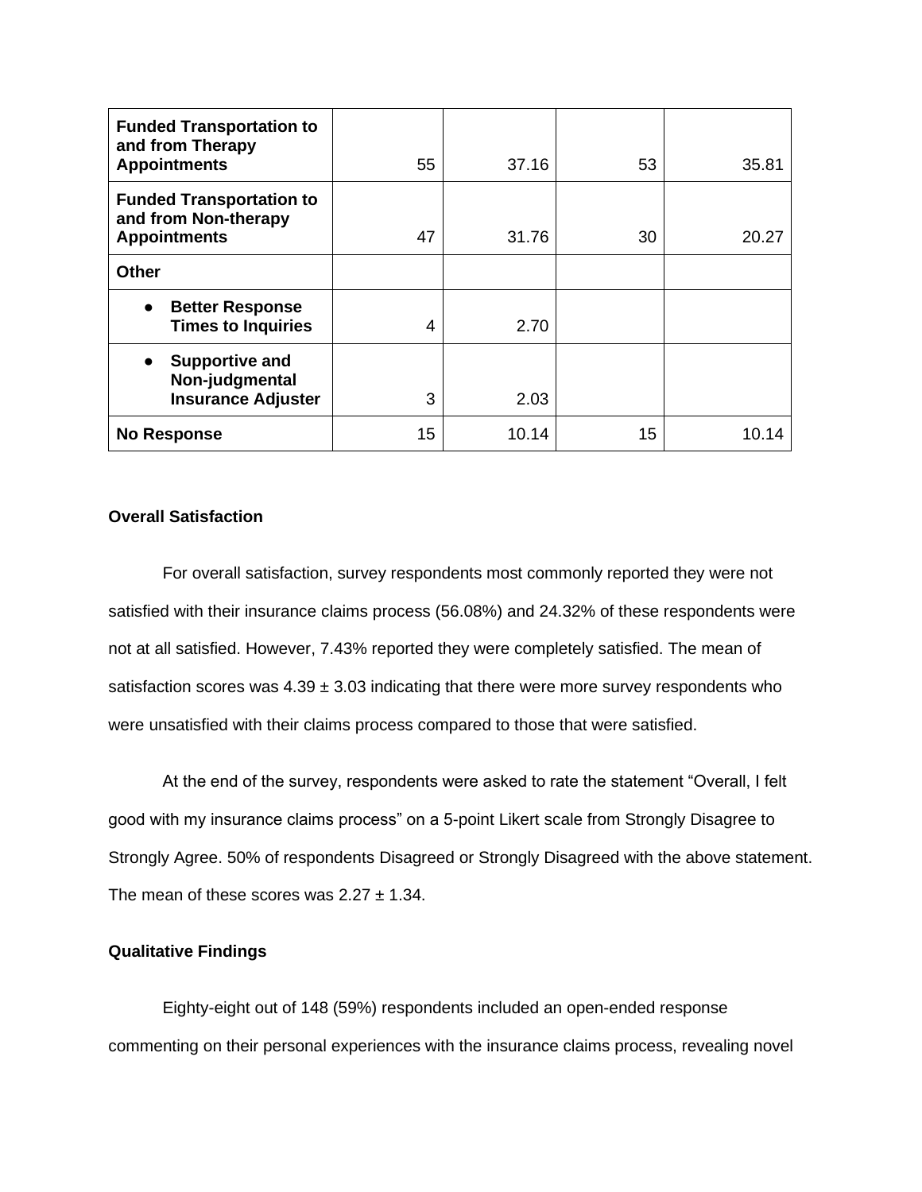| | | | | |
|---|---|---|---|---|
| **Funded Transportation to and from Therapy Appointments** | 55 | 37.16 | 53 | 35.81 |
| **Funded Transportation to and from Non-therapy Appointments** | 47 | 31.76 | 30 | 20.27 |
| **Other** | | | | |
| • **Better Response Times to Inquiries** | 4 | 2.70 | | |
| • **Supportive and Non-judgmental Insurance Adjuster** | 3 | 2.03 | | |
| **No Response** | 15 | 10.14 | 15 | 10.14 |

**Overall Satisfaction**

For overall satisfaction, survey respondents most commonly reported they were not satisfied with their insurance claims process (56.08%) and 24.32% of these respondents were not at all satisfied. However, 7.43% reported they were completely satisfied. The mean of satisfaction scores was 4.39 ± 3.03 indicating that there were more survey respondents who were unsatisfied with their claims process compared to those that were satisfied.

At the end of the survey, respondents were asked to rate the statement "Overall, I felt good with my insurance claims process" on a 5-point Likert scale from Strongly Disagree to Strongly Agree. 50% of respondents Disagreed or Strongly Disagreed with the above statement. The mean of these scores was 2.27 ± 1.34.

**Qualitative Findings**

Eighty-eight out of 148 (59%) respondents included an open-ended response commenting on their personal experiences with the insurance claims process, revealing novel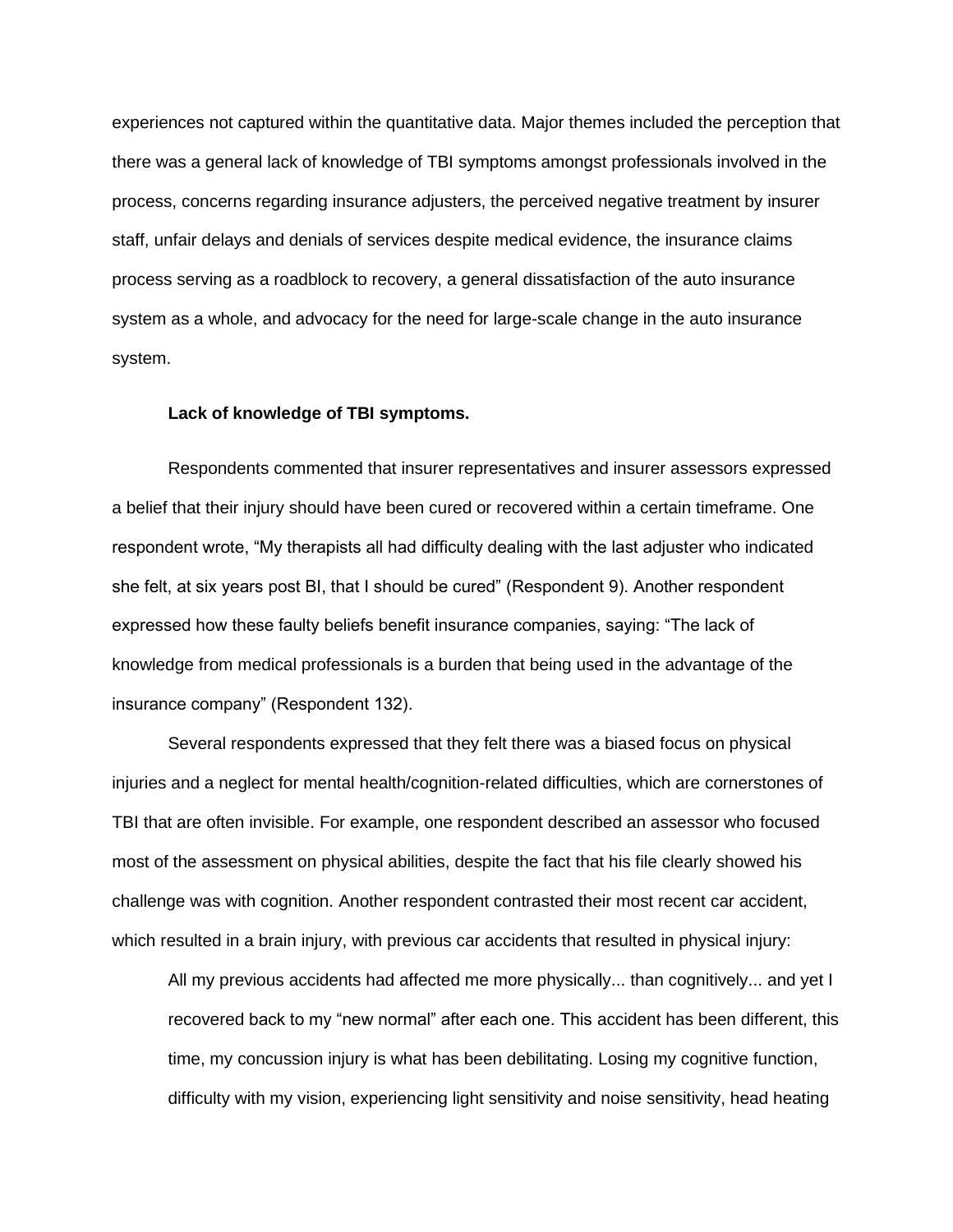experiences not captured within the quantitative data. Major themes included the perception that there was a general lack of knowledge of TBI symptoms amongst professionals involved in the process, concerns regarding insurance adjusters, the perceived negative treatment by insurer staff, unfair delays and denials of services despite medical evidence, the insurance claims process serving as a roadblock to recovery, a general dissatisfaction of the auto insurance system as a whole, and advocacy for the need for large-scale change in the auto insurance system.

**Lack of knowledge of TBI symptoms.**

Respondents commented that insurer representatives and insurer assessors expressed a belief that their injury should have been cured or recovered within a certain timeframe. One respondent wrote, "My therapists all had difficulty dealing with the last adjuster who indicated she felt, at six years post BI, that I should be cured" (Respondent 9). Another respondent expressed how these faulty beliefs benefit insurance companies, saying: "The lack of knowledge from medical professionals is a burden that being used in the advantage of the insurance company" (Respondent 132).

Several respondents expressed that they felt there was a biased focus on physical injuries and a neglect for mental health/cognition-related difficulties, which are cornerstones of TBI that are often invisible. For example, one respondent described an assessor who focused most of the assessment on physical abilities, despite the fact that his file clearly showed his challenge was with cognition. Another respondent contrasted their most recent car accident, which resulted in a brain injury, with previous car accidents that resulted in physical injury:

> All my previous accidents had affected me more physically... than cognitively... and yet I recovered back to my "new normal" after each one. This accident has been different, this time, my concussion injury is what has been debilitating. Losing my cognitive function, difficulty with my vision, experiencing light sensitivity and noise sensitivity, head heating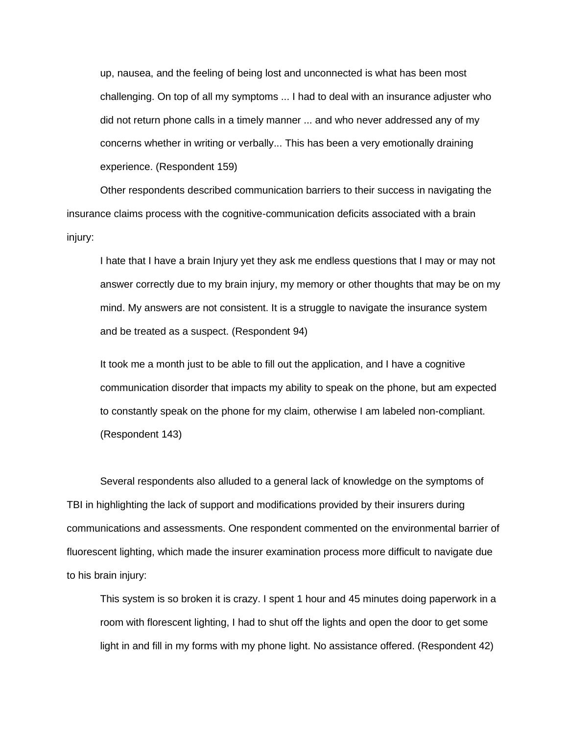> up, nausea, and the feeling of being lost and unconnected is what has been most challenging. On top of all my symptoms ... I had to deal with an insurance adjuster who did not return phone calls in a timely manner ... and who never addressed any of my concerns whether in writing or verbally... This has been a very emotionally draining experience. (Respondent 159)

Other respondents described communication barriers to their success in navigating the insurance claims process with the cognitive-communication deficits associated with a brain injury:

> I hate that I have a brain Injury yet they ask me endless questions that I may or may not answer correctly due to my brain injury, my memory or other thoughts that may be on my mind. My answers are not consistent. It is a struggle to navigate the insurance system and be treated as a suspect. (Respondent 94)

> It took me a month just to be able to fill out the application, and I have a cognitive communication disorder that impacts my ability to speak on the phone, but am expected to constantly speak on the phone for my claim, otherwise I am labeled non-compliant. (Respondent 143)

Several respondents also alluded to a general lack of knowledge on the symptoms of TBI in highlighting the lack of support and modifications provided by their insurers during communications and assessments. One respondent commented on the environmental barrier of fluorescent lighting, which made the insurer examination process more difficult to navigate due to his brain injury:

> This system is so broken it is crazy. I spent 1 hour and 45 minutes doing paperwork in a room with florescent lighting, I had to shut off the lights and open the door to get some light in and fill in my forms with my phone light. No assistance offered. (Respondent 42)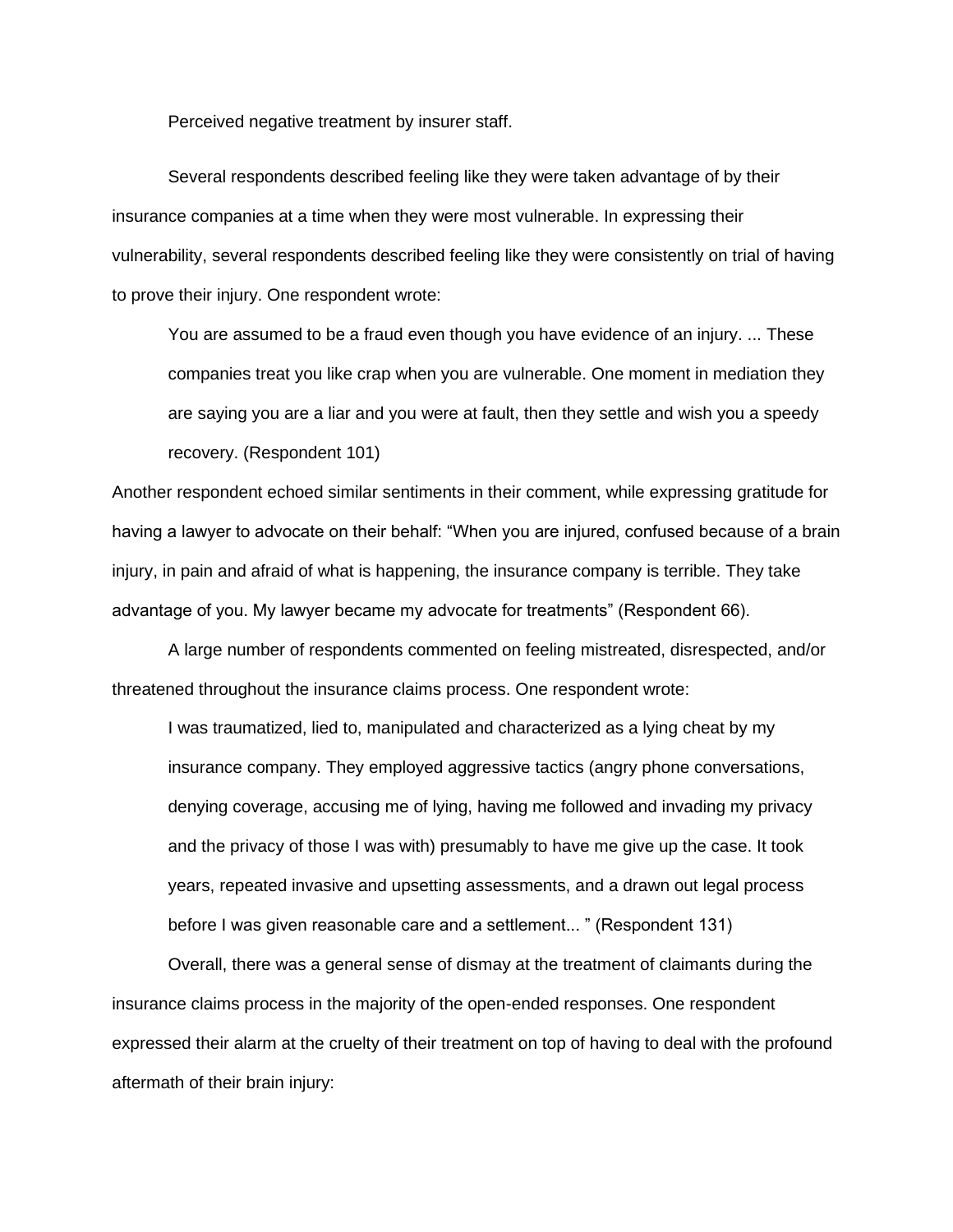### Perceived negative treatment by insurer staff.

Several respondents described feeling like they were taken advantage of by their insurance companies at a time when they were most vulnerable. In expressing their vulnerability, several respondents described feeling like they were consistently on trial of having to prove their injury. One respondent wrote:

> You are assumed to be a fraud even though you have evidence of an injury. ... These companies treat you like crap when you are vulnerable. One moment in mediation they are saying you are a liar and you were at fault, then they settle and wish you a speedy recovery. (Respondent 101)

Another respondent echoed similar sentiments in their comment, while expressing gratitude for having a lawyer to advocate on their behalf: "When you are injured, confused because of a brain injury, in pain and afraid of what is happening, the insurance company is terrible. They take advantage of you. My lawyer became my advocate for treatments" (Respondent 66).

A large number of respondents commented on feeling mistreated, disrespected, and/or threatened throughout the insurance claims process. One respondent wrote:

> I was traumatized, lied to, manipulated and characterized as a lying cheat by my insurance company. They employed aggressive tactics (angry phone conversations, denying coverage, accusing me of lying, having me followed and invading my privacy and the privacy of those I was with) presumably to have me give up the case. It took years, repeated invasive and upsetting assessments, and a drawn out legal process before I was given reasonable care and a settlement... " (Respondent 131)

Overall, there was a general sense of dismay at the treatment of claimants during the insurance claims process in the majority of the open-ended responses. One respondent expressed their alarm at the cruelty of their treatment on top of having to deal with the profound aftermath of their brain injury: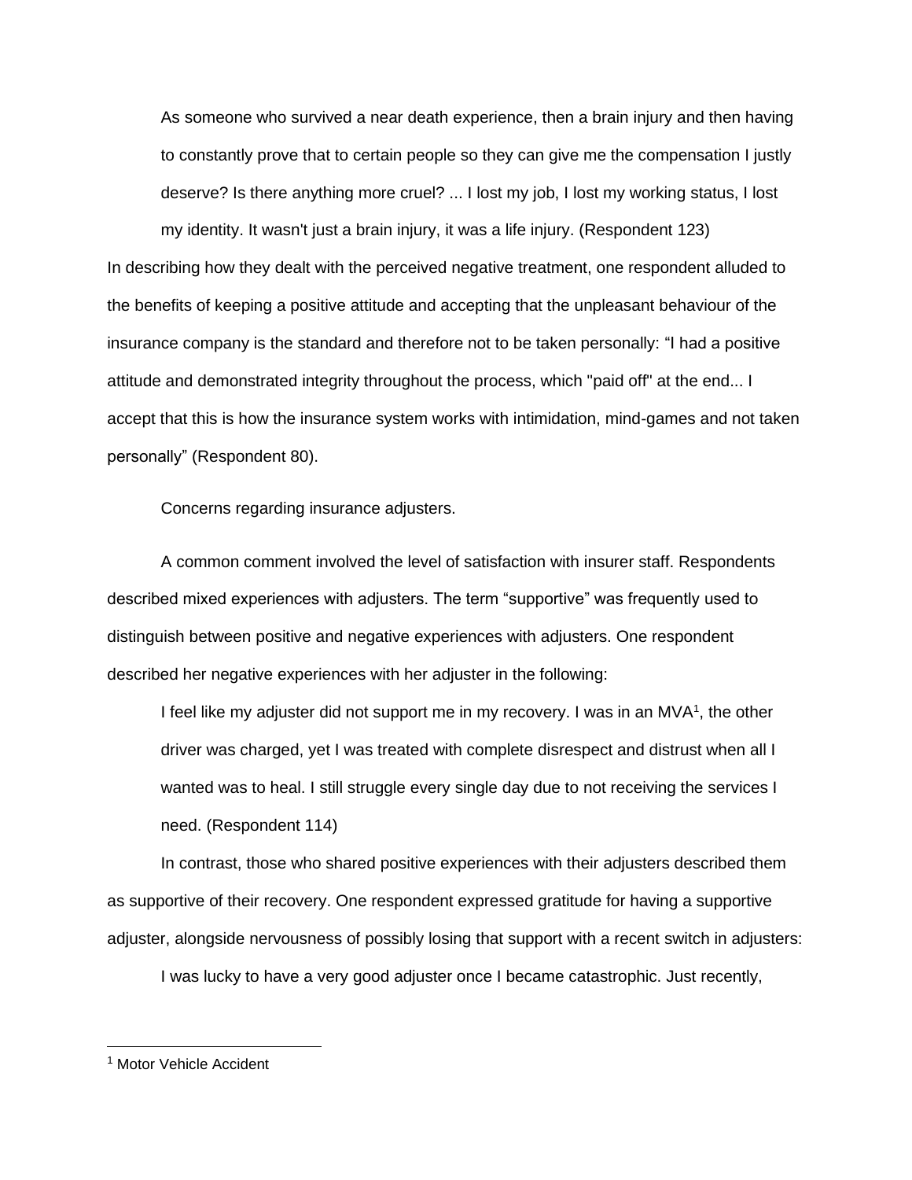> As someone who survived a near death experience, then a brain injury and then having to constantly prove that to certain people so they can give me the compensation I justly deserve? Is there anything more cruel? ... I lost my job, I lost my working status, I lost my identity. It wasn't just a brain injury, it was a life injury. (Respondent 123)

In describing how they dealt with the perceived negative treatment, one respondent alluded to the benefits of keeping a positive attitude and accepting that the unpleasant behaviour of the insurance company is the standard and therefore not to be taken personally: "I had a positive attitude and demonstrated integrity throughout the process, which "paid off" at the end... I accept that this is how the insurance system works with intimidation, mind-games and not taken personally" (Respondent 80).

#### Concerns regarding insurance adjusters.

A common comment involved the level of satisfaction with insurer staff. Respondents described mixed experiences with adjusters. The term "supportive" was frequently used to distinguish between positive and negative experiences with adjusters. One respondent described her negative experiences with her adjuster in the following:

> I feel like my adjuster did not support me in my recovery. I was in an MVA[1], the other driver was charged, yet I was treated with complete disrespect and distrust when all I wanted was to heal. I still struggle every single day due to not receiving the services I need. (Respondent 114)

In contrast, those who shared positive experiences with their adjusters described them as supportive of their recovery. One respondent expressed gratitude for having a supportive adjuster, alongside nervousness of possibly losing that support with a recent switch in adjusters:

> I was lucky to have a very good adjuster once I became catastrophic. Just recently,

[1] Motor Vehicle Accident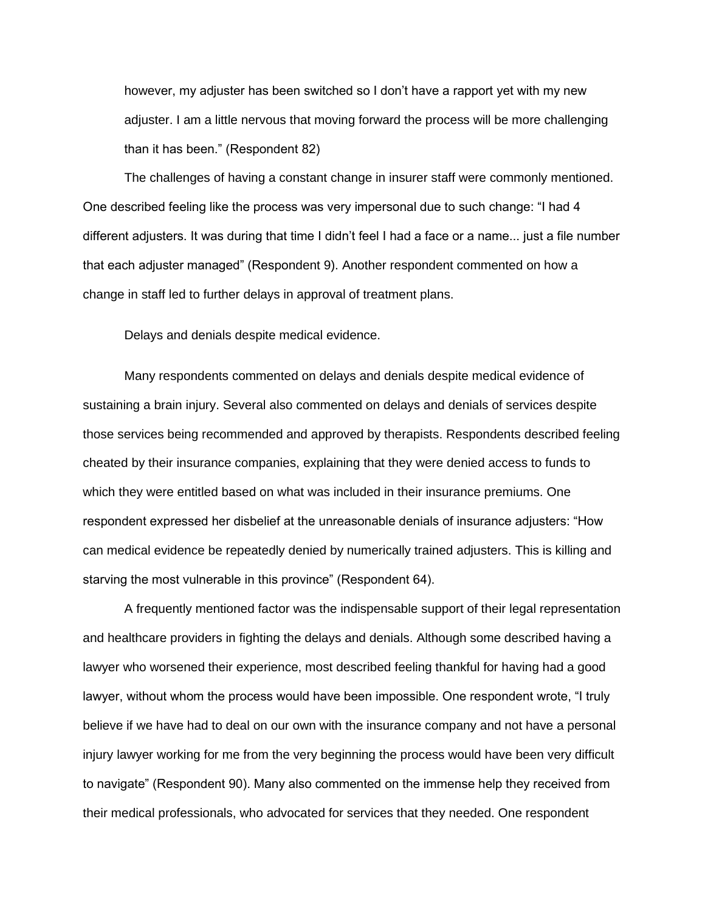however, my adjuster has been switched so I don't have a rapport yet with my new adjuster. I am a little nervous that moving forward the process will be more challenging than it has been." (Respondent 82)

The challenges of having a constant change in insurer staff were commonly mentioned. One described feeling like the process was very impersonal due to such change: "I had 4 different adjusters. It was during that time I didn't feel I had a face or a name... just a file number that each adjuster managed" (Respondent 9). Another respondent commented on how a change in staff led to further delays in approval of treatment plans.

Delays and denials despite medical evidence.

Many respondents commented on delays and denials despite medical evidence of sustaining a brain injury. Several also commented on delays and denials of services despite those services being recommended and approved by therapists. Respondents described feeling cheated by their insurance companies, explaining that they were denied access to funds to which they were entitled based on what was included in their insurance premiums. One respondent expressed her disbelief at the unreasonable denials of insurance adjusters: "How can medical evidence be repeatedly denied by numerically trained adjusters. This is killing and starving the most vulnerable in this province" (Respondent 64).

A frequently mentioned factor was the indispensable support of their legal representation and healthcare providers in fighting the delays and denials. Although some described having a lawyer who worsened their experience, most described feeling thankful for having had a good lawyer, without whom the process would have been impossible. One respondent wrote, "I truly believe if we have had to deal on our own with the insurance company and not have a personal injury lawyer working for me from the very beginning the process would have been very difficult to navigate" (Respondent 90). Many also commented on the immense help they received from their medical professionals, who advocated for services that they needed. One respondent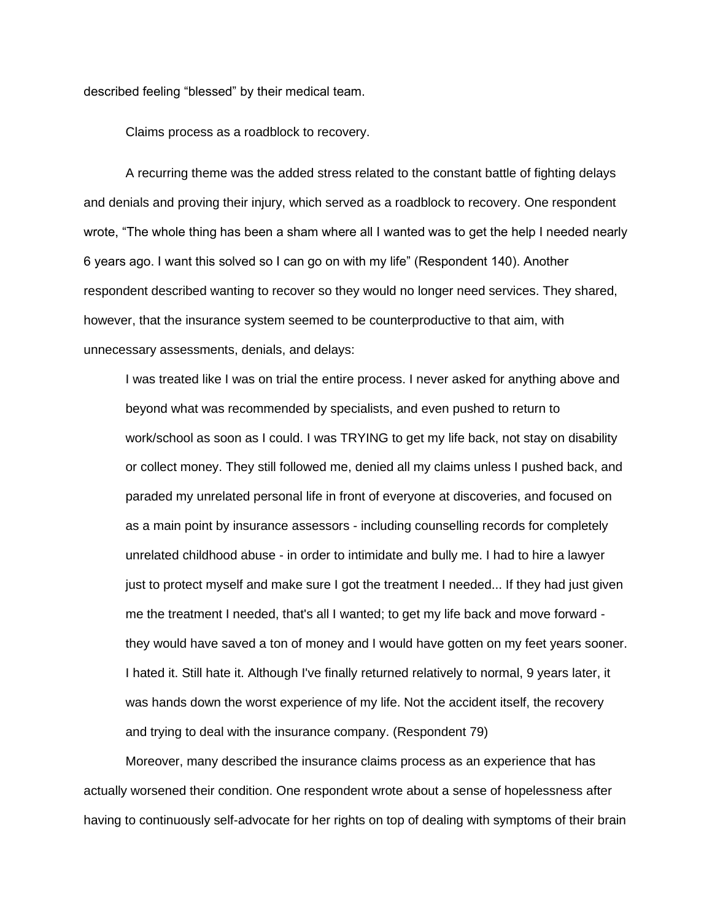described feeling "blessed" by their medical team.

### Claims process as a roadblock to recovery.

A recurring theme was the added stress related to the constant battle of fighting delays and denials and proving their injury, which served as a roadblock to recovery. One respondent wrote, "The whole thing has been a sham where all I wanted was to get the help I needed nearly 6 years ago. I want this solved so I can go on with my life" (Respondent 140). Another respondent described wanting to recover so they would no longer need services. They shared, however, that the insurance system seemed to be counterproductive to that aim, with unnecessary assessments, denials, and delays:

> I was treated like I was on trial the entire process. I never asked for anything above and beyond what was recommended by specialists, and even pushed to return to work/school as soon as I could. I was TRYING to get my life back, not stay on disability or collect money. They still followed me, denied all my claims unless I pushed back, and paraded my unrelated personal life in front of everyone at discoveries, and focused on as a main point by insurance assessors - including counselling records for completely unrelated childhood abuse - in order to intimidate and bully me. I had to hire a lawyer just to protect myself and make sure I got the treatment I needed... If they had just given me the treatment I needed, that's all I wanted; to get my life back and move forward - they would have saved a ton of money and I would have gotten on my feet years sooner. I hated it. Still hate it. Although I've finally returned relatively to normal, 9 years later, it was hands down the worst experience of my life. Not the accident itself, the recovery and trying to deal with the insurance company. (Respondent 79)

Moreover, many described the insurance claims process as an experience that has actually worsened their condition. One respondent wrote about a sense of hopelessness after having to continuously self-advocate for her rights on top of dealing with symptoms of their brain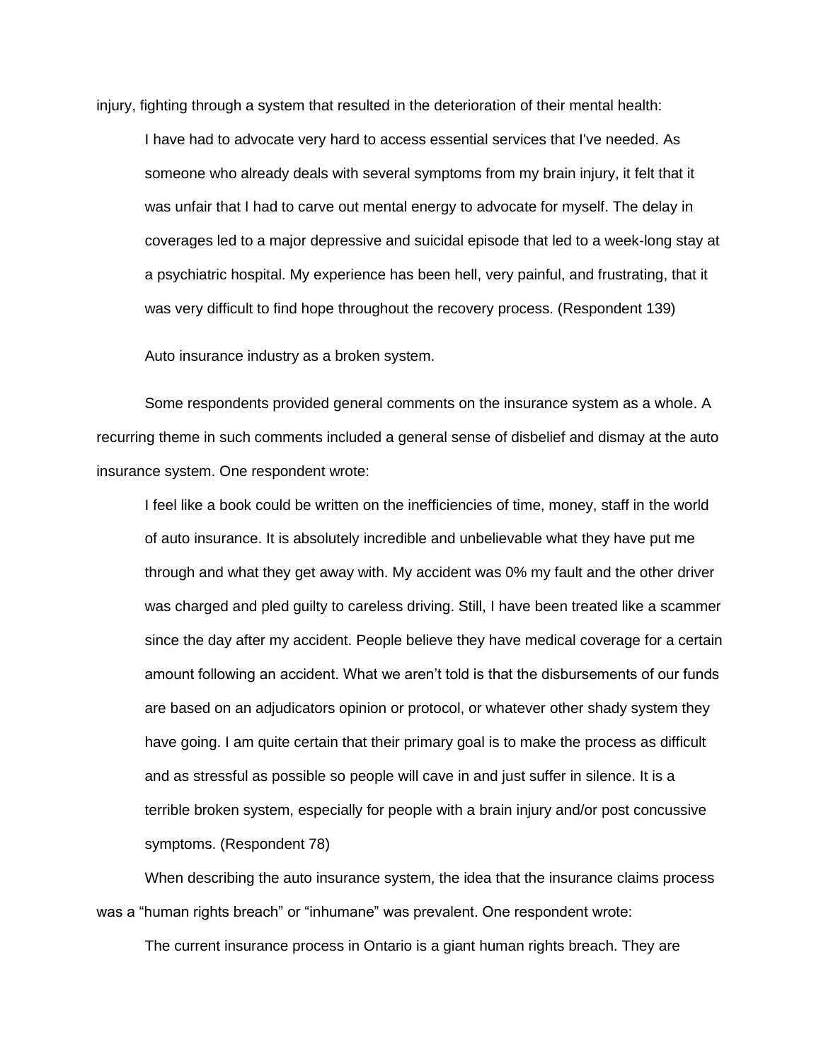injury, fighting through a system that resulted in the deterioration of their mental health:

> I have had to advocate very hard to access essential services that I've needed. As someone who already deals with several symptoms from my brain injury, it felt that it was unfair that I had to carve out mental energy to advocate for myself. The delay in coverages led to a major depressive and suicidal episode that led to a week-long stay at a psychiatric hospital. My experience has been hell, very painful, and frustrating, that it was very difficult to find hope throughout the recovery process. (Respondent 139)

### Auto insurance industry as a broken system.

Some respondents provided general comments on the insurance system as a whole. A recurring theme in such comments included a general sense of disbelief and dismay at the auto insurance system. One respondent wrote:

> I feel like a book could be written on the inefficiencies of time, money, staff in the world of auto insurance. It is absolutely incredible and unbelievable what they have put me through and what they get away with. My accident was 0% my fault and the other driver was charged and pled guilty to careless driving. Still, I have been treated like a scammer since the day after my accident. People believe they have medical coverage for a certain amount following an accident. What we aren't told is that the disbursements of our funds are based on an adjudicators opinion or protocol, or whatever other shady system they have going. I am quite certain that their primary goal is to make the process as difficult and as stressful as possible so people will cave in and just suffer in silence. It is a terrible broken system, especially for people with a brain injury and/or post concussive symptoms. (Respondent 78)

When describing the auto insurance system, the idea that the insurance claims process was a "human rights breach" or "inhumane" was prevalent. One respondent wrote:

> The current insurance process in Ontario is a giant human rights breach. They are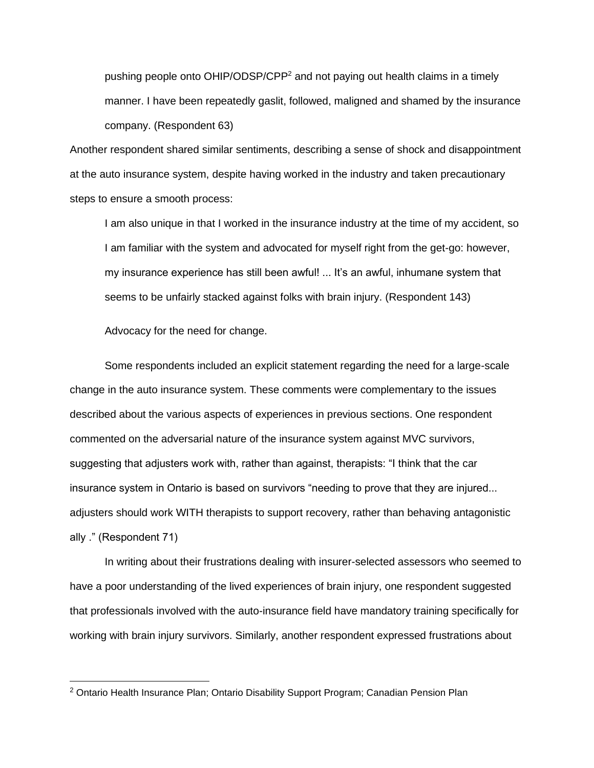pushing people onto OHIP/ODSP/CPP[2] and not paying out health claims in a timely manner. I have been repeatedly gaslit, followed, maligned and shamed by the insurance company. (Respondent 63)

Another respondent shared similar sentiments, describing a sense of shock and disappointment at the auto insurance system, despite having worked in the industry and taken precautionary steps to ensure a smooth process:

> I am also unique in that I worked in the insurance industry at the time of my accident, so I am familiar with the system and advocated for myself right from the get-go: however, my insurance experience has still been awful! ... It's an awful, inhumane system that seems to be unfairly stacked against folks with brain injury. (Respondent 143)

### Advocacy for the need for change.

Some respondents included an explicit statement regarding the need for a large-scale change in the auto insurance system. These comments were complementary to the issues described about the various aspects of experiences in previous sections. One respondent commented on the adversarial nature of the insurance system against MVC survivors, suggesting that adjusters work with, rather than against, therapists: "I think that the car insurance system in Ontario is based on survivors "needing to prove that they are injured... adjusters should work WITH therapists to support recovery, rather than behaving antagonistic ally ." (Respondent 71)

In writing about their frustrations dealing with insurer-selected assessors who seemed to have a poor understanding of the lived experiences of brain injury, one respondent suggested that professionals involved with the auto-insurance field have mandatory training specifically for working with brain injury survivors. Similarly, another respondent expressed frustrations about

---

[2] Ontario Health Insurance Plan; Ontario Disability Support Program; Canadian Pension Plan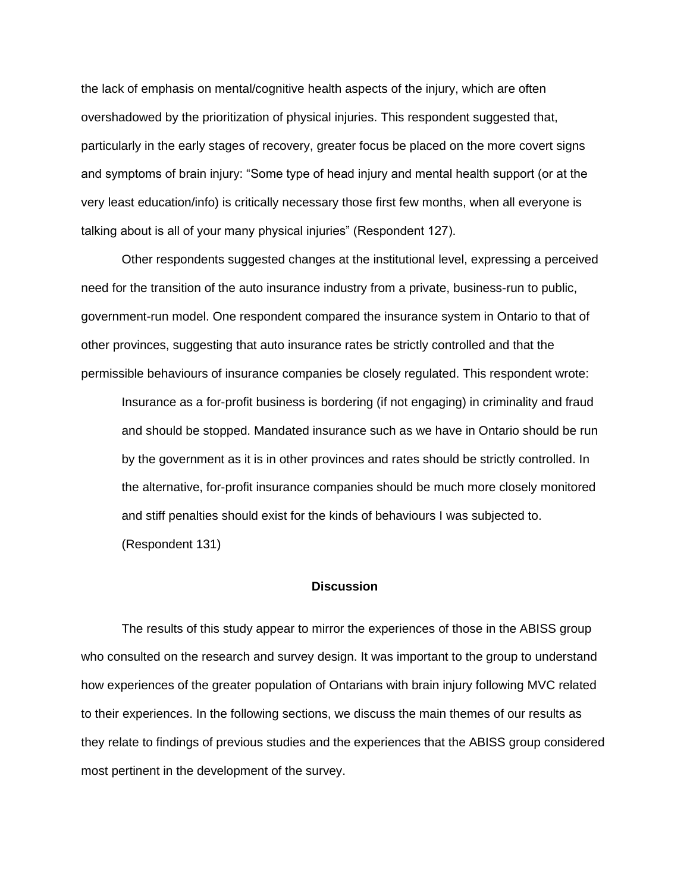the lack of emphasis on mental/cognitive health aspects of the injury, which are often overshadowed by the prioritization of physical injuries. This respondent suggested that, particularly in the early stages of recovery, greater focus be placed on the more covert signs and symptoms of brain injury: "Some type of head injury and mental health support (or at the very least education/info) is critically necessary those first few months, when all everyone is talking about is all of your many physical injuries" (Respondent 127).

Other respondents suggested changes at the institutional level, expressing a perceived need for the transition of the auto insurance industry from a private, business-run to public, government-run model. One respondent compared the insurance system in Ontario to that of other provinces, suggesting that auto insurance rates be strictly controlled and that the permissible behaviours of insurance companies be closely regulated. This respondent wrote:

> Insurance as a for-profit business is bordering (if not engaging) in criminality and fraud and should be stopped. Mandated insurance such as we have in Ontario should be run by the government as it is in other provinces and rates should be strictly controlled. In the alternative, for-profit insurance companies should be much more closely monitored and stiff penalties should exist for the kinds of behaviours I was subjected to. (Respondent 131)

## Discussion

The results of this study appear to mirror the experiences of those in the ABISS group who consulted on the research and survey design. It was important to the group to understand how experiences of the greater population of Ontarians with brain injury following MVC related to their experiences. In the following sections, we discuss the main themes of our results as they relate to findings of previous studies and the experiences that the ABISS group considered most pertinent in the development of the survey.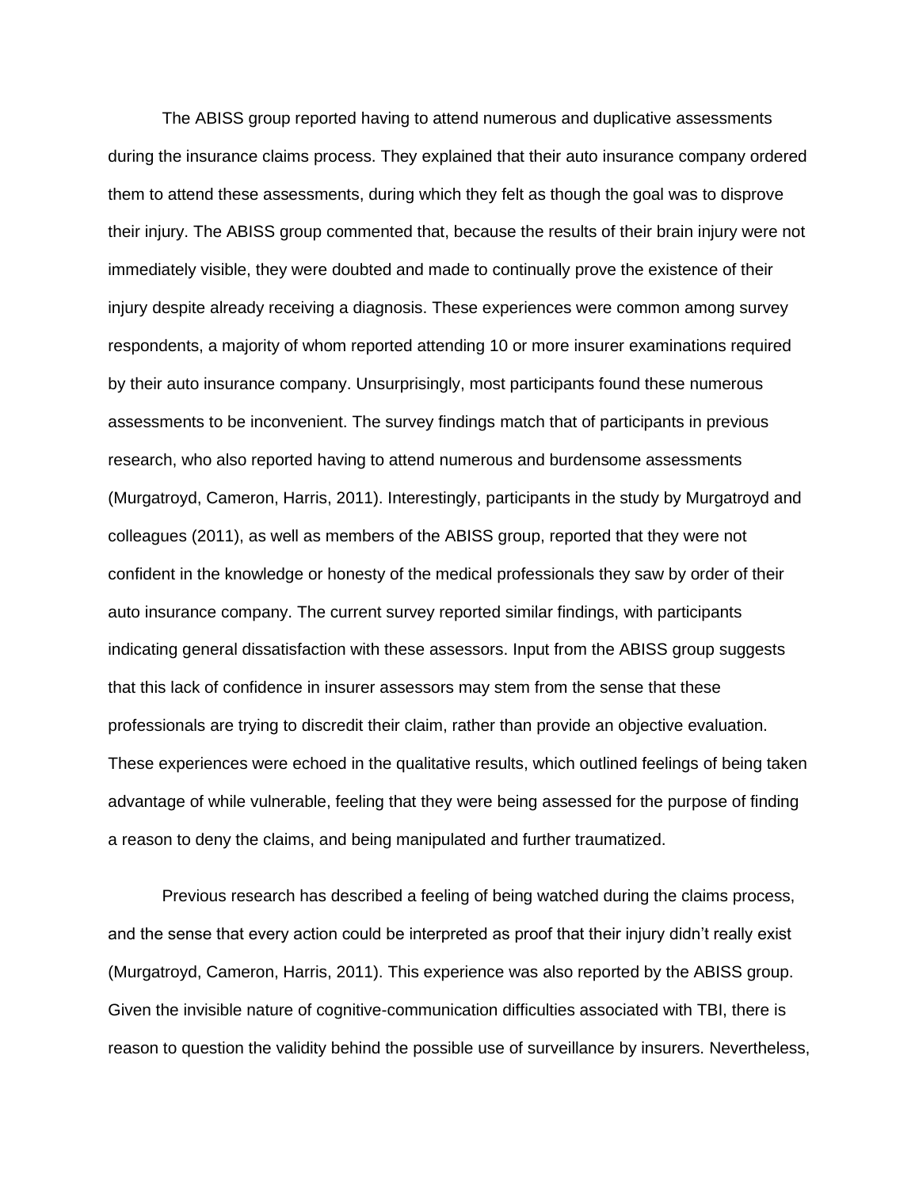The ABISS group reported having to attend numerous and duplicative assessments during the insurance claims process. They explained that their auto insurance company ordered them to attend these assessments, during which they felt as though the goal was to disprove their injury. The ABISS group commented that, because the results of their brain injury were not immediately visible, they were doubted and made to continually prove the existence of their injury despite already receiving a diagnosis. These experiences were common among survey respondents, a majority of whom reported attending 10 or more insurer examinations required by their auto insurance company. Unsurprisingly, most participants found these numerous assessments to be inconvenient. The survey findings match that of participants in previous research, who also reported having to attend numerous and burdensome assessments (Murgatroyd, Cameron, Harris, 2011). Interestingly, participants in the study by Murgatroyd and colleagues (2011), as well as members of the ABISS group, reported that they were not confident in the knowledge or honesty of the medical professionals they saw by order of their auto insurance company. The current survey reported similar findings, with participants indicating general dissatisfaction with these assessors. Input from the ABISS group suggests that this lack of confidence in insurer assessors may stem from the sense that these professionals are trying to discredit their claim, rather than provide an objective evaluation. These experiences were echoed in the qualitative results, which outlined feelings of being taken advantage of while vulnerable, feeling that they were being assessed for the purpose of finding a reason to deny the claims, and being manipulated and further traumatized.

Previous research has described a feeling of being watched during the claims process, and the sense that every action could be interpreted as proof that their injury didn't really exist (Murgatroyd, Cameron, Harris, 2011). This experience was also reported by the ABISS group. Given the invisible nature of cognitive-communication difficulties associated with TBI, there is reason to question the validity behind the possible use of surveillance by insurers. Nevertheless,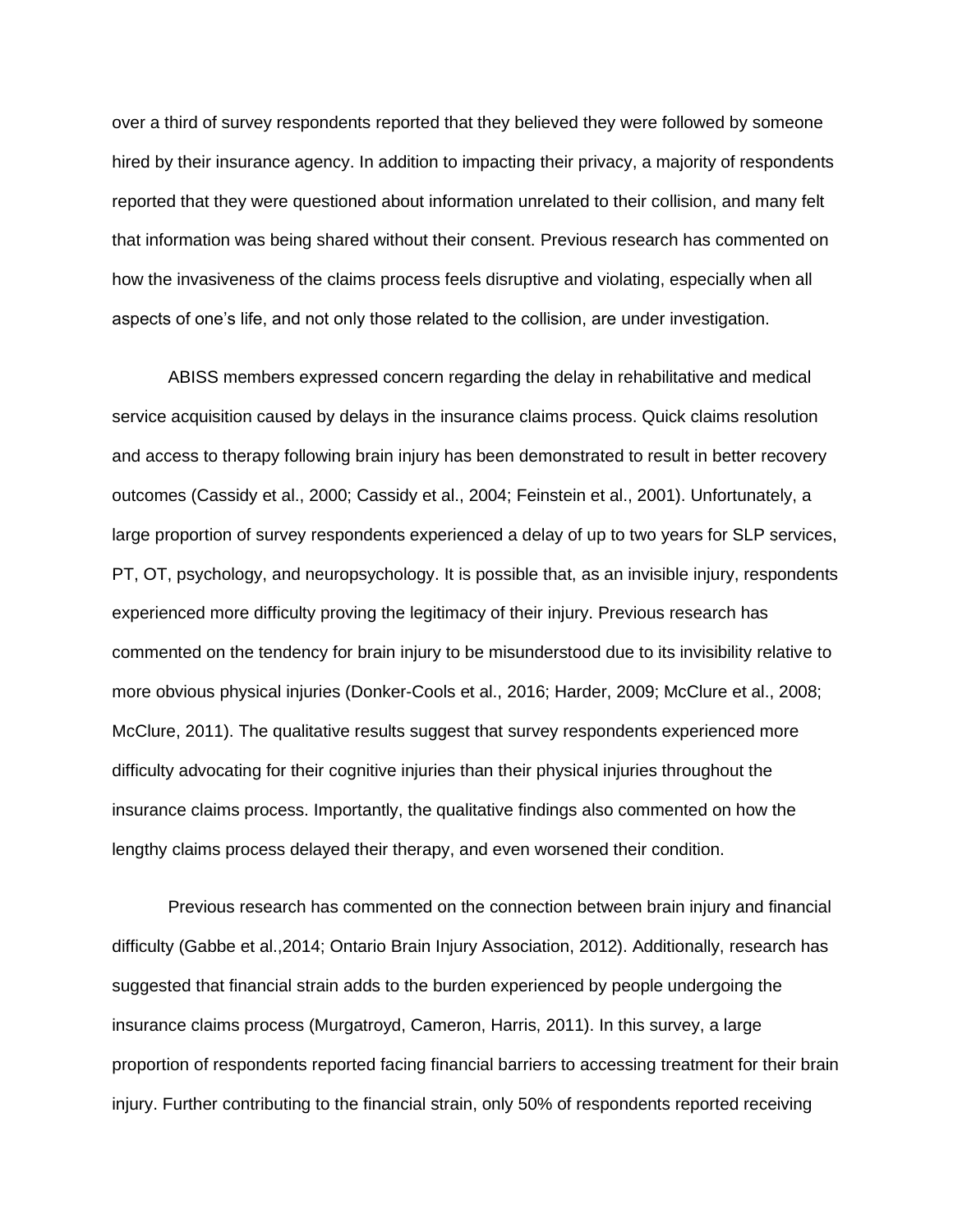over a third of survey respondents reported that they believed they were followed by someone hired by their insurance agency. In addition to impacting their privacy, a majority of respondents reported that they were questioned about information unrelated to their collision, and many felt that information was being shared without their consent. Previous research has commented on how the invasiveness of the claims process feels disruptive and violating, especially when all aspects of one's life, and not only those related to the collision, are under investigation.

ABISS members expressed concern regarding the delay in rehabilitative and medical service acquisition caused by delays in the insurance claims process. Quick claims resolution and access to therapy following brain injury has been demonstrated to result in better recovery outcomes (Cassidy et al., 2000; Cassidy et al., 2004; Feinstein et al., 2001). Unfortunately, a large proportion of survey respondents experienced a delay of up to two years for SLP services, PT, OT, psychology, and neuropsychology. It is possible that, as an invisible injury, respondents experienced more difficulty proving the legitimacy of their injury. Previous research has commented on the tendency for brain injury to be misunderstood due to its invisibility relative to more obvious physical injuries (Donker-Cools et al., 2016; Harder, 2009; McClure et al., 2008; McClure, 2011). The qualitative results suggest that survey respondents experienced more difficulty advocating for their cognitive injuries than their physical injuries throughout the insurance claims process. Importantly, the qualitative findings also commented on how the lengthy claims process delayed their therapy, and even worsened their condition.

Previous research has commented on the connection between brain injury and financial difficulty (Gabbe et al.,2014; Ontario Brain Injury Association, 2012). Additionally, research has suggested that financial strain adds to the burden experienced by people undergoing the insurance claims process (Murgatroyd, Cameron, Harris, 2011). In this survey, a large proportion of respondents reported facing financial barriers to accessing treatment for their brain injury. Further contributing to the financial strain, only 50% of respondents reported receiving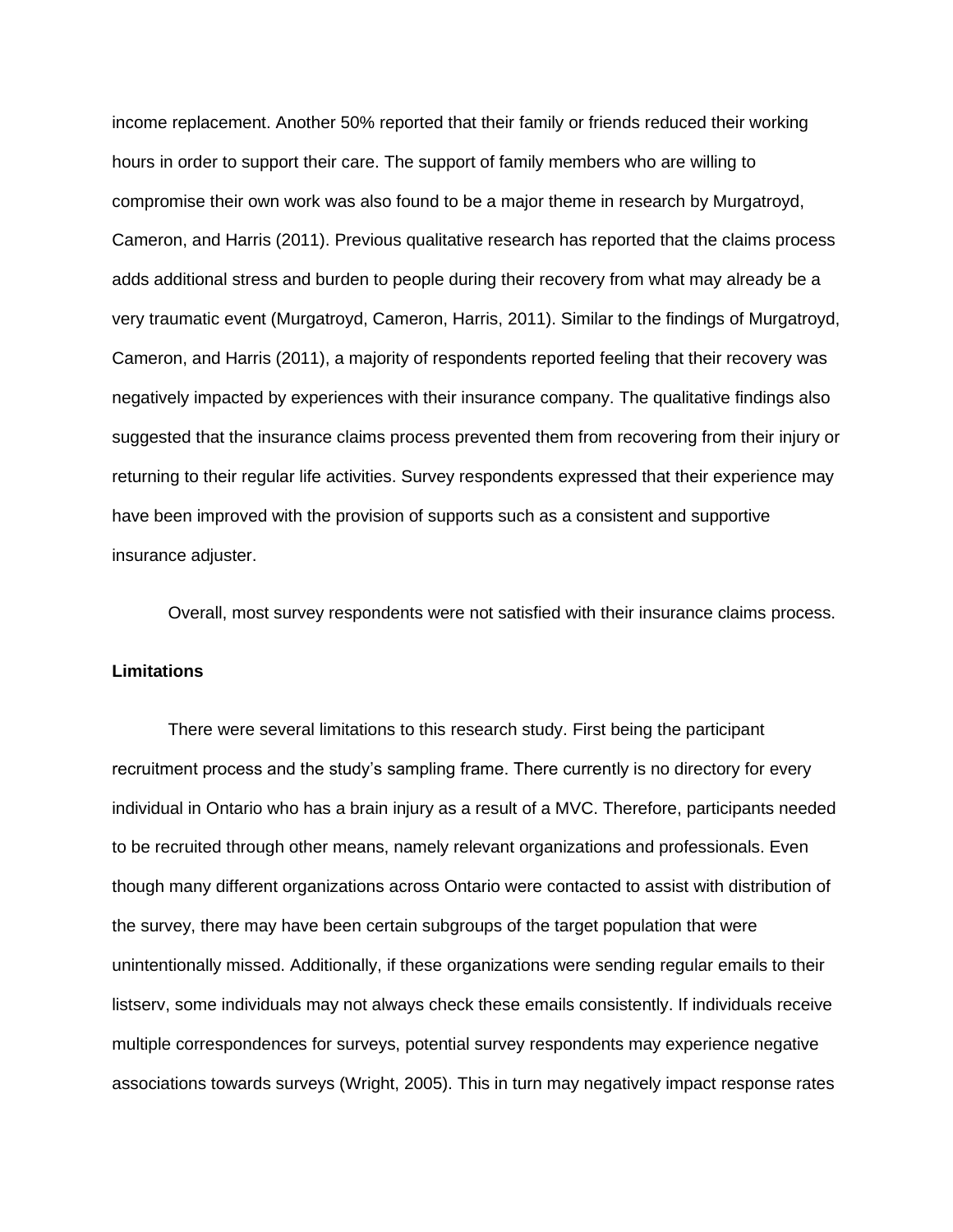income replacement. Another 50% reported that their family or friends reduced their working hours in order to support their care. The support of family members who are willing to compromise their own work was also found to be a major theme in research by Murgatroyd, Cameron, and Harris (2011). Previous qualitative research has reported that the claims process adds additional stress and burden to people during their recovery from what may already be a very traumatic event (Murgatroyd, Cameron, Harris, 2011). Similar to the findings of Murgatroyd, Cameron, and Harris (2011), a majority of respondents reported feeling that their recovery was negatively impacted by experiences with their insurance company. The qualitative findings also suggested that the insurance claims process prevented them from recovering from their injury or returning to their regular life activities. Survey respondents expressed that their experience may have been improved with the provision of supports such as a consistent and supportive insurance adjuster.

Overall, most survey respondents were not satisfied with their insurance claims process.

**Limitations**

There were several limitations to this research study. First being the participant recruitment process and the study's sampling frame. There currently is no directory for every individual in Ontario who has a brain injury as a result of a MVC. Therefore, participants needed to be recruited through other means, namely relevant organizations and professionals. Even though many different organizations across Ontario were contacted to assist with distribution of the survey, there may have been certain subgroups of the target population that were unintentionally missed. Additionally, if these organizations were sending regular emails to their listserv, some individuals may not always check these emails consistently. If individuals receive multiple correspondences for surveys, potential survey respondents may experience negative associations towards surveys (Wright, 2005). This in turn may negatively impact response rates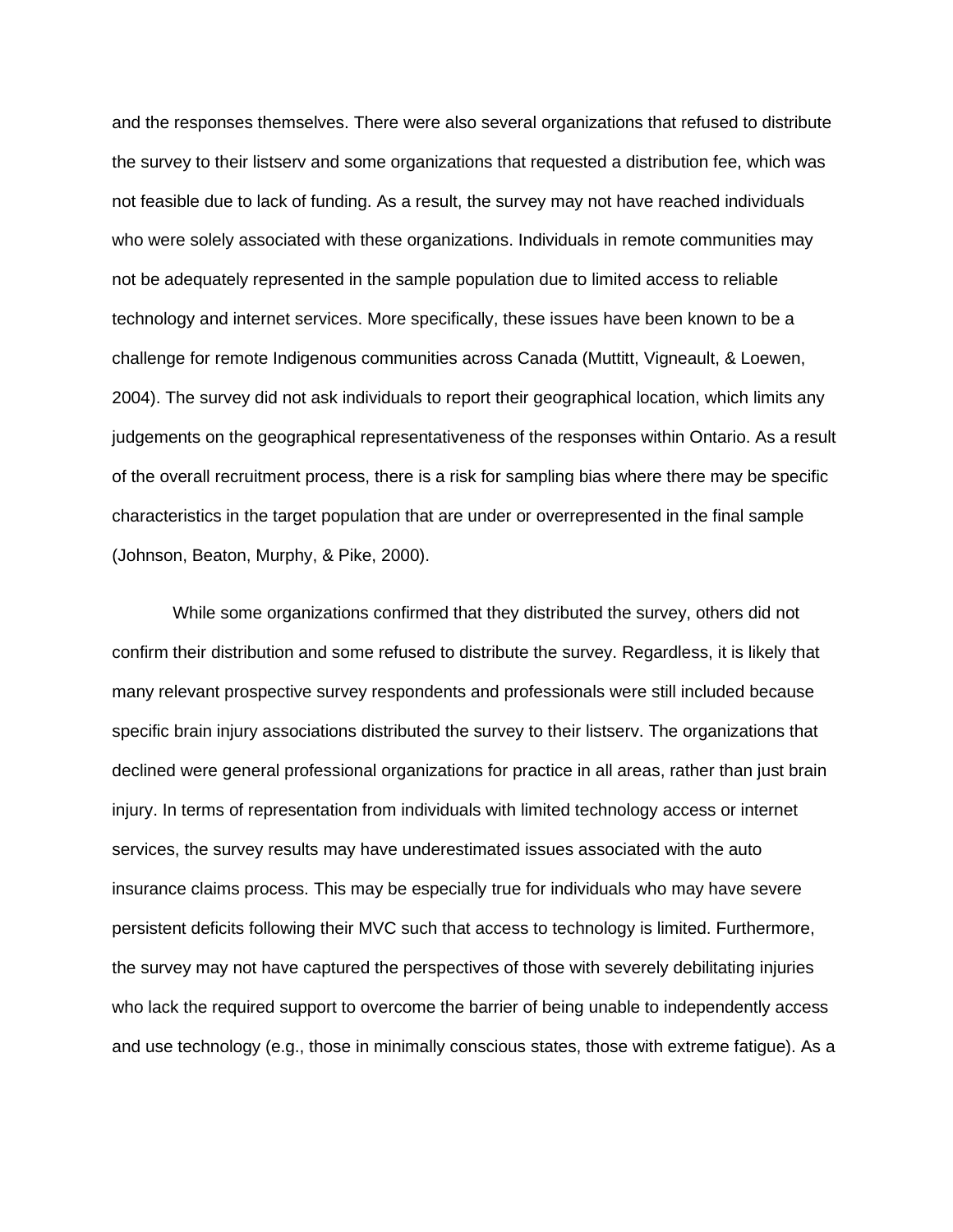and the responses themselves. There were also several organizations that refused to distribute the survey to their listserv and some organizations that requested a distribution fee, which was not feasible due to lack of funding. As a result, the survey may not have reached individuals who were solely associated with these organizations. Individuals in remote communities may not be adequately represented in the sample population due to limited access to reliable technology and internet services. More specifically, these issues have been known to be a challenge for remote Indigenous communities across Canada (Muttitt, Vigneault, & Loewen, 2004). The survey did not ask individuals to report their geographical location, which limits any judgements on the geographical representativeness of the responses within Ontario. As a result of the overall recruitment process, there is a risk for sampling bias where there may be specific characteristics in the target population that are under or overrepresented in the final sample (Johnson, Beaton, Murphy, & Pike, 2000).

While some organizations confirmed that they distributed the survey, others did not confirm their distribution and some refused to distribute the survey. Regardless, it is likely that many relevant prospective survey respondents and professionals were still included because specific brain injury associations distributed the survey to their listserv. The organizations that declined were general professional organizations for practice in all areas, rather than just brain injury. In terms of representation from individuals with limited technology access or internet services, the survey results may have underestimated issues associated with the auto insurance claims process. This may be especially true for individuals who may have severe persistent deficits following their MVC such that access to technology is limited. Furthermore, the survey may not have captured the perspectives of those with severely debilitating injuries who lack the required support to overcome the barrier of being unable to independently access and use technology (e.g., those in minimally conscious states, those with extreme fatigue). As a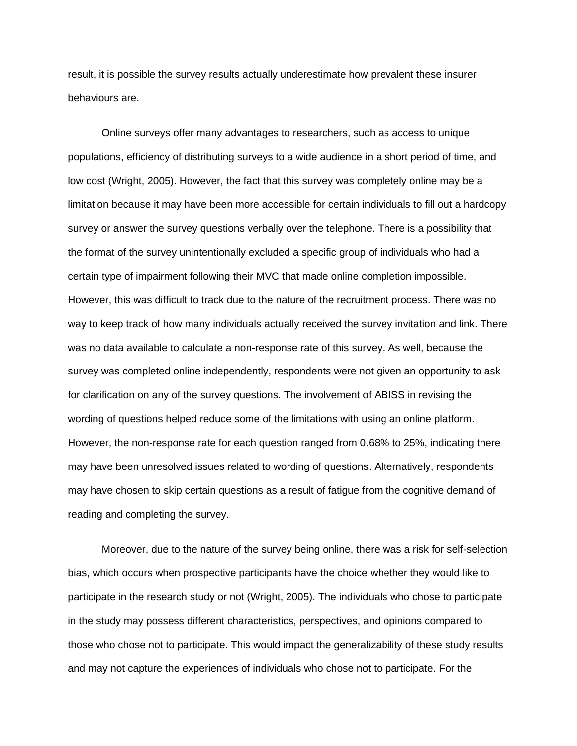result, it is possible the survey results actually underestimate how prevalent these insurer behaviours are.

Online surveys offer many advantages to researchers, such as access to unique populations, efficiency of distributing surveys to a wide audience in a short period of time, and low cost (Wright, 2005). However, the fact that this survey was completely online may be a limitation because it may have been more accessible for certain individuals to fill out a hardcopy survey or answer the survey questions verbally over the telephone. There is a possibility that the format of the survey unintentionally excluded a specific group of individuals who had a certain type of impairment following their MVC that made online completion impossible. However, this was difficult to track due to the nature of the recruitment process. There was no way to keep track of how many individuals actually received the survey invitation and link. There was no data available to calculate a non-response rate of this survey. As well, because the survey was completed online independently, respondents were not given an opportunity to ask for clarification on any of the survey questions. The involvement of ABISS in revising the wording of questions helped reduce some of the limitations with using an online platform. However, the non-response rate for each question ranged from 0.68% to 25%, indicating there may have been unresolved issues related to wording of questions. Alternatively, respondents may have chosen to skip certain questions as a result of fatigue from the cognitive demand of reading and completing the survey.

Moreover, due to the nature of the survey being online, there was a risk for self-selection bias, which occurs when prospective participants have the choice whether they would like to participate in the research study or not (Wright, 2005). The individuals who chose to participate in the study may possess different characteristics, perspectives, and opinions compared to those who chose not to participate. This would impact the generalizability of these study results and may not capture the experiences of individuals who chose not to participate. For the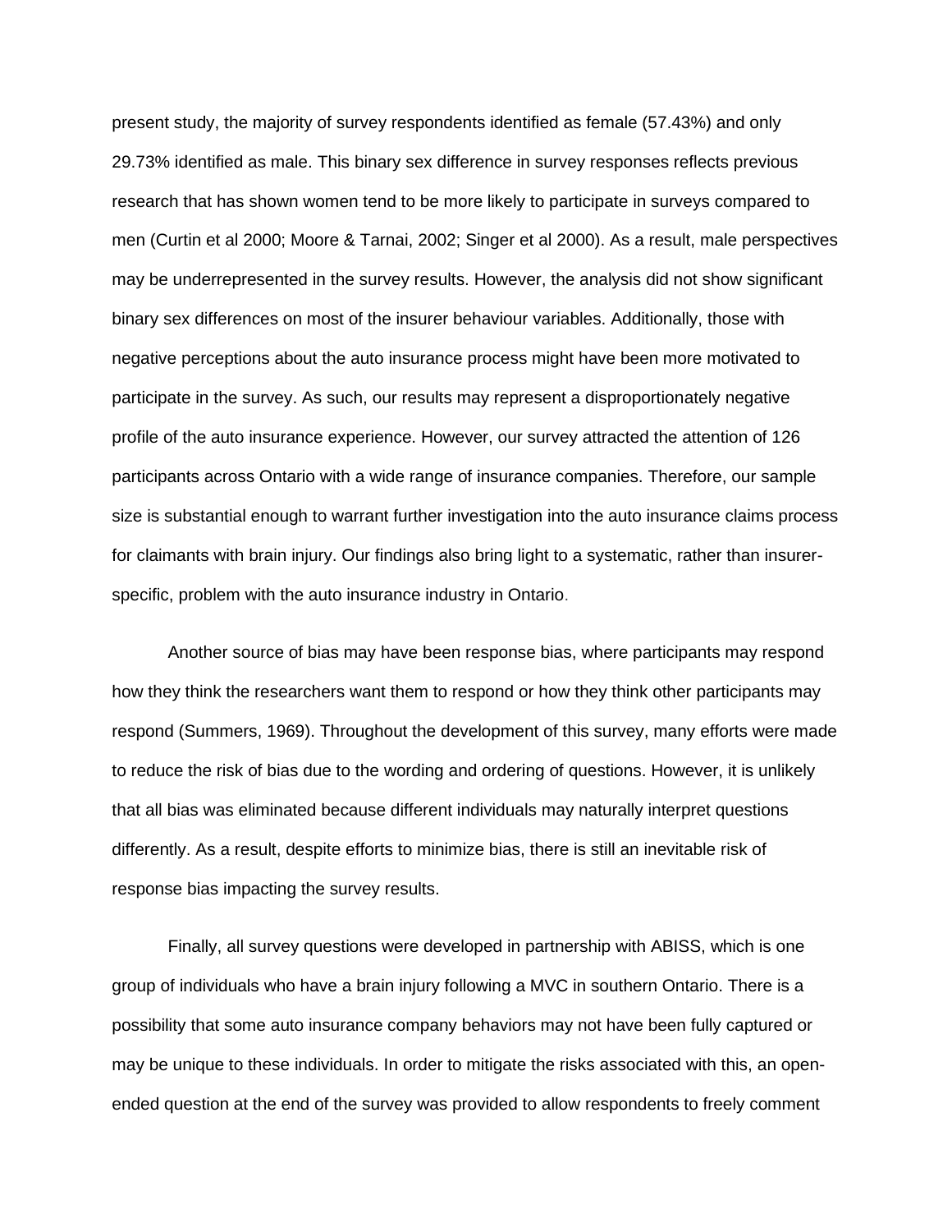present study, the majority of survey respondents identified as female (57.43%) and only 29.73% identified as male. This binary sex difference in survey responses reflects previous research that has shown women tend to be more likely to participate in surveys compared to men (Curtin et al 2000; Moore & Tarnai, 2002; Singer et al 2000). As a result, male perspectives may be underrepresented in the survey results. However, the analysis did not show significant binary sex differences on most of the insurer behaviour variables. Additionally, those with negative perceptions about the auto insurance process might have been more motivated to participate in the survey. As such, our results may represent a disproportionately negative profile of the auto insurance experience. However, our survey attracted the attention of 126 participants across Ontario with a wide range of insurance companies. Therefore, our sample size is substantial enough to warrant further investigation into the auto insurance claims process for claimants with brain injury. Our findings also bring light to a systematic, rather than insurer-specific, problem with the auto insurance industry in Ontario.

Another source of bias may have been response bias, where participants may respond how they think the researchers want them to respond or how they think other participants may respond (Summers, 1969). Throughout the development of this survey, many efforts were made to reduce the risk of bias due to the wording and ordering of questions. However, it is unlikely that all bias was eliminated because different individuals may naturally interpret questions differently. As a result, despite efforts to minimize bias, there is still an inevitable risk of response bias impacting the survey results.

Finally, all survey questions were developed in partnership with ABISS, which is one group of individuals who have a brain injury following a MVC in southern Ontario. There is a possibility that some auto insurance company behaviors may not have been fully captured or may be unique to these individuals. In order to mitigate the risks associated with this, an open-ended question at the end of the survey was provided to allow respondents to freely comment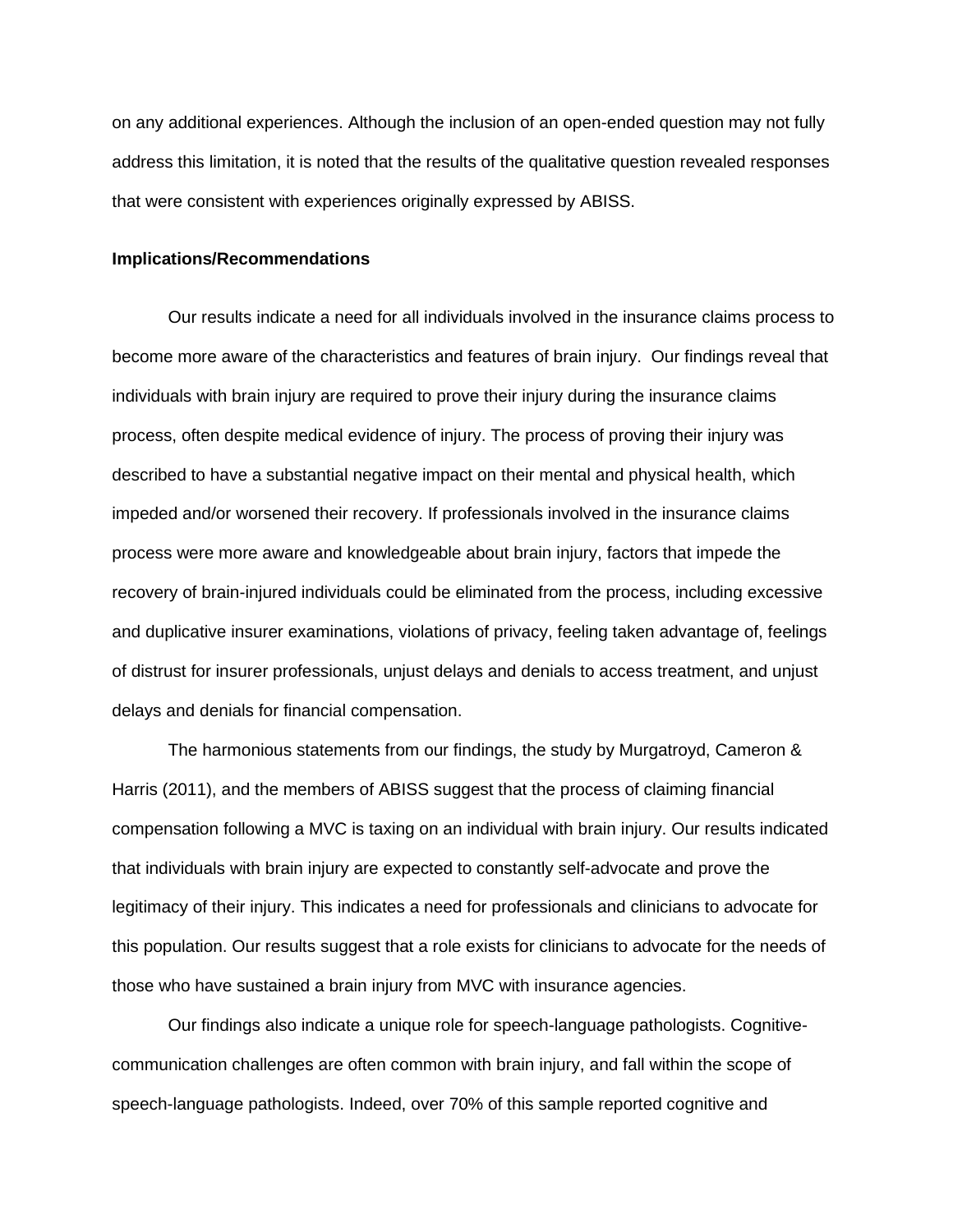on any additional experiences. Although the inclusion of an open-ended question may not fully address this limitation, it is noted that the results of the qualitative question revealed responses that were consistent with experiences originally expressed by ABISS.

**Implications/Recommendations**

Our results indicate a need for all individuals involved in the insurance claims process to become more aware of the characteristics and features of brain injury. Our findings reveal that individuals with brain injury are required to prove their injury during the insurance claims process, often despite medical evidence of injury. The process of proving their injury was described to have a substantial negative impact on their mental and physical health, which impeded and/or worsened their recovery. If professionals involved in the insurance claims process were more aware and knowledgeable about brain injury, factors that impede the recovery of brain-injured individuals could be eliminated from the process, including excessive and duplicative insurer examinations, violations of privacy, feeling taken advantage of, feelings of distrust for insurer professionals, unjust delays and denials to access treatment, and unjust delays and denials for financial compensation.

The harmonious statements from our findings, the study by Murgatroyd, Cameron & Harris (2011), and the members of ABISS suggest that the process of claiming financial compensation following a MVC is taxing on an individual with brain injury. Our results indicated that individuals with brain injury are expected to constantly self-advocate and prove the legitimacy of their injury. This indicates a need for professionals and clinicians to advocate for this population. Our results suggest that a role exists for clinicians to advocate for the needs of those who have sustained a brain injury from MVC with insurance agencies.

Our findings also indicate a unique role for speech-language pathologists. Cognitive-communication challenges are often common with brain injury, and fall within the scope of speech-language pathologists. Indeed, over 70% of this sample reported cognitive and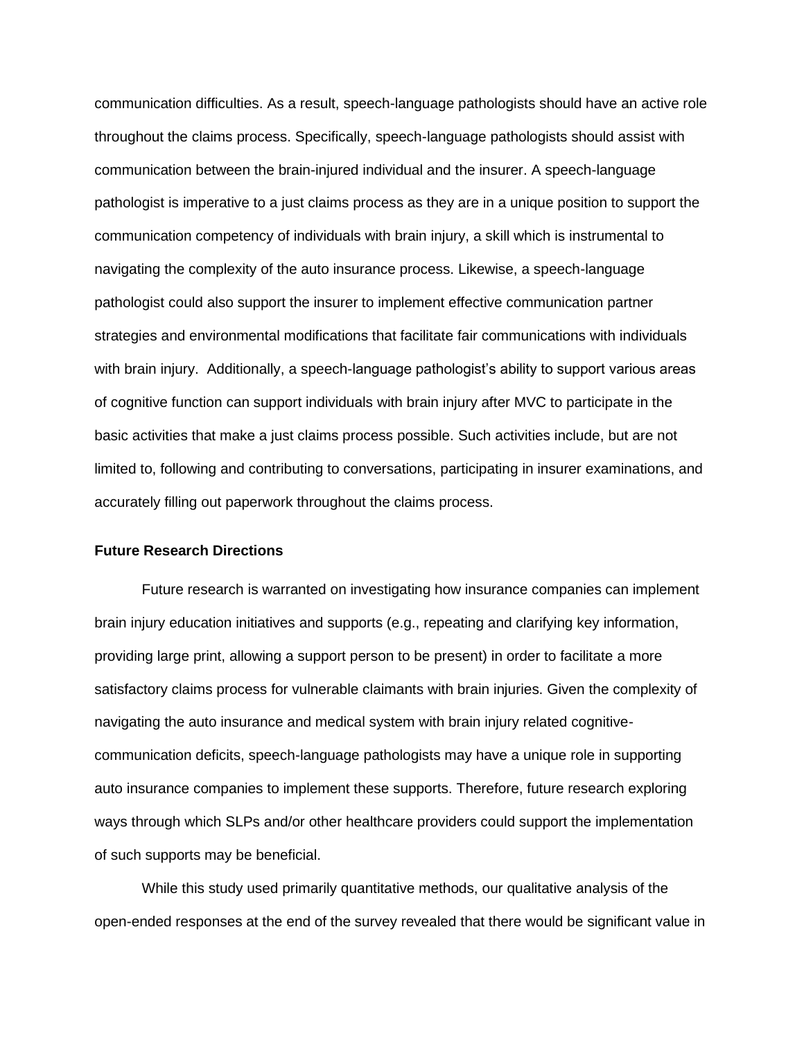communication difficulties. As a result, speech-language pathologists should have an active role throughout the claims process. Specifically, speech-language pathologists should assist with communication between the brain-injured individual and the insurer. A speech-language pathologist is imperative to a just claims process as they are in a unique position to support the communication competency of individuals with brain injury, a skill which is instrumental to navigating the complexity of the auto insurance process. Likewise, a speech-language pathologist could also support the insurer to implement effective communication partner strategies and environmental modifications that facilitate fair communications with individuals with brain injury. Additionally, a speech-language pathologist's ability to support various areas of cognitive function can support individuals with brain injury after MVC to participate in the basic activities that make a just claims process possible. Such activities include, but are not limited to, following and contributing to conversations, participating in insurer examinations, and accurately filling out paperwork throughout the claims process.

**Future Research Directions**

Future research is warranted on investigating how insurance companies can implement brain injury education initiatives and supports (e.g., repeating and clarifying key information, providing large print, allowing a support person to be present) in order to facilitate a more satisfactory claims process for vulnerable claimants with brain injuries. Given the complexity of navigating the auto insurance and medical system with brain injury related cognitive-communication deficits, speech-language pathologists may have a unique role in supporting auto insurance companies to implement these supports. Therefore, future research exploring ways through which SLPs and/or other healthcare providers could support the implementation of such supports may be beneficial.

While this study used primarily quantitative methods, our qualitative analysis of the open-ended responses at the end of the survey revealed that there would be significant value in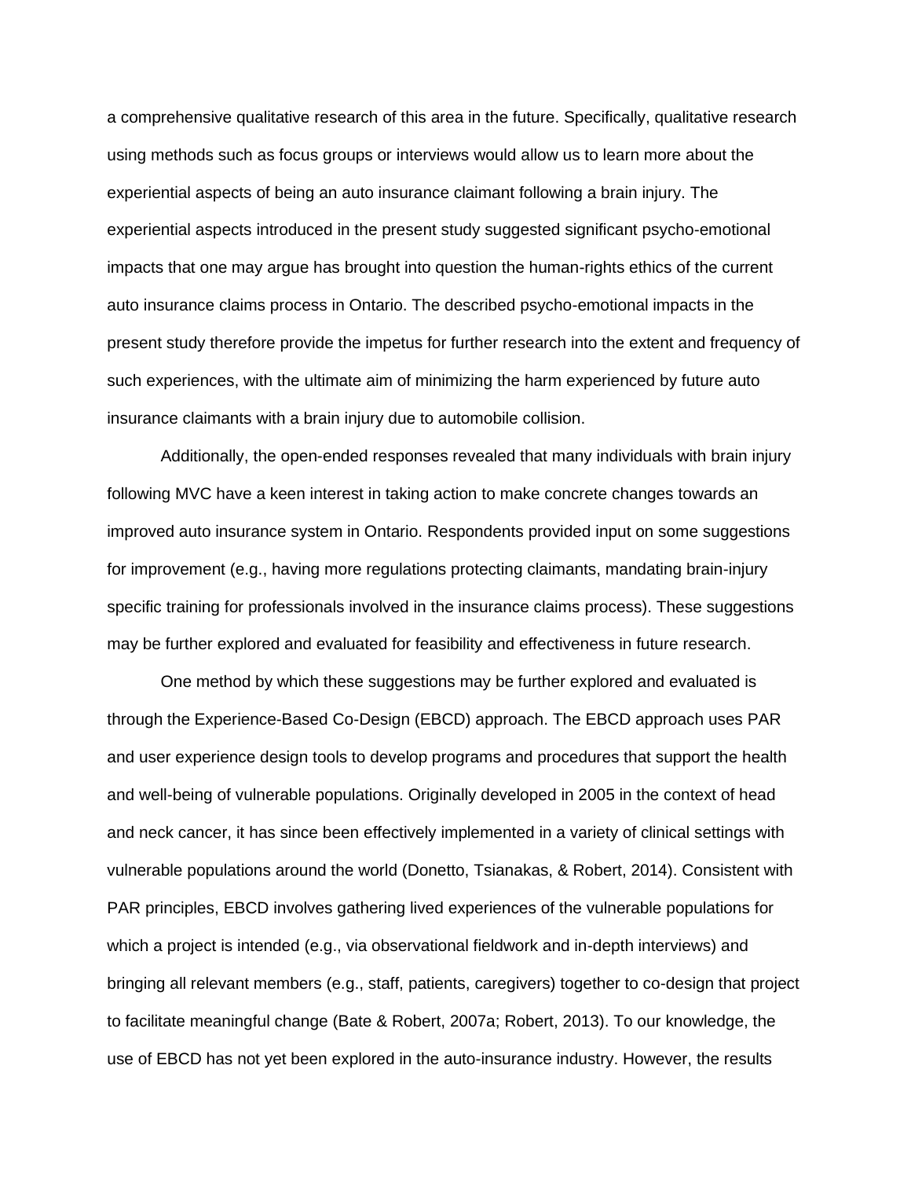a comprehensive qualitative research of this area in the future. Specifically, qualitative research using methods such as focus groups or interviews would allow us to learn more about the experiential aspects of being an auto insurance claimant following a brain injury. The experiential aspects introduced in the present study suggested significant psycho-emotional impacts that one may argue has brought into question the human-rights ethics of the current auto insurance claims process in Ontario. The described psycho-emotional impacts in the present study therefore provide the impetus for further research into the extent and frequency of such experiences, with the ultimate aim of minimizing the harm experienced by future auto insurance claimants with a brain injury due to automobile collision.

Additionally, the open-ended responses revealed that many individuals with brain injury following MVC have a keen interest in taking action to make concrete changes towards an improved auto insurance system in Ontario. Respondents provided input on some suggestions for improvement (e.g., having more regulations protecting claimants, mandating brain-injury specific training for professionals involved in the insurance claims process). These suggestions may be further explored and evaluated for feasibility and effectiveness in future research.

One method by which these suggestions may be further explored and evaluated is through the Experience-Based Co-Design (EBCD) approach. The EBCD approach uses PAR and user experience design tools to develop programs and procedures that support the health and well-being of vulnerable populations. Originally developed in 2005 in the context of head and neck cancer, it has since been effectively implemented in a variety of clinical settings with vulnerable populations around the world (Donetto, Tsianakas, & Robert, 2014). Consistent with PAR principles, EBCD involves gathering lived experiences of the vulnerable populations for which a project is intended (e.g., via observational fieldwork and in-depth interviews) and bringing all relevant members (e.g., staff, patients, caregivers) together to co-design that project to facilitate meaningful change (Bate & Robert, 2007a; Robert, 2013). To our knowledge, the use of EBCD has not yet been explored in the auto-insurance industry. However, the results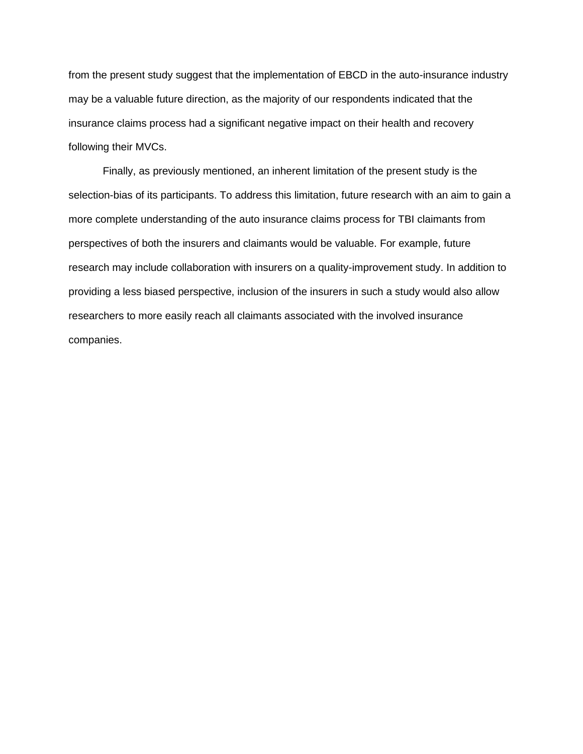from the present study suggest that the implementation of EBCD in the auto-insurance industry may be a valuable future direction, as the majority of our respondents indicated that the insurance claims process had a significant negative impact on their health and recovery following their MVCs.

Finally, as previously mentioned, an inherent limitation of the present study is the selection-bias of its participants. To address this limitation, future research with an aim to gain a more complete understanding of the auto insurance claims process for TBI claimants from perspectives of both the insurers and claimants would be valuable. For example, future research may include collaboration with insurers on a quality-improvement study. In addition to providing a less biased perspective, inclusion of the insurers in such a study would also allow researchers to more easily reach all claimants associated with the involved insurance companies.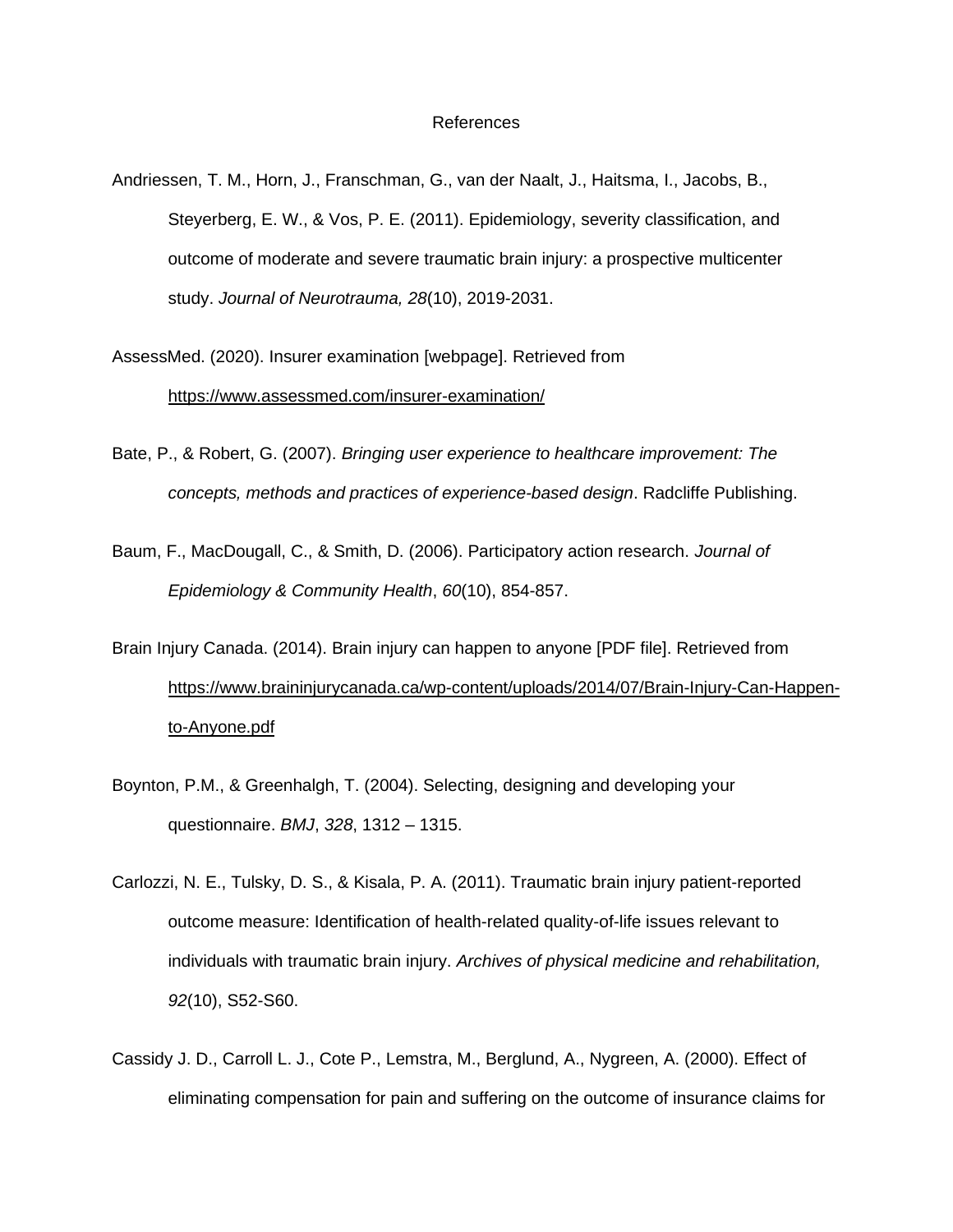# References

Andriessen, T. M., Horn, J., Franschman, G., van der Naalt, J., Haitsma, I., Jacobs, B., Steyerberg, E. W., & Vos, P. E. (2011). Epidemiology, severity classification, and outcome of moderate and severe traumatic brain injury: a prospective multicenter study. *Journal of Neurotrauma, 28*(10), 2019-2031.

AssessMed. (2020). Insurer examination [webpage]. Retrieved from https://www.assessmed.com/insurer-examination/

Bate, P., & Robert, G. (2007). *Bringing user experience to healthcare improvement: The concepts, methods and practices of experience-based design*. Radcliffe Publishing.

Baum, F., MacDougall, C., & Smith, D. (2006). Participatory action research. *Journal of Epidemiology & Community Health*, *60*(10), 854-857.

Brain Injury Canada. (2014). Brain injury can happen to anyone [PDF file]. Retrieved from https://www.braininjurycanada.ca/wp-content/uploads/2014/07/Brain-Injury-Can-Happen-to-Anyone.pdf

Boynton, P.M., & Greenhalgh, T. (2004). Selecting, designing and developing your questionnaire. *BMJ*, *328*, 1312 – 1315.

Carlozzi, N. E., Tulsky, D. S., & Kisala, P. A. (2011). Traumatic brain injury patient-reported outcome measure: Identification of health-related quality-of-life issues relevant to individuals with traumatic brain injury. *Archives of physical medicine and rehabilitation, 92*(10), S52-S60.

Cassidy J. D., Carroll L. J., Cote P., Lemstra, M., Berglund, A., Nygreen, A. (2000). Effect of eliminating compensation for pain and suffering on the outcome of insurance claims for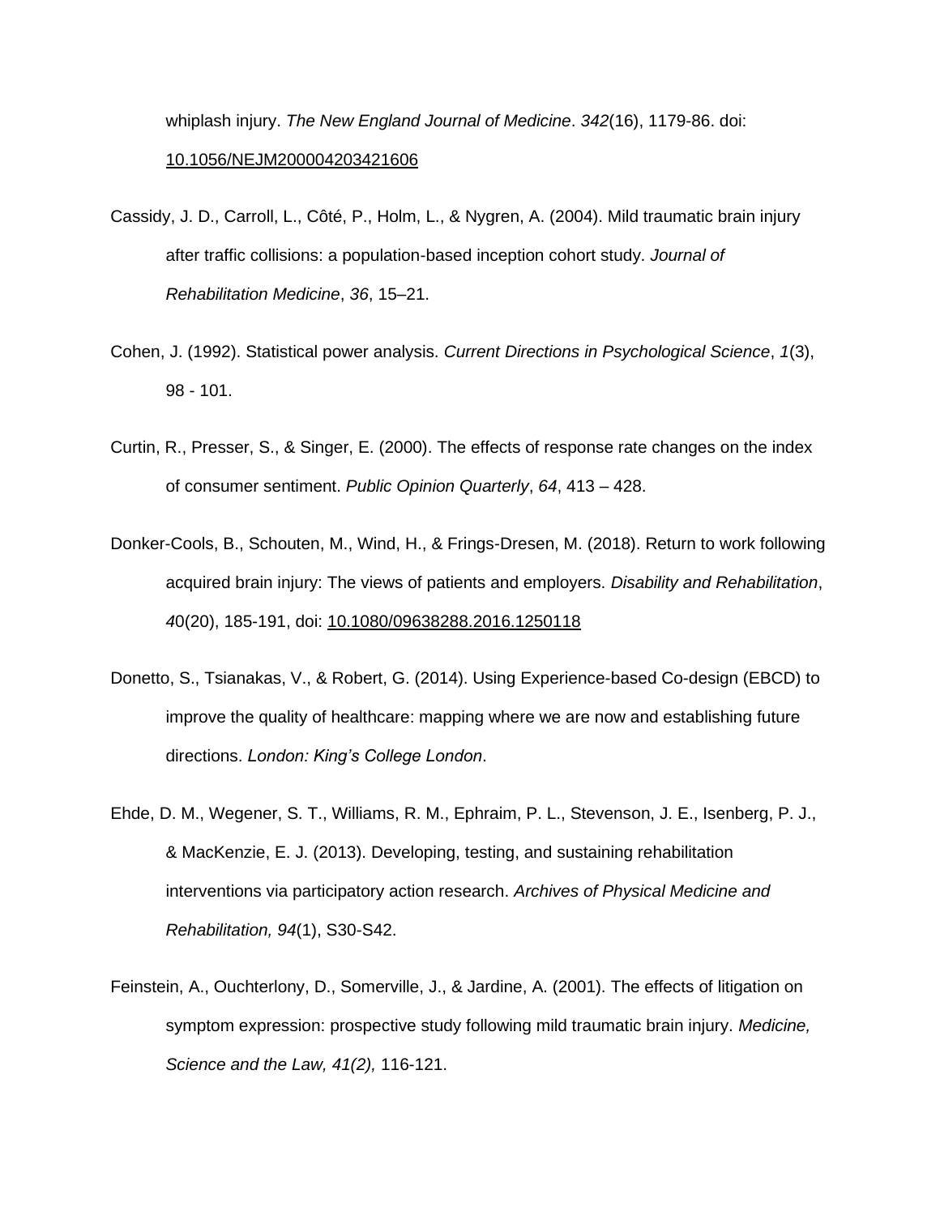whiplash injury. *The New England Journal of Medicine*. *342*(16), 1179-86. doi: 10.1056/NEJM200004203421606

Cassidy, J. D., Carroll, L., Côté, P., Holm, L., & Nygren, A. (2004). Mild traumatic brain injury after traffic collisions: a population-based inception cohort study. *Journal of Rehabilitation Medicine*, *36*, 15–21.

Cohen, J. (1992). Statistical power analysis. *Current Directions in Psychological Science*, *1*(3), 98 - 101.

Curtin, R., Presser, S., & Singer, E. (2000). The effects of response rate changes on the index of consumer sentiment. *Public Opinion Quarterly*, *64*, 413 – 428.

Donker-Cools, B., Schouten, M., Wind, H., & Frings-Dresen, M. (2018). Return to work following acquired brain injury: The views of patients and employers. *Disability and Rehabilitation*, *4*0(20), 185-191, doi: 10.1080/09638288.2016.1250118

Donetto, S., Tsianakas, V., & Robert, G. (2014). Using Experience-based Co-design (EBCD) to improve the quality of healthcare: mapping where we are now and establishing future directions. *London: King's College London*.

Ehde, D. M., Wegener, S. T., Williams, R. M., Ephraim, P. L., Stevenson, J. E., Isenberg, P. J., & MacKenzie, E. J. (2013). Developing, testing, and sustaining rehabilitation interventions via participatory action research. *Archives of Physical Medicine and Rehabilitation, 94*(1), S30-S42.

Feinstein, A., Ouchterlony, D., Somerville, J., & Jardine, A. (2001). The effects of litigation on symptom expression: prospective study following mild traumatic brain injury. *Medicine, Science and the Law, 41(2),* 116-121.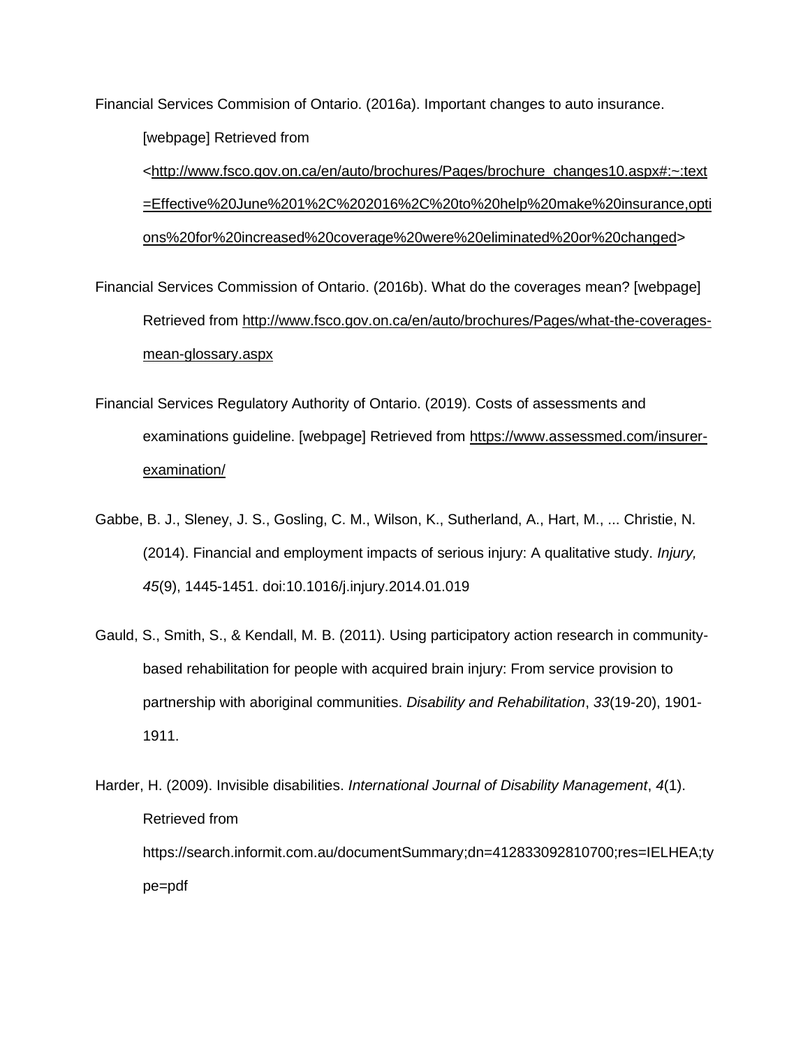Financial Services Commision of Ontario. (2016a). Important changes to auto insurance. [webpage] Retrieved from <http://www.fsco.gov.on.ca/en/auto/brochures/Pages/brochure_changes10.aspx#:~:text=Effective%20June%201%2C%202016%2C%20to%20help%20make%20insurance,options%20for%20increased%20coverage%20were%20eliminated%20or%20changed>

Financial Services Commission of Ontario. (2016b). What do the coverages mean? [webpage] Retrieved from http://www.fsco.gov.on.ca/en/auto/brochures/Pages/what-the-coverages-mean-glossary.aspx

Financial Services Regulatory Authority of Ontario. (2019). Costs of assessments and examinations guideline. [webpage] Retrieved from https://www.assessmed.com/insurer-examination/

Gabbe, B. J., Sleney, J. S., Gosling, C. M., Wilson, K., Sutherland, A., Hart, M., ... Christie, N. (2014). Financial and employment impacts of serious injury: A qualitative study. *Injury, 45*(9), 1445-1451. doi:10.1016/j.injury.2014.01.019

Gauld, S., Smith, S., & Kendall, M. B. (2011). Using participatory action research in community-based rehabilitation for people with acquired brain injury: From service provision to partnership with aboriginal communities. *Disability and Rehabilitation*, *33*(19-20), 1901-1911.

Harder, H. (2009). Invisible disabilities. *International Journal of Disability Management*, *4*(1). Retrieved from https://search.informit.com.au/documentSummary;dn=412833092810700;res=IELHEA;type=pdf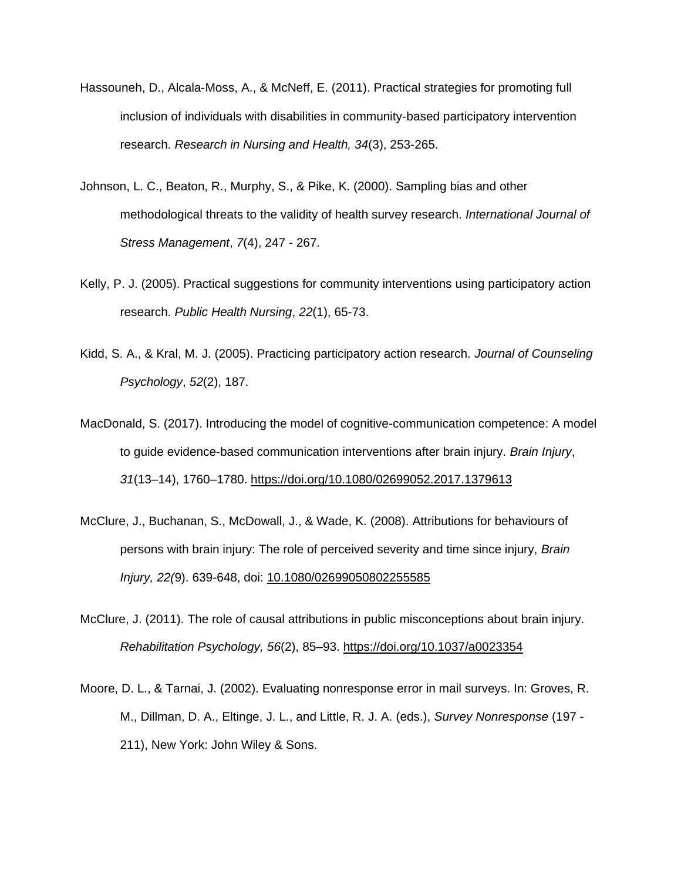Hassouneh, D., Alcala-Moss, A., & McNeff, E. (2011). Practical strategies for promoting full inclusion of individuals with disabilities in community-based participatory intervention research. *Research in Nursing and Health, 34*(3), 253-265.

Johnson, L. C., Beaton, R., Murphy, S., & Pike, K. (2000). Sampling bias and other methodological threats to the validity of health survey research. *International Journal of Stress Management*, *7*(4), 247 - 267.

Kelly, P. J. (2005). Practical suggestions for community interventions using participatory action research. *Public Health Nursing*, *22*(1), 65-73.

Kidd, S. A., & Kral, M. J. (2005). Practicing participatory action research. *Journal of Counseling Psychology*, *52*(2), 187.

MacDonald, S. (2017). Introducing the model of cognitive-communication competence: A model to guide evidence-based communication interventions after brain injury. *Brain Injury*, *31*(13–14), 1760–1780. https://doi.org/10.1080/02699052.2017.1379613

McClure, J., Buchanan, S., McDowall, J., & Wade, K. (2008). Attributions for behaviours of persons with brain injury: The role of perceived severity and time since injury, *Brain Injury, 22(*9). 639-648, doi: 10.1080/02699050802255585

McClure, J. (2011). The role of causal attributions in public misconceptions about brain injury. *Rehabilitation Psychology, 56*(2), 85–93. https://doi.org/10.1037/a0023354

Moore, D. L., & Tarnai, J. (2002). Evaluating nonresponse error in mail surveys. In: Groves, R. M., Dillman, D. A., Eltinge, J. L., and Little, R. J. A. (eds.), *Survey Nonresponse* (197 - 211), New York: John Wiley & Sons.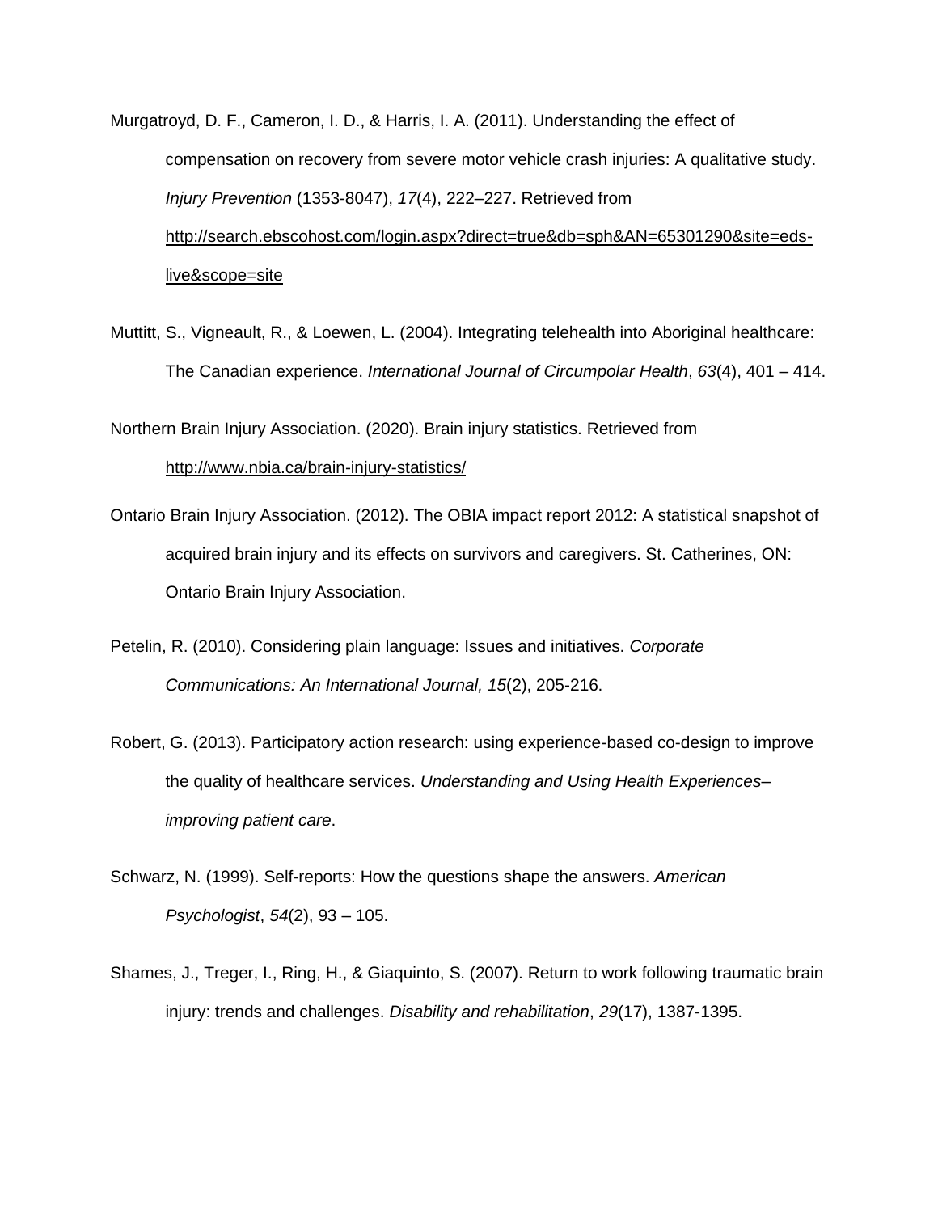Murgatroyd, D. F., Cameron, I. D., & Harris, I. A. (2011). Understanding the effect of compensation on recovery from severe motor vehicle crash injuries: A qualitative study. *Injury Prevention* (1353-8047), *17*(4), 222–227. Retrieved from http://search.ebscohost.com/login.aspx?direct=true&db=sph&AN=65301290&site=eds-live&scope=site

Muttitt, S., Vigneault, R., & Loewen, L. (2004). Integrating telehealth into Aboriginal healthcare: The Canadian experience. *International Journal of Circumpolar Health*, *63*(4), 401 – 414.

Northern Brain Injury Association. (2020). Brain injury statistics. Retrieved from http://www.nbia.ca/brain-injury-statistics/

Ontario Brain Injury Association. (2012). The OBIA impact report 2012: A statistical snapshot of acquired brain injury and its effects on survivors and caregivers. St. Catherines, ON: Ontario Brain Injury Association.

Petelin, R. (2010). Considering plain language: Issues and initiatives. *Corporate Communications: An International Journal, 15*(2), 205-216.

Robert, G. (2013). Participatory action research: using experience-based co-design to improve the quality of healthcare services. *Understanding and Using Health Experiences–improving patient care*.

Schwarz, N. (1999). Self-reports: How the questions shape the answers. *American Psychologist*, *54*(2), 93 – 105.

Shames, J., Treger, I., Ring, H., & Giaquinto, S. (2007). Return to work following traumatic brain injury: trends and challenges. *Disability and rehabilitation*, *29*(17), 1387-1395.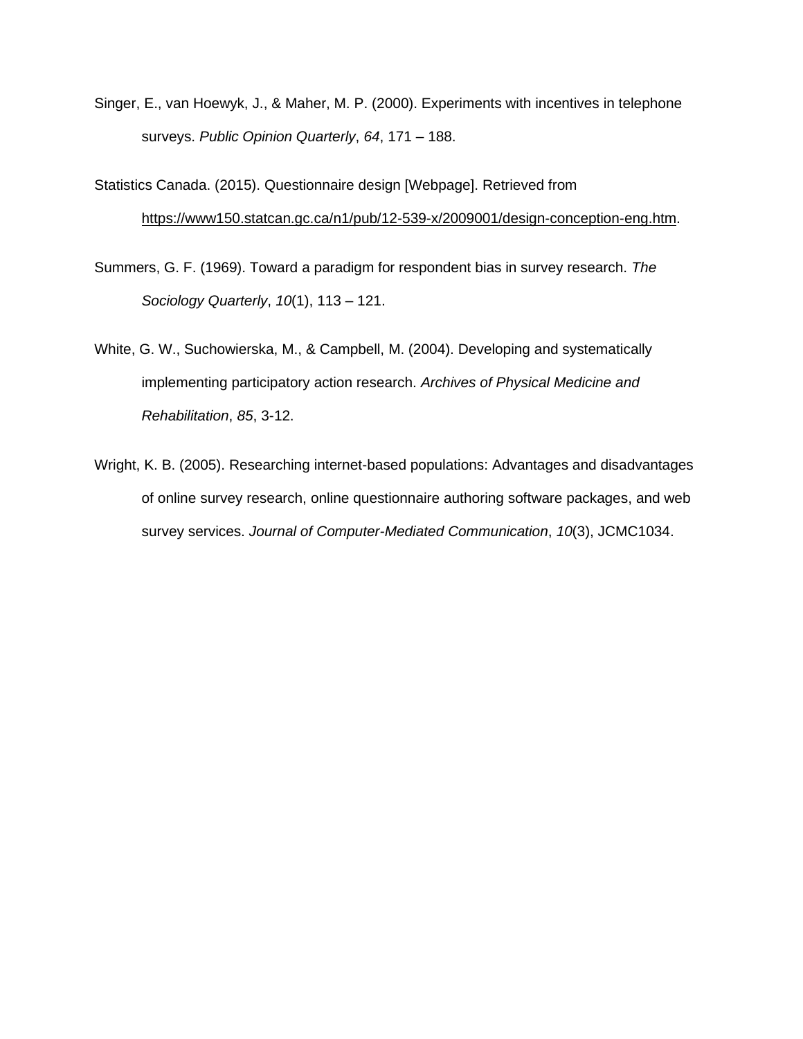Singer, E., van Hoewyk, J., & Maher, M. P. (2000). Experiments with incentives in telephone surveys. *Public Opinion Quarterly*, *64*, 171 – 188.

Statistics Canada. (2015). Questionnaire design [Webpage]. Retrieved from https://www150.statcan.gc.ca/n1/pub/12-539-x/2009001/design-conception-eng.htm.

Summers, G. F. (1969). Toward a paradigm for respondent bias in survey research. *The Sociology Quarterly*, *10*(1), 113 – 121.

White, G. W., Suchowierska, M., & Campbell, M. (2004). Developing and systematically implementing participatory action research. *Archives of Physical Medicine and Rehabilitation*, *85*, 3-12.

Wright, K. B. (2005). Researching internet-based populations: Advantages and disadvantages of online survey research, online questionnaire authoring software packages, and web survey services. *Journal of Computer-Mediated Communication*, *10*(3), JCMC1034.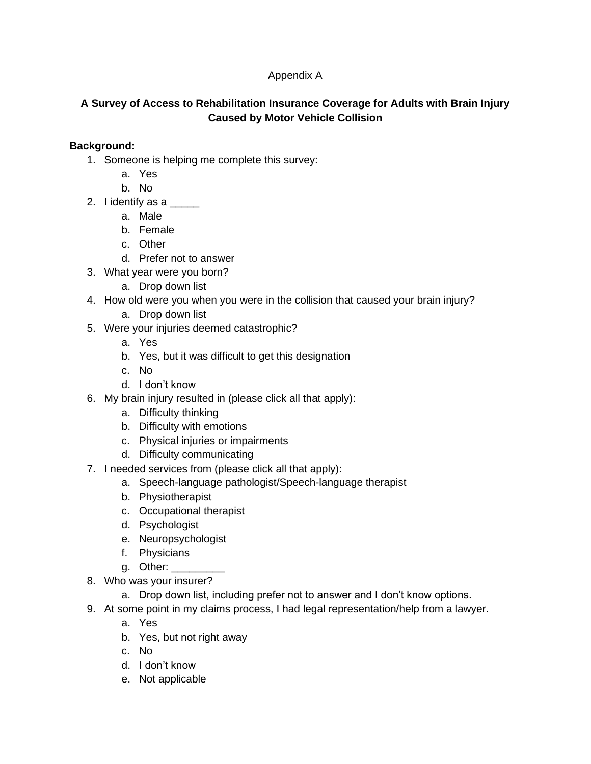Appendix A

## A Survey of Access to Rehabilitation Insurance Coverage for Adults with Brain Injury Caused by Motor Vehicle Collision

**Background:**

1. Someone is helping me complete this survey:
   a. Yes
   b. No
2. I identify as a _____
   a. Male
   b. Female
   c. Other
   d. Prefer not to answer
3. What year were you born?
   a. Drop down list
4. How old were you when you were in the collision that caused your brain injury?
   a. Drop down list
5. Were your injuries deemed catastrophic?
   a. Yes
   b. Yes, but it was difficult to get this designation
   c. No
   d. I don't know
6. My brain injury resulted in (please click all that apply):
   a. Difficulty thinking
   b. Difficulty with emotions
   c. Physical injuries or impairments
   d. Difficulty communicating
7. I needed services from (please click all that apply):
   a. Speech-language pathologist/Speech-language therapist
   b. Physiotherapist
   c. Occupational therapist
   d. Psychologist
   e. Neuropsychologist
   f. Physicians
   g. Other: _________
8. Who was your insurer?
   a. Drop down list, including prefer not to answer and I don't know options.
9. At some point in my claims process, I had legal representation/help from a lawyer.
   a. Yes
   b. Yes, but not right away
   c. No
   d. I don't know
   e. Not applicable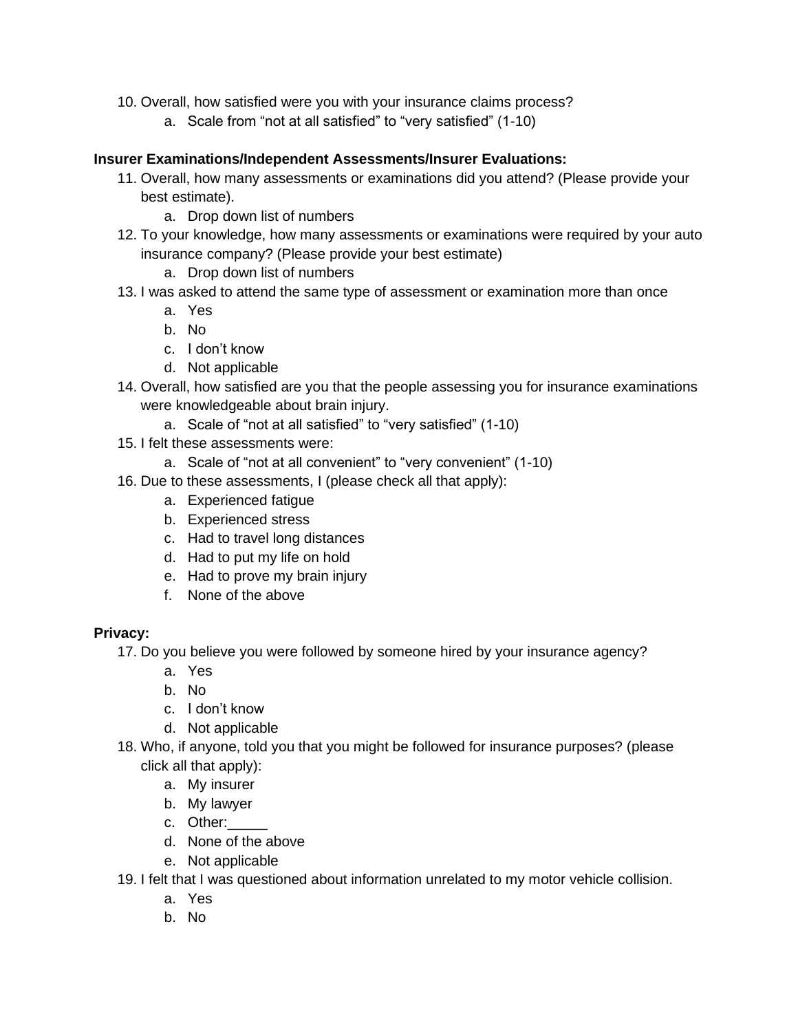10. Overall, how satisfied were you with your insurance claims process?
    a. Scale from "not at all satisfied" to "very satisfied" (1-10)

**Insurer Examinations/Independent Assessments/Insurer Evaluations:**

11. Overall, how many assessments or examinations did you attend? (Please provide your best estimate).
    a. Drop down list of numbers
12. To your knowledge, how many assessments or examinations were required by your auto insurance company? (Please provide your best estimate)
    a. Drop down list of numbers
13. I was asked to attend the same type of assessment or examination more than once
    a. Yes
    b. No
    c. I don't know
    d. Not applicable
14. Overall, how satisfied are you that the people assessing you for insurance examinations were knowledgeable about brain injury.
    a. Scale of "not at all satisfied" to "very satisfied" (1-10)
15. I felt these assessments were:
    a. Scale of "not at all convenient" to "very convenient" (1-10)
16. Due to these assessments, I (please check all that apply):
    a. Experienced fatigue
    b. Experienced stress
    c. Had to travel long distances
    d. Had to put my life on hold
    e. Had to prove my brain injury
    f. None of the above

**Privacy:**

17. Do you believe you were followed by someone hired by your insurance agency?
    a. Yes
    b. No
    c. I don't know
    d. Not applicable
18. Who, if anyone, told you that you might be followed for insurance purposes? (please click all that apply):
    a. My insurer
    b. My lawyer
    c. Other:_____
    d. None of the above
    e. Not applicable
19. I felt that I was questioned about information unrelated to my motor vehicle collision.
    a. Yes
    b. No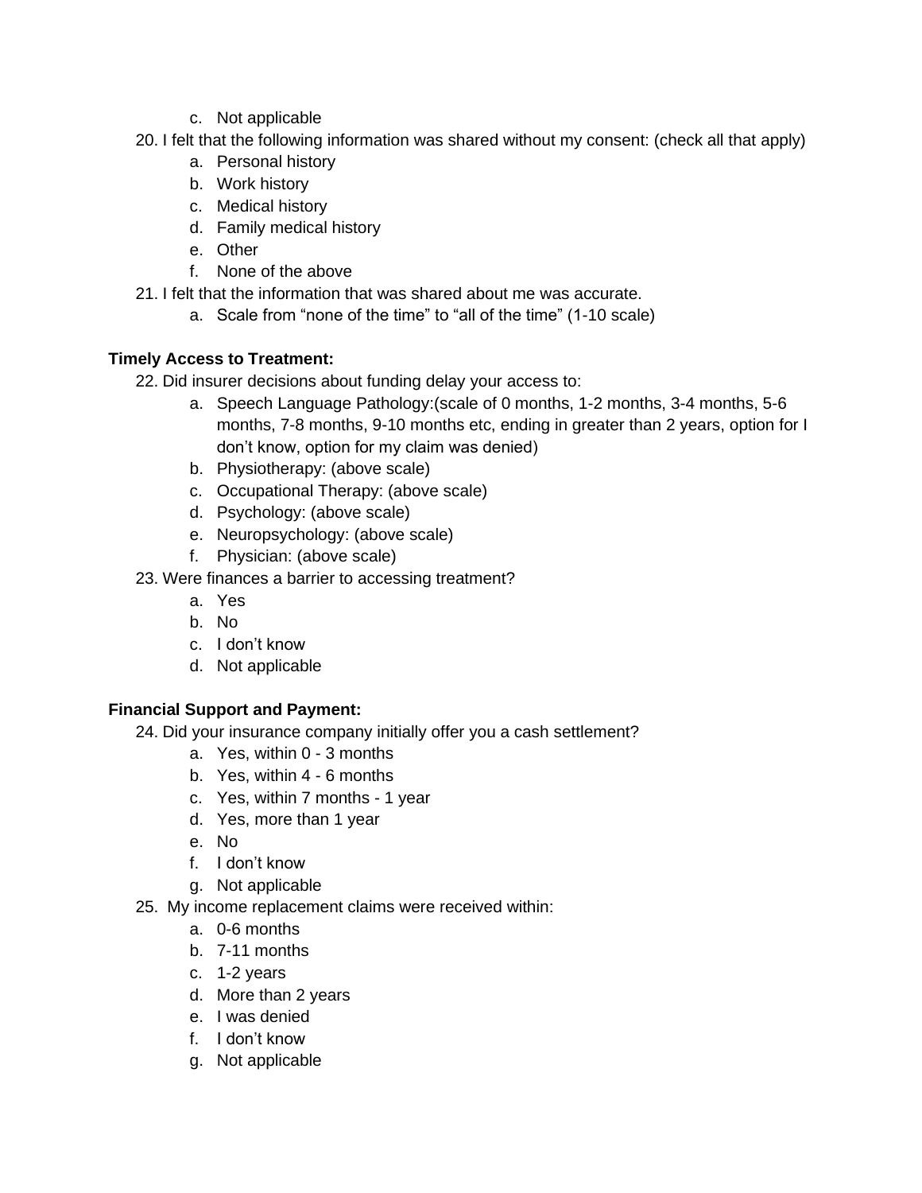c. Not applicable

20. I felt that the following information was shared without my consent: (check all that apply)
    a. Personal history
    b. Work history
    c. Medical history
    d. Family medical history
    e. Other
    f. None of the above
21. I felt that the information that was shared about me was accurate.
    a. Scale from "none of the time" to "all of the time" (1-10 scale)

**Timely Access to Treatment:**

22. Did insurer decisions about funding delay your access to:
    a. Speech Language Pathology:(scale of 0 months, 1-2 months, 3-4 months, 5-6 months, 7-8 months, 9-10 months etc, ending in greater than 2 years, option for I don't know, option for my claim was denied)
    b. Physiotherapy: (above scale)
    c. Occupational Therapy: (above scale)
    d. Psychology: (above scale)
    e. Neuropsychology: (above scale)
    f. Physician: (above scale)
23. Were finances a barrier to accessing treatment?
    a. Yes
    b. No
    c. I don't know
    d. Not applicable

**Financial Support and Payment:**

24. Did your insurance company initially offer you a cash settlement?
    a. Yes, within 0 - 3 months
    b. Yes, within 4 - 6 months
    c. Yes, within 7 months - 1 year
    d. Yes, more than 1 year
    e. No
    f. I don't know
    g. Not applicable
25. My income replacement claims were received within:
    a. 0-6 months
    b. 7-11 months
    c. 1-2 years
    d. More than 2 years
    e. I was denied
    f. I don't know
    g. Not applicable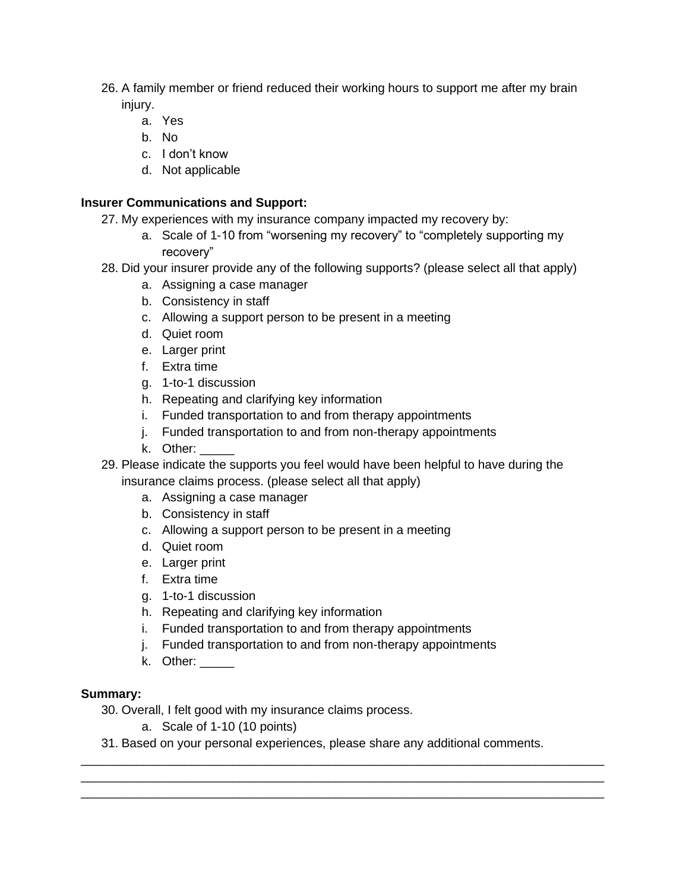26. A family member or friend reduced their working hours to support me after my brain injury.
    a. Yes
    b. No
    c. I don’t know
    d. Not applicable

**Insurer Communications and Support:**

27. My experiences with my insurance company impacted my recovery by:
    a. Scale of 1-10 from “worsening my recovery” to “completely supporting my recovery”
28. Did your insurer provide any of the following supports? (please select all that apply)
    a. Assigning a case manager
    b. Consistency in staff
    c. Allowing a support person to be present in a meeting
    d. Quiet room
    e. Larger print
    f. Extra time
    g. 1-to-1 discussion
    h. Repeating and clarifying key information
    i. Funded transportation to and from therapy appointments
    j. Funded transportation to and from non-therapy appointments
    k. Other: _____
29. Please indicate the supports you feel would have been helpful to have during the insurance claims process. (please select all that apply)
    a. Assigning a case manager
    b. Consistency in staff
    c. Allowing a support person to be present in a meeting
    d. Quiet room
    e. Larger print
    f. Extra time
    g. 1-to-1 discussion
    h. Repeating and clarifying key information
    i. Funded transportation to and from therapy appointments
    j. Funded transportation to and from non-therapy appointments
    k. Other: _____

**Summary:**

30. Overall, I felt good with my insurance claims process.
    a. Scale of 1-10 (10 points)
31. Based on your personal experiences, please share any additional comments.

_____________________________________________________________________________
_____________________________________________________________________________
_____________________________________________________________________________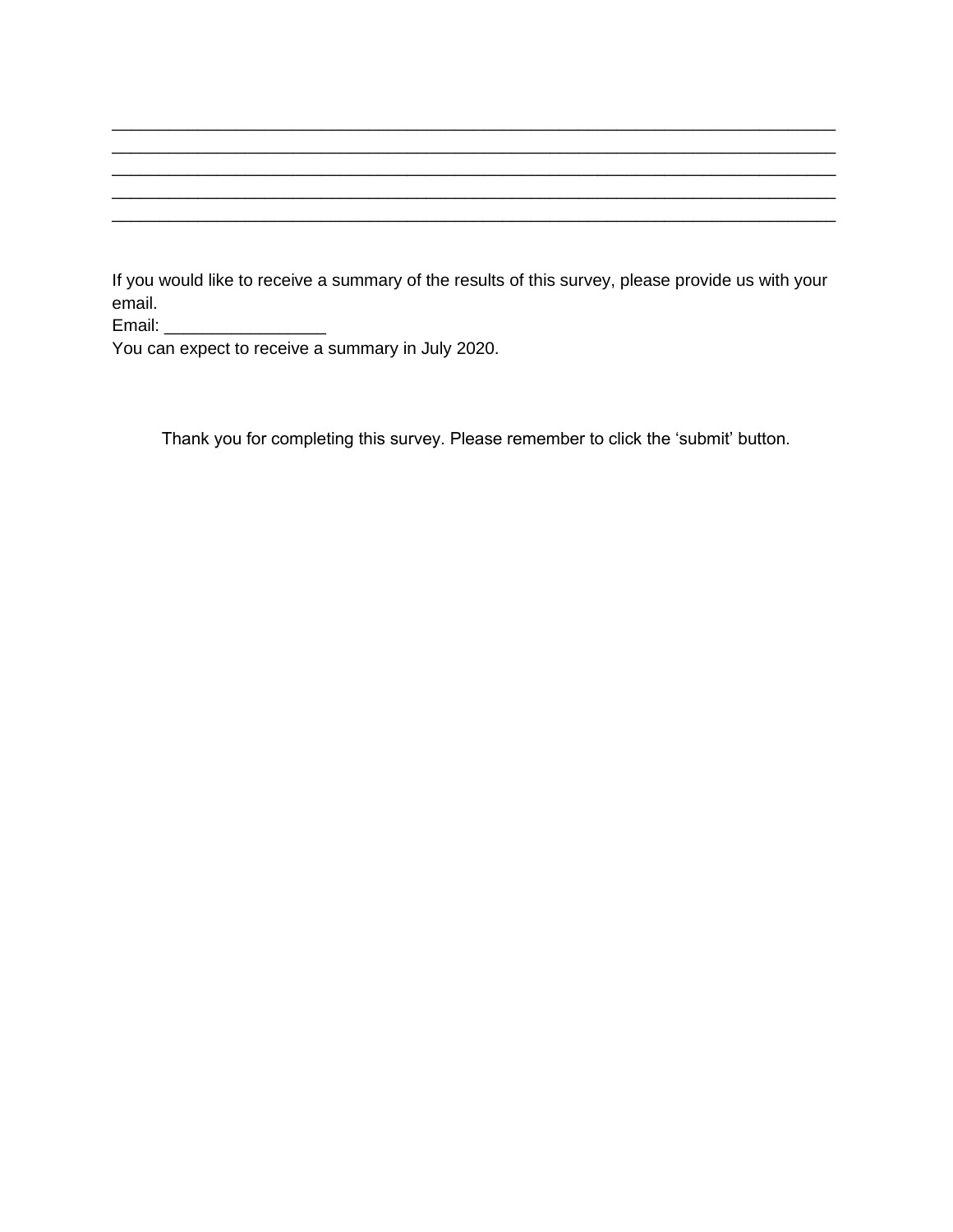\_\_\_\_\_\_\_\_\_\_\_\_\_\_\_\_\_\_\_\_\_\_\_\_\_\_\_\_\_\_\_\_\_\_\_\_\_\_\_\_\_\_\_\_\_\_\_\_\_\_\_\_\_\_\_\_\_\_\_\_\_\_\_\_\_\_\_\_\_\_\_\_\_\_\_\_\_\_
\_\_\_\_\_\_\_\_\_\_\_\_\_\_\_\_\_\_\_\_\_\_\_\_\_\_\_\_\_\_\_\_\_\_\_\_\_\_\_\_\_\_\_\_\_\_\_\_\_\_\_\_\_\_\_\_\_\_\_\_\_\_\_\_\_\_\_\_\_\_\_\_\_\_\_\_\_\_
\_\_\_\_\_\_\_\_\_\_\_\_\_\_\_\_\_\_\_\_\_\_\_\_\_\_\_\_\_\_\_\_\_\_\_\_\_\_\_\_\_\_\_\_\_\_\_\_\_\_\_\_\_\_\_\_\_\_\_\_\_\_\_\_\_\_\_\_\_\_\_\_\_\_\_\_\_\_
\_\_\_\_\_\_\_\_\_\_\_\_\_\_\_\_\_\_\_\_\_\_\_\_\_\_\_\_\_\_\_\_\_\_\_\_\_\_\_\_\_\_\_\_\_\_\_\_\_\_\_\_\_\_\_\_\_\_\_\_\_\_\_\_\_\_\_\_\_\_\_\_\_\_\_\_\_\_
\_\_\_\_\_\_\_\_\_\_\_\_\_\_\_\_\_\_\_\_\_\_\_\_\_\_\_\_\_\_\_\_\_\_\_\_\_\_\_\_\_\_\_\_\_\_\_\_\_\_\_\_\_\_\_\_\_\_\_\_\_\_\_\_\_\_\_\_\_\_\_\_\_\_\_\_\_\_

If you would like to receive a summary of the results of this survey, please provide us with your email.
Email: \_\_\_\_\_\_\_\_\_\_\_\_\_\_\_\_\_
You can expect to receive a summary in July 2020.

Thank you for completing this survey. Please remember to click the 'submit' button.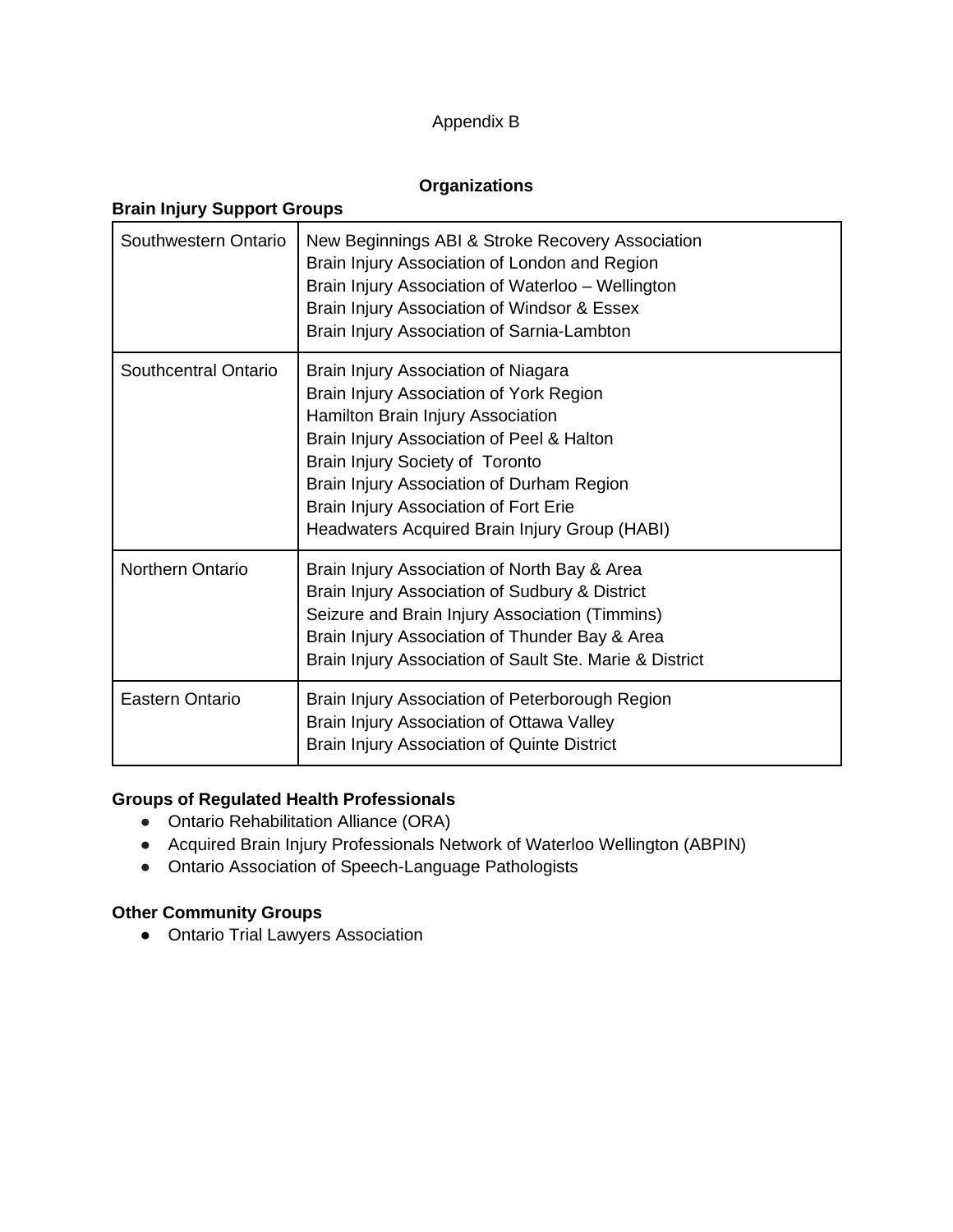Appendix B

## Organizations

**Brain Injury Support Groups**

| Region | Organizations |
| --- | --- |
| Southwestern Ontario | New Beginnings ABI & Stroke Recovery Association<br>Brain Injury Association of London and Region<br>Brain Injury Association of Waterloo – Wellington<br>Brain Injury Association of Windsor & Essex<br>Brain Injury Association of Sarnia-Lambton |
| Southcentral Ontario | Brain Injury Association of Niagara<br>Brain Injury Association of York Region<br>Hamilton Brain Injury Association<br>Brain Injury Association of Peel & Halton<br>Brain Injury Society of Toronto<br>Brain Injury Association of Durham Region<br>Brain Injury Association of Fort Erie<br>Headwaters Acquired Brain Injury Group (HABI) |
| Northern Ontario | Brain Injury Association of North Bay & Area<br>Brain Injury Association of Sudbury & District<br>Seizure and Brain Injury Association (Timmins)<br>Brain Injury Association of Thunder Bay & Area<br>Brain Injury Association of Sault Ste. Marie & District |
| Eastern Ontario | Brain Injury Association of Peterborough Region<br>Brain Injury Association of Ottawa Valley<br>Brain Injury Association of Quinte District |

**Groups of Regulated Health Professionals**

- Ontario Rehabilitation Alliance (ORA)
- Acquired Brain Injury Professionals Network of Waterloo Wellington (ABPIN)
- Ontario Association of Speech-Language Pathologists

**Other Community Groups**

- Ontario Trial Lawyers Association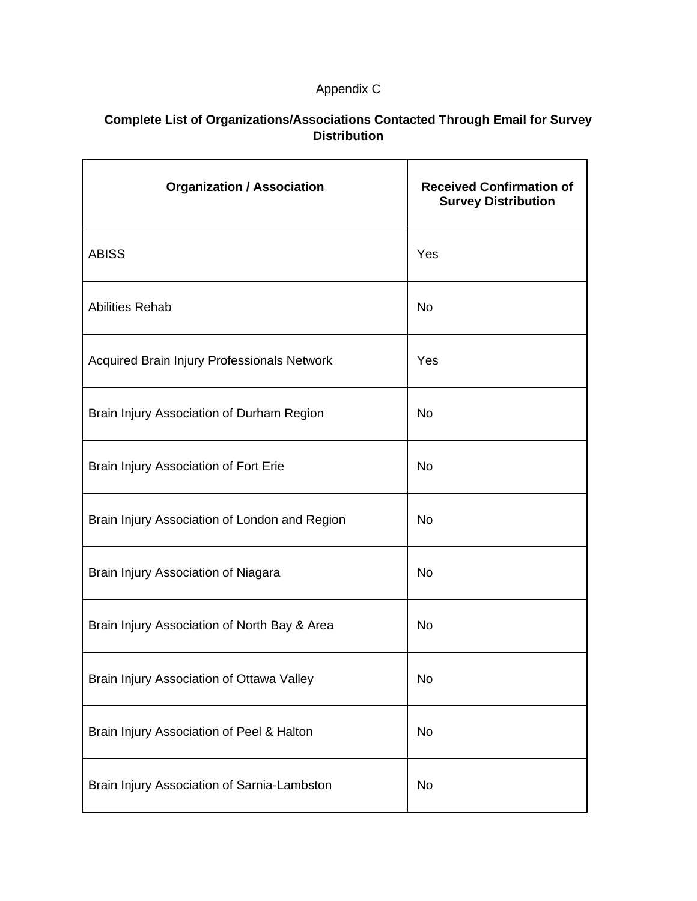Appendix C

**Complete List of Organizations/Associations Contacted Through Email for Survey Distribution**

| Organization / Association | Received Confirmation of Survey Distribution |
| --- | --- |
| ABISS | Yes |
| Abilities Rehab | No |
| Acquired Brain Injury Professionals Network | Yes |
| Brain Injury Association of Durham Region | No |
| Brain Injury Association of Fort Erie | No |
| Brain Injury Association of London and Region | No |
| Brain Injury Association of Niagara | No |
| Brain Injury Association of North Bay & Area | No |
| Brain Injury Association of Ottawa Valley | No |
| Brain Injury Association of Peel & Halton | No |
| Brain Injury Association of Sarnia-Lambston | No |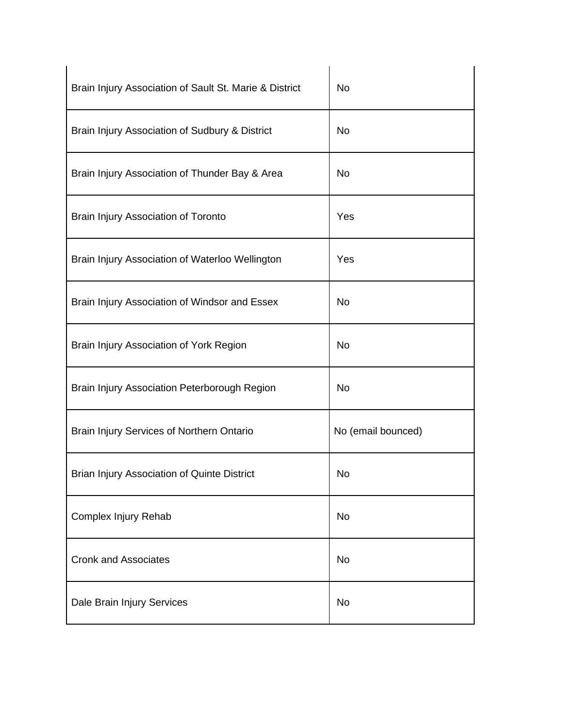| | |
|---|---|
| Brain Injury Association of Sault St. Marie & District | No |
| Brain Injury Association of Sudbury & District | No |
| Brain Injury Association of Thunder Bay & Area | No |
| Brain Injury Association of Toronto | Yes |
| Brain Injury Association of Waterloo Wellington | Yes |
| Brain Injury Association of Windsor and Essex | No |
| Brain Injury Association of York Region | No |
| Brain Injury Association Peterborough Region | No |
| Brain Injury Services of Northern Ontario | No (email bounced) |
| Brian Injury Association of Quinte District | No |
| Complex Injury Rehab | No |
| Cronk and Associates | No |
| Dale Brain Injury Services | No |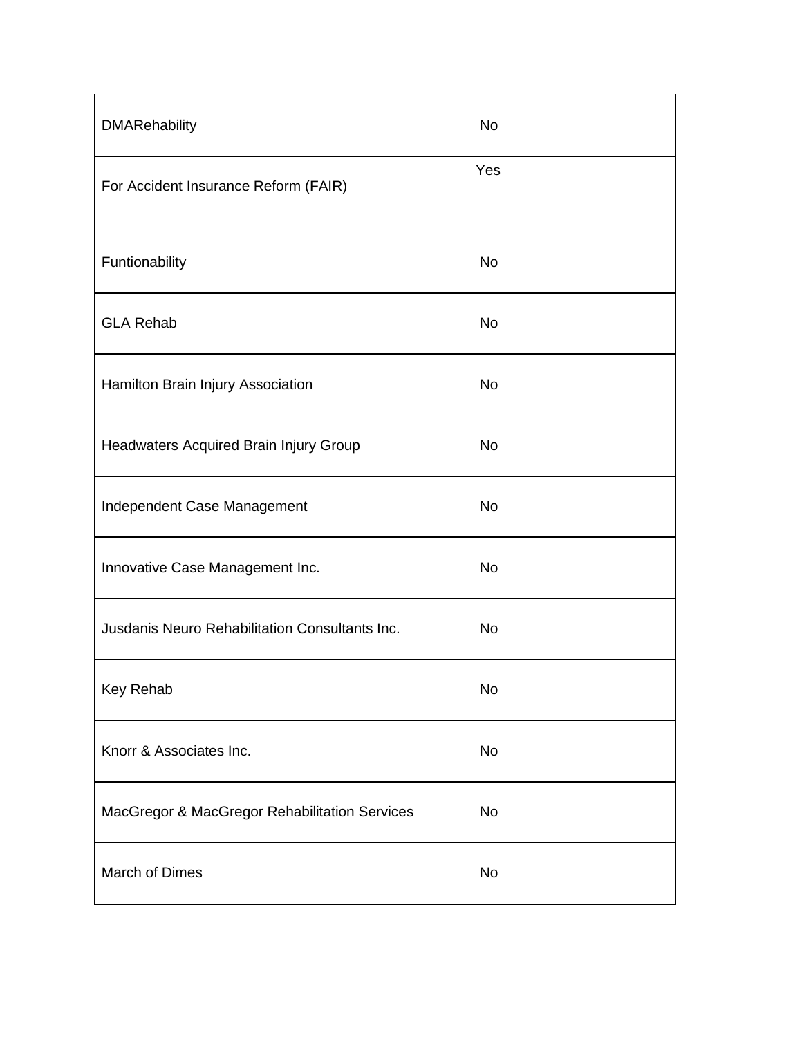| | |
|---|---|
| DMARehability | No |
| For Accident Insurance Reform (FAIR) | Yes |
| Funtionability | No |
| GLA Rehab | No |
| Hamilton Brain Injury Association | No |
| Headwaters Acquired Brain Injury Group | No |
| Independent Case Management | No |
| Innovative Case Management Inc. | No |
| Jusdanis Neuro Rehabilitation Consultants Inc. | No |
| Key Rehab | No |
| Knorr & Associates Inc. | No |
| MacGregor & MacGregor Rehabilitation Services | No |
| March of Dimes | No |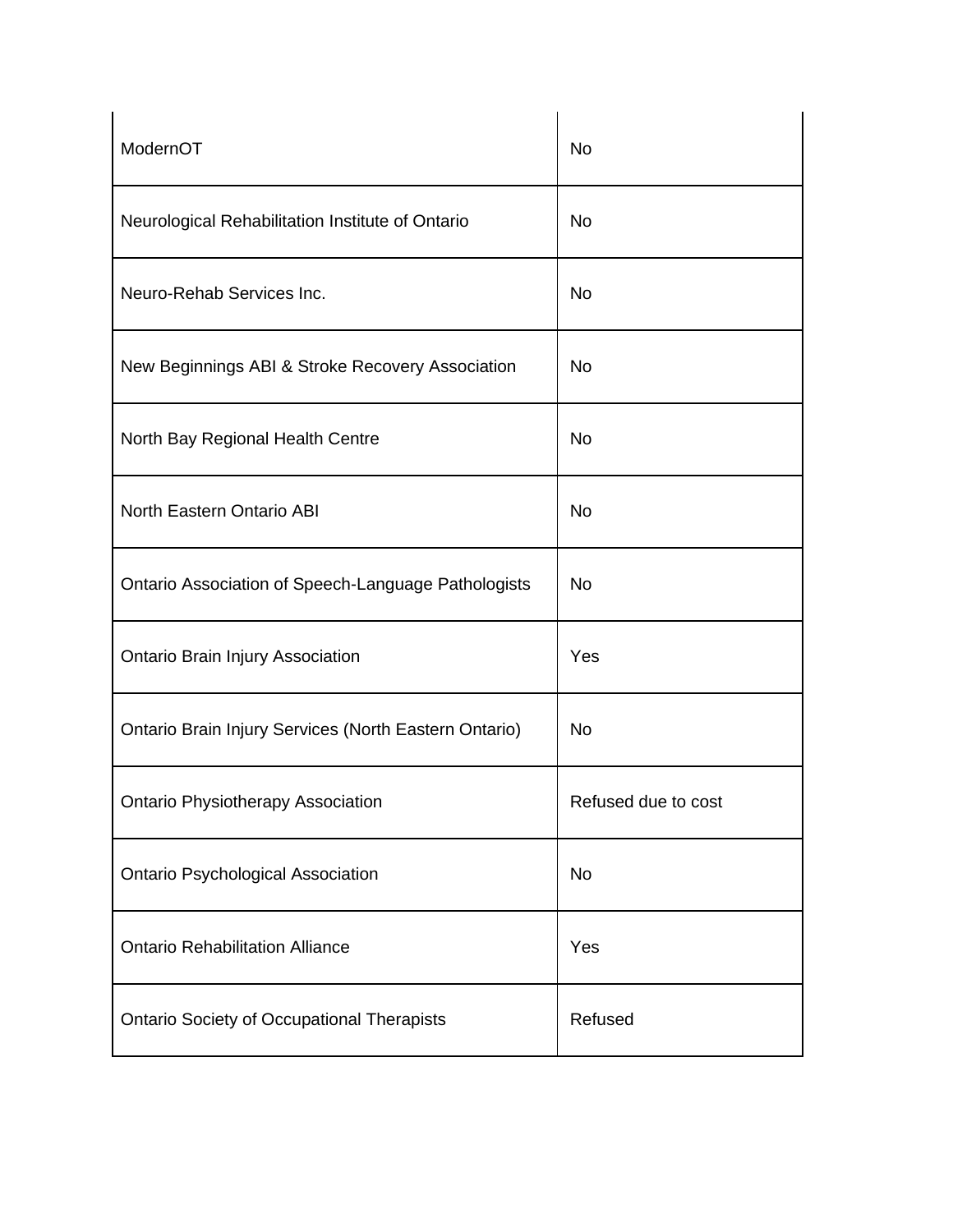| | |
|---|---|
| ModernOT | No |
| Neurological Rehabilitation Institute of Ontario | No |
| Neuro-Rehab Services Inc. | No |
| New Beginnings ABI & Stroke Recovery Association | No |
| North Bay Regional Health Centre | No |
| North Eastern Ontario ABI | No |
| Ontario Association of Speech-Language Pathologists | No |
| Ontario Brain Injury Association | Yes |
| Ontario Brain Injury Services (North Eastern Ontario) | No |
| Ontario Physiotherapy Association | Refused due to cost |
| Ontario Psychological Association | No |
| Ontario Rehabilitation Alliance | Yes |
| Ontario Society of Occupational Therapists | Refused |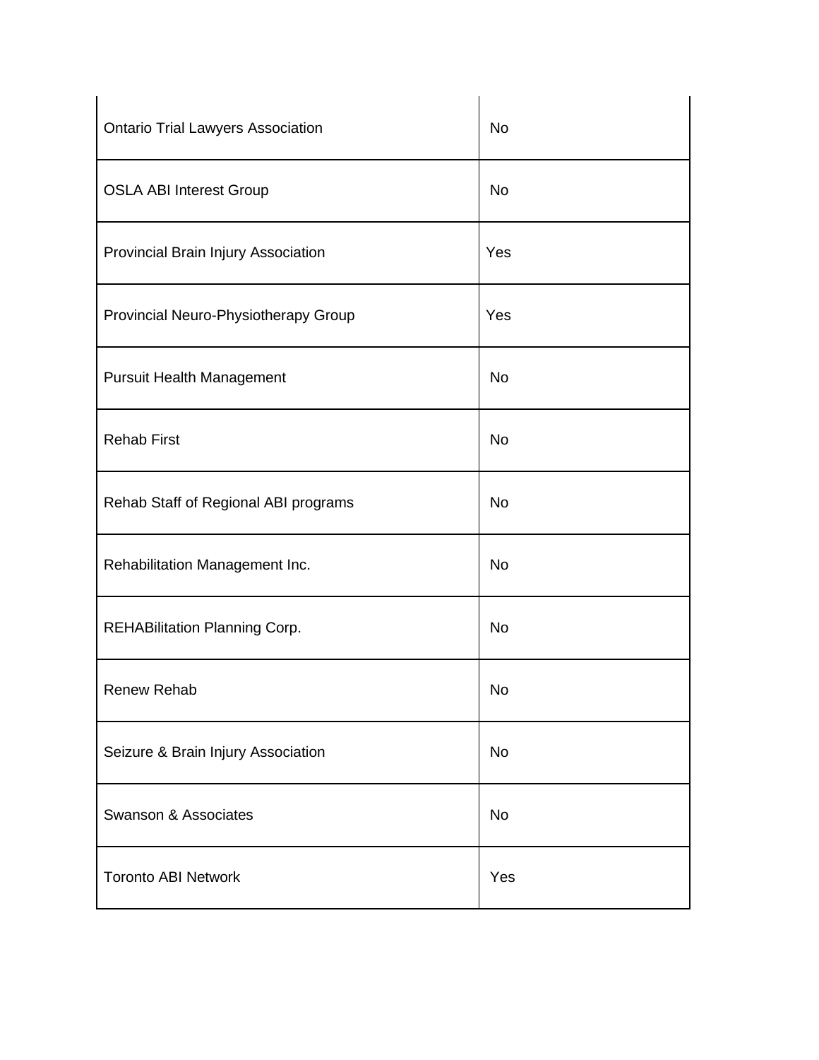| | |
|---|---|
| Ontario Trial Lawyers Association | No |
| OSLA ABI Interest Group | No |
| Provincial Brain Injury Association | Yes |
| Provincial Neuro-Physiotherapy Group | Yes |
| Pursuit Health Management | No |
| Rehab First | No |
| Rehab Staff of Regional ABI programs | No |
| Rehabilitation Management Inc. | No |
| REHABilitation Planning Corp. | No |
| Renew Rehab | No |
| Seizure & Brain Injury Association | No |
| Swanson & Associates | No |
| Toronto ABI Network | Yes |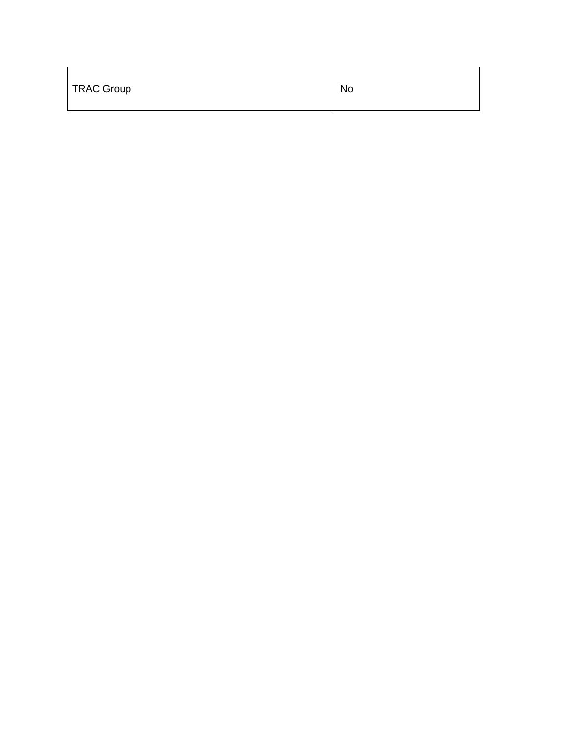| | |
|---|---|
| TRAC Group | No |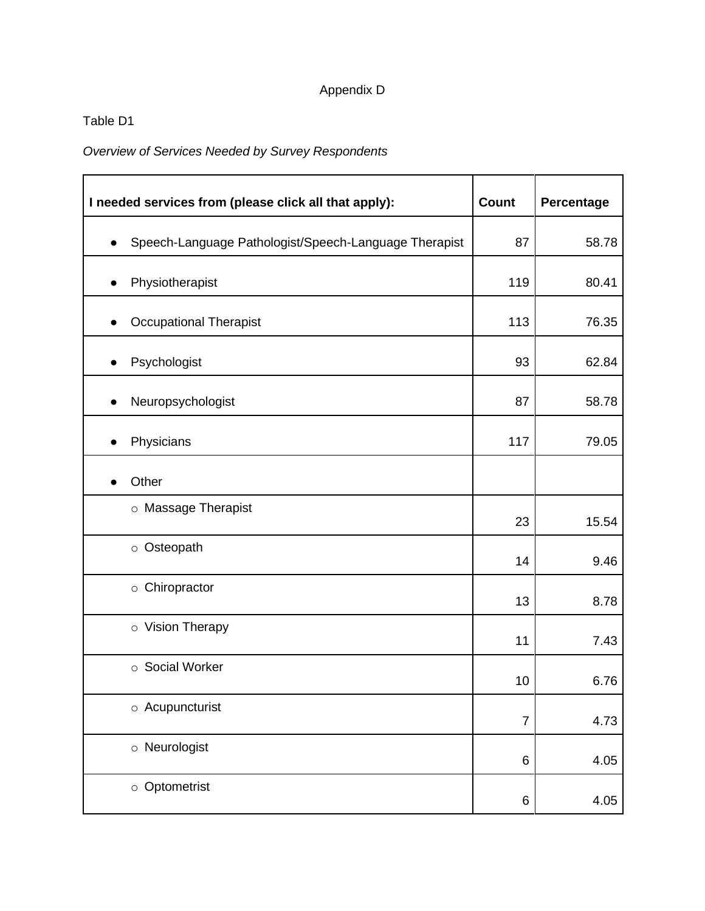Appendix D

Table D1

*Overview of Services Needed by Survey Respondents*

| **I needed services from (please click all that apply):** | **Count** | **Percentage** |
|---|---|---|
| ● Speech-Language Pathologist/Speech-Language Therapist | 87 | 58.78 |
| ● Physiotherapist | 119 | 80.41 |
| ● Occupational Therapist | 113 | 76.35 |
| ● Psychologist | 93 | 62.84 |
| ● Neuropsychologist | 87 | 58.78 |
| ● Physicians | 117 | 79.05 |
| ● Other | | |
| ○ Massage Therapist | 23 | 15.54 |
| ○ Osteopath | 14 | 9.46 |
| ○ Chiropractor | 13 | 8.78 |
| ○ Vision Therapy | 11 | 7.43 |
| ○ Social Worker | 10 | 6.76 |
| ○ Acupuncturist | 7 | 4.73 |
| ○ Neurologist | 6 | 4.05 |
| ○ Optometrist | 6 | 4.05 |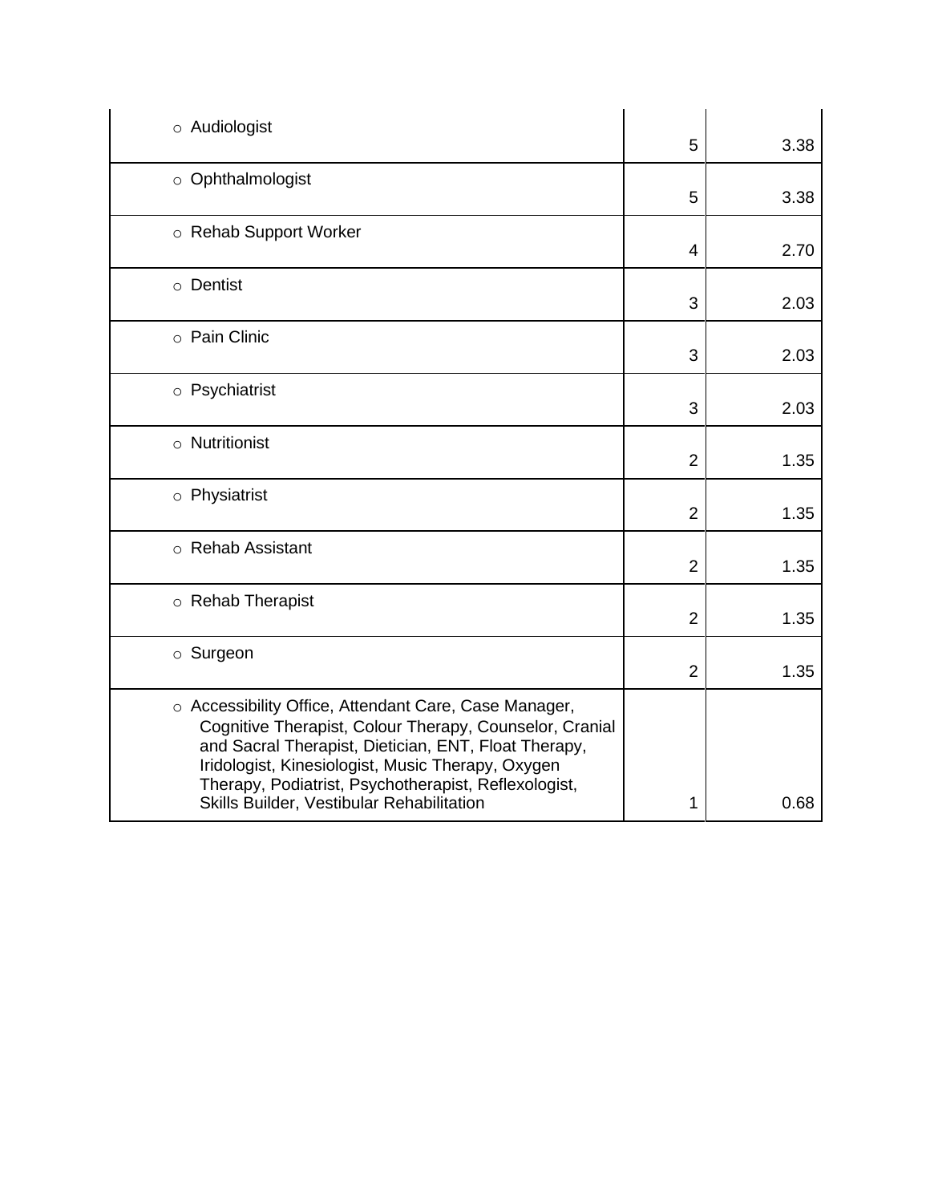| | | |
|---|---|---|
| ○ Audiologist | 5 | 3.38 |
| ○ Ophthalmologist | 5 | 3.38 |
| ○ Rehab Support Worker | 4 | 2.70 |
| ○ Dentist | 3 | 2.03 |
| ○ Pain Clinic | 3 | 2.03 |
| ○ Psychiatrist | 3 | 2.03 |
| ○ Nutritionist | 2 | 1.35 |
| ○ Physiatrist | 2 | 1.35 |
| ○ Rehab Assistant | 2 | 1.35 |
| ○ Rehab Therapist | 2 | 1.35 |
| ○ Surgeon | 2 | 1.35 |
| ○ Accessibility Office, Attendant Care, Case Manager, Cognitive Therapist, Colour Therapy, Counselor, Cranial and Sacral Therapist, Dietician, ENT, Float Therapy, Iridologist, Kinesiologist, Music Therapy, Oxygen Therapy, Podiatrist, Psychotherapist, Reflexologist, Skills Builder, Vestibular Rehabilitation | 1 | 0.68 |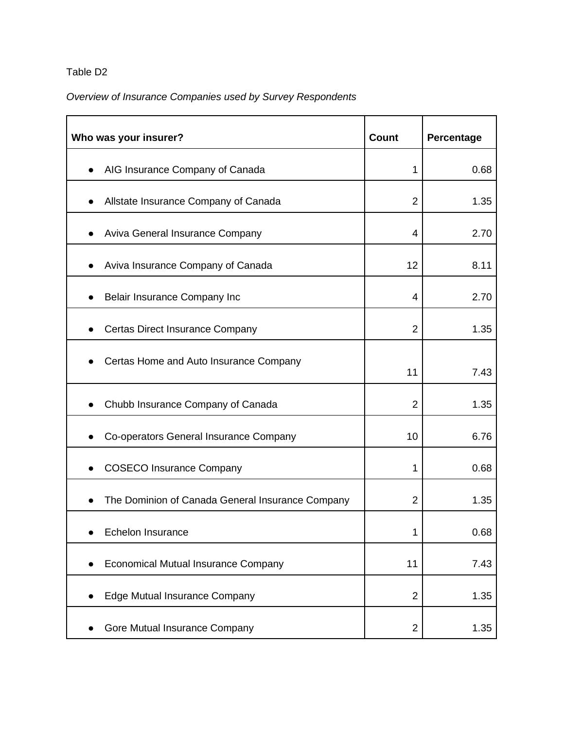Table D2

*Overview of Insurance Companies used by Survey Respondents*

| **Who was your insurer?** | **Count** | **Percentage** |
|---|---|---|
| • AIG Insurance Company of Canada | 1 | 0.68 |
| • Allstate Insurance Company of Canada | 2 | 1.35 |
| • Aviva General Insurance Company | 4 | 2.70 |
| • Aviva Insurance Company of Canada | 12 | 8.11 |
| • Belair Insurance Company Inc | 4 | 2.70 |
| • Certas Direct Insurance Company | 2 | 1.35 |
| • Certas Home and Auto Insurance Company | 11 | 7.43 |
| • Chubb Insurance Company of Canada | 2 | 1.35 |
| • Co-operators General Insurance Company | 10 | 6.76 |
| • COSECO Insurance Company | 1 | 0.68 |
| • The Dominion of Canada General Insurance Company | 2 | 1.35 |
| • Echelon Insurance | 1 | 0.68 |
| • Economical Mutual Insurance Company | 11 | 7.43 |
| • Edge Mutual Insurance Company | 2 | 1.35 |
| • Gore Mutual Insurance Company | 2 | 1.35 |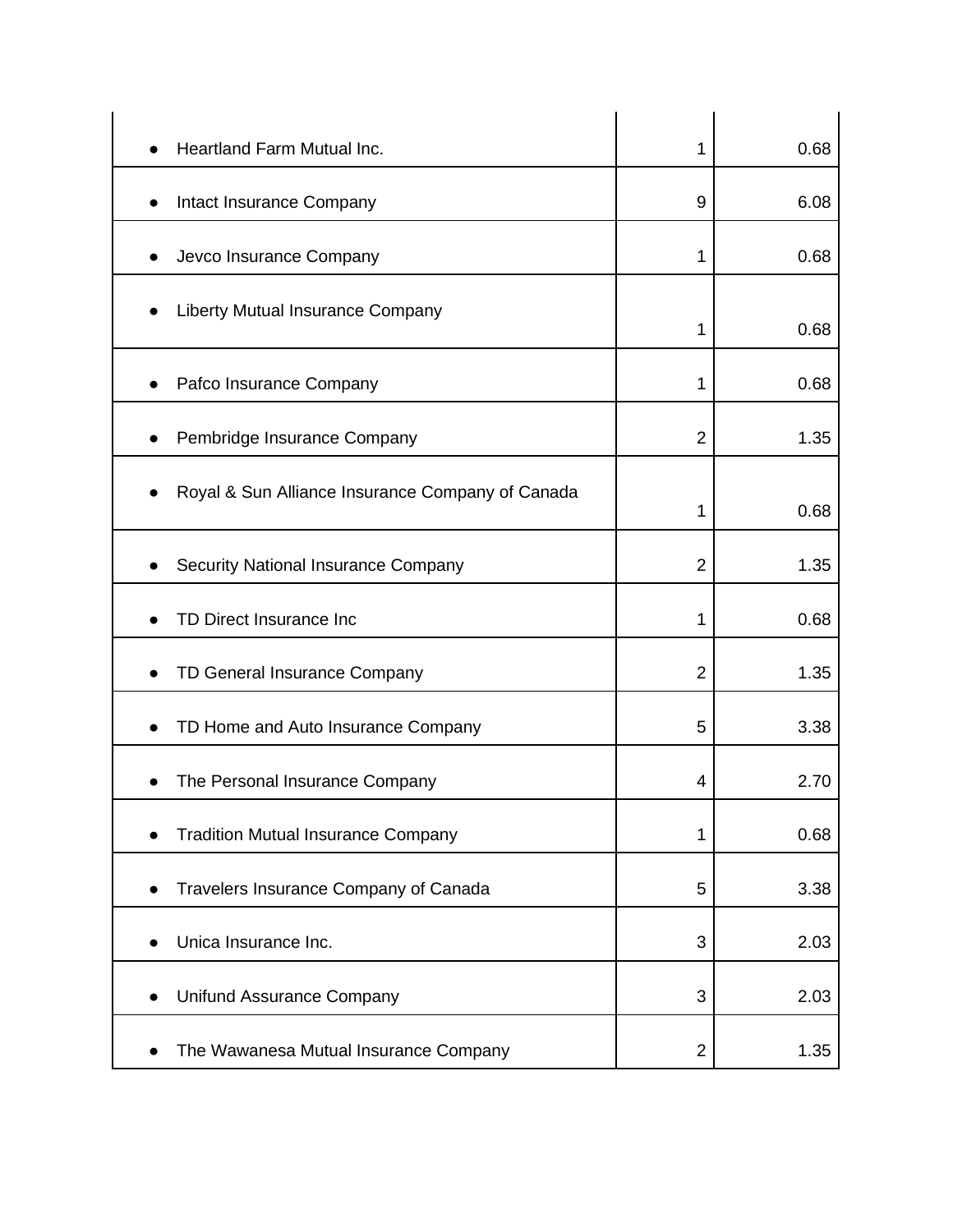| | | |
|---|---|---|
| • Heartland Farm Mutual Inc. | 1 | 0.68 |
| • Intact Insurance Company | 9 | 6.08 |
| • Jevco Insurance Company | 1 | 0.68 |
| • Liberty Mutual Insurance Company | 1 | 0.68 |
| • Pafco Insurance Company | 1 | 0.68 |
| • Pembridge Insurance Company | 2 | 1.35 |
| • Royal & Sun Alliance Insurance Company of Canada | 1 | 0.68 |
| • Security National Insurance Company | 2 | 1.35 |
| • TD Direct Insurance Inc | 1 | 0.68 |
| • TD General Insurance Company | 2 | 1.35 |
| • TD Home and Auto Insurance Company | 5 | 3.38 |
| • The Personal Insurance Company | 4 | 2.70 |
| • Tradition Mutual Insurance Company | 1 | 0.68 |
| • Travelers Insurance Company of Canada | 5 | 3.38 |
| • Unica Insurance Inc. | 3 | 2.03 |
| • Unifund Assurance Company | 3 | 2.03 |
| • The Wawanesa Mutual Insurance Company | 2 | 1.35 |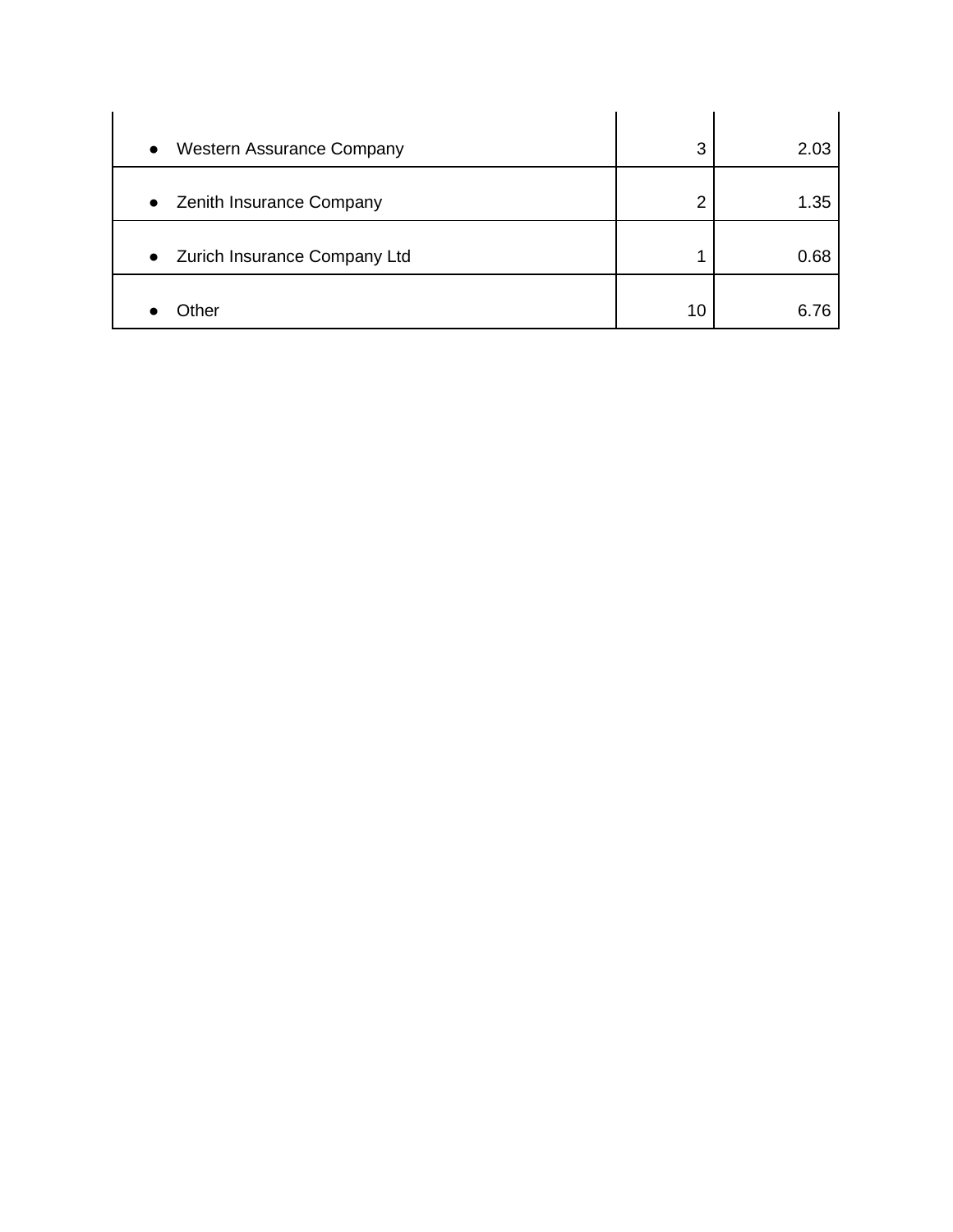| | | |
|---|---|---|
| • Western Assurance Company | 3 | 2.03 |
| • Zenith Insurance Company | 2 | 1.35 |
| • Zurich Insurance Company Ltd | 1 | 0.68 |
| • Other | 10 | 6.76 |